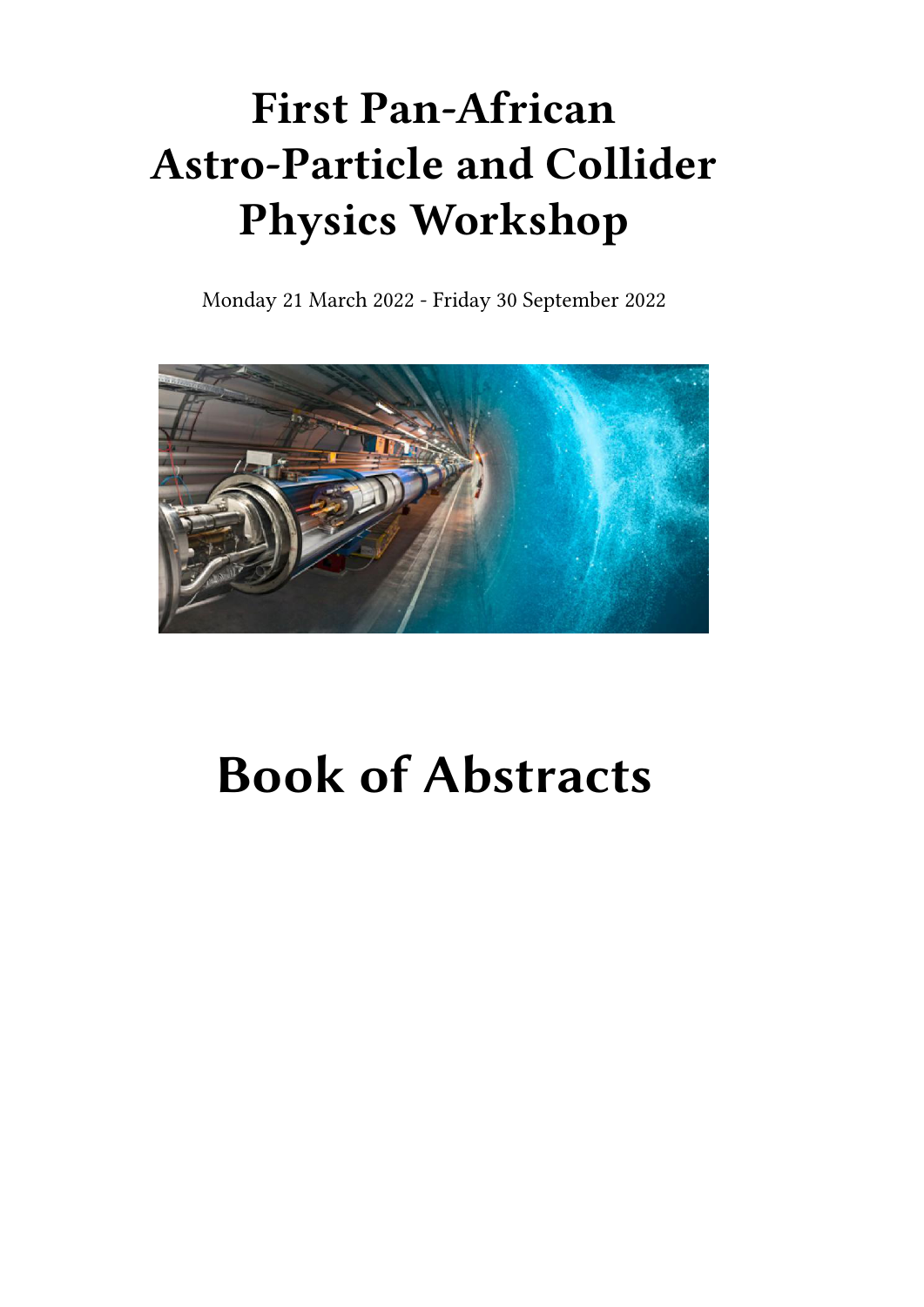# First Pan-African Astro-Particle and Collider Physics Workshop

Monday 21 March 2022 - Friday 30 September 2022

# Book of Abstracts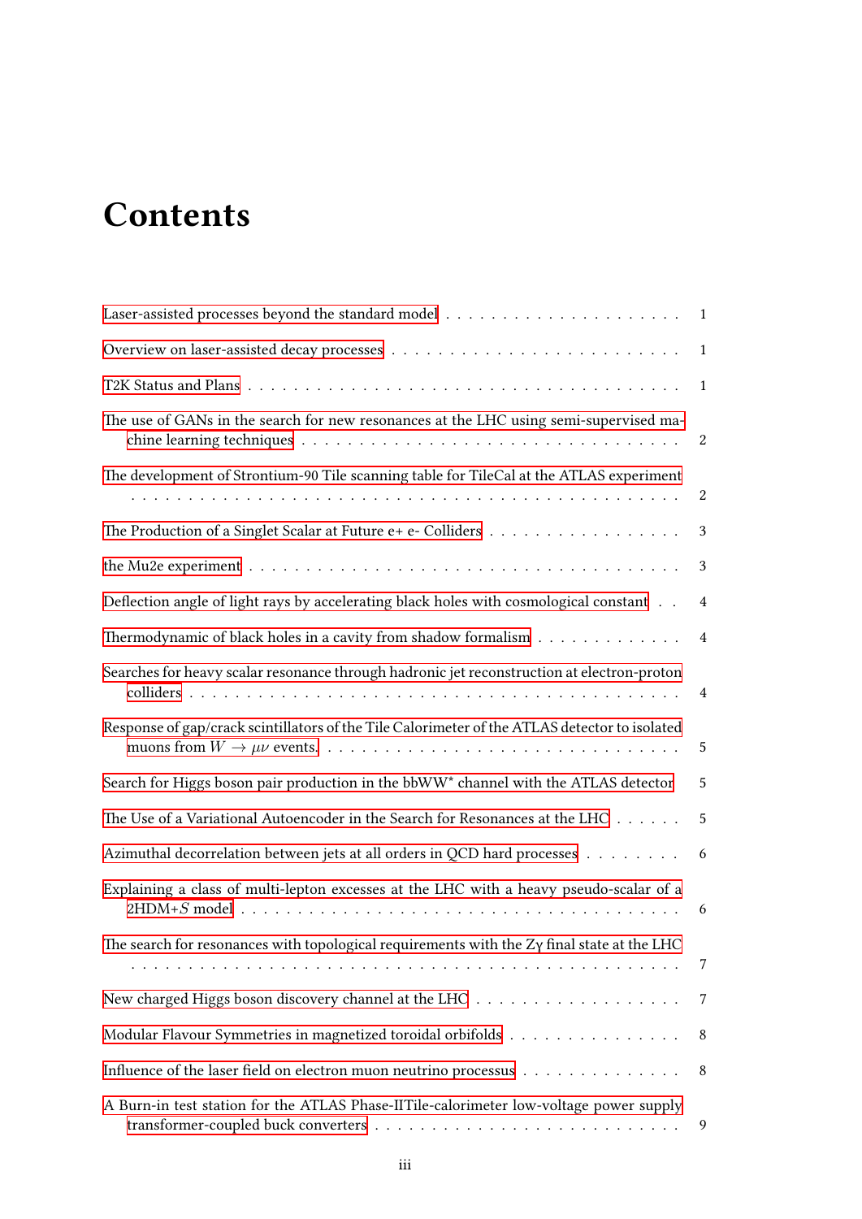# Contents

Laser-assisted processes beyond the standard model . . . . . . . . . . . . . . . . . . . . . . 1

Overview on laser-assisted decay processes . . . . . . . . . . . . . . . . . . . . . . . . . . 1

T2K Status and Plans . . . . . . . . . . . . . . . . . . . . . . . . . . . . . . . . . . . . . 1

The use of GANs in the search for new resonances at the LHC using semi-supervised machine learning techniques . . . . . . . . . . . . . . . . . . . . . . . . . . . . . . . . . 2

The development of Strontium-90 Tile scanning table for TileCal at the ATLAS experiment . . . . . . . . . . . . . . . . . . . . . . . . . . . . . . . . . . . . . . . . . . . . . 2

The Production of a Singlet Scalar at Future e+ e- Colliders . . . . . . . . . . . . . . . . . . 3

the Mu2e experiment . . . . . . . . . . . . . . . . . . . . . . . . . . . . . . . . . . . . . 3

Deflection angle of light rays by accelerating black holes with cosmological constant . . 4

Thermodynamic of black holes in a cavity from shadow formalism . . . . . . . . . . . . . 4

Searches for heavy scalar resonance through hadronic jet reconstruction at electron-proton colliders . . . . . . . . . . . . . . . . . . . . . . . . . . . . . . . . . . . . . . . . . . 4

Response of gap/crack scintillators of the Tile Calorimeter of the ATLAS detector to isolated muons from $W \to \mu\nu$ events. . . . . . . . . . . . . . . . . . . . . . . . . . . . . . . . . 5

Search for Higgs boson pair production in the bbWW* channel with the ATLAS detector 5

The Use of a Variational Autoencoder in the Search for Resonances at the LHC . . . . . . 5

Azimuthal decorrelation between jets at all orders in QCD hard processes . . . . . . . . . 6

Explaining a class of multi-lepton excesses at the LHC with a heavy pseudo-scalar of a 2HDM+$S$ model . . . . . . . . . . . . . . . . . . . . . . . . . . . . . . . . . . . . . . 6

The search for resonances with topological requirements with the Zγ final state at the LHC . . . . . . . . . . . . . . . . . . . . . . . . . . . . . . . . . . . . . . . . . . . . . 7

New charged Higgs boson discovery channel at the LHC . . . . . . . . . . . . . . . . . . . 7

Modular Flavour Symmetries in magnetized toroidal orbifolds . . . . . . . . . . . . . . . 8

Influence of the laser field on electron muon neutrino processus . . . . . . . . . . . . . . 8

A Burn-in test station for the ATLAS Phase-IITile-calorimeter low-voltage power supply transformer-coupled buck converters . . . . . . . . . . . . . . . . . . . . . . . . . . . 9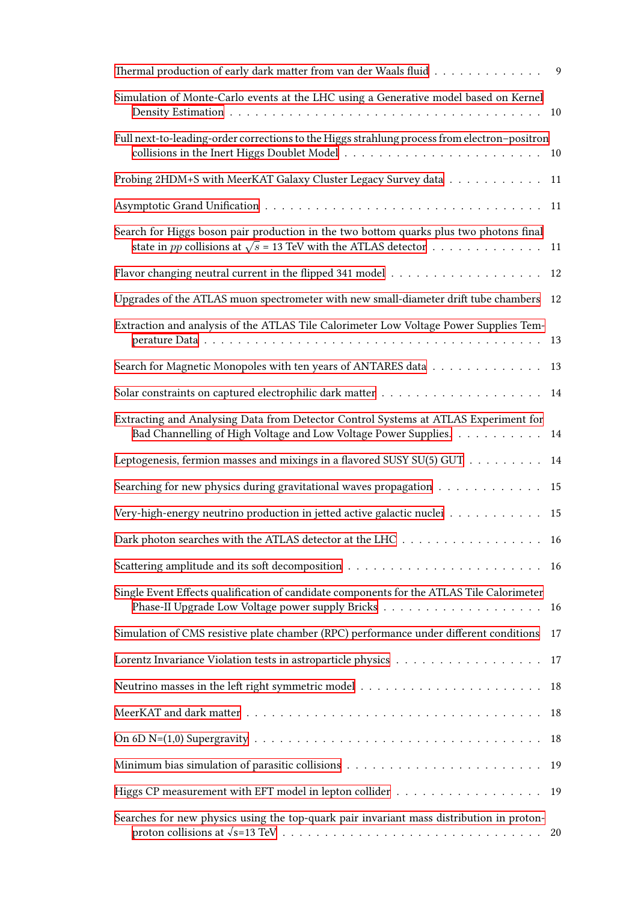Thermal production of early dark matter from van der Waals fluid . . . . . . . . . . . . . 9

Simulation of Monte-Carlo events at the LHC using a Generative model based on Kernel Density Estimation . . . . . . . . . . . . . . . . . . . . . . . . . . . . . . . . . . 10

Full next-to-leading-order corrections to the Higgs strahlung process from electron–positron collisions in the Inert Higgs Doublet Model . . . . . . . . . . . . . . . . . . . . . . 10

Probing 2HDM+S with MeerKAT Galaxy Cluster Legacy Survey data . . . . . . . . . . . 11

Asymptotic Grand Unification . . . . . . . . . . . . . . . . . . . . . . . . . . . . . . . 11

Search for Higgs boson pair production in the two bottom quarks plus two photons final state in $pp$ collisions at $\sqrt{s}$ = 13 TeV with the ATLAS detector . . . . . . . . . . . . . 11

Flavor changing neutral current in the flipped 341 model . . . . . . . . . . . . . . . . . 12

Upgrades of the ATLAS muon spectrometer with new small-diameter drift tube chambers 12

Extraction and analysis of the ATLAS Tile Calorimeter Low Voltage Power Supplies Temperature Data . . . . . . . . . . . . . . . . . . . . . . . . . . . . . . . . . . . . . 13

Search for Magnetic Monopoles with ten years of ANTARES data . . . . . . . . . . . . . 13

Solar constraints on captured electrophilic dark matter . . . . . . . . . . . . . . . . . . 14

Extracting and Analysing Data from Detector Control Systems at ATLAS Experiment for Bad Channelling of High Voltage and Low Voltage Power Supplies. . . . . . . . . . . 14

Leptogenesis, fermion masses and mixings in a flavored SUSY SU(5) GUT . . . . . . . . . 14

Searching for new physics during gravitational waves propagation . . . . . . . . . . . . 15

Very-high-energy neutrino production in jetted active galactic nuclei . . . . . . . . . . . 15

Dark photon searches with the ATLAS detector at the LHC . . . . . . . . . . . . . . . . 16

Scattering amplitude and its soft decomposition . . . . . . . . . . . . . . . . . . . . . . 16

Single Event Effects qualification of candidate components for the ATLAS Tile Calorimeter Phase-II Upgrade Low Voltage power supply Bricks . . . . . . . . . . . . . . . . . . . 16

Simulation of CMS resistive plate chamber (RPC) performance under different conditions 17

Lorentz Invariance Violation tests in astroparticle physics . . . . . . . . . . . . . . . . . 17

Neutrino masses in the left right symmetric model . . . . . . . . . . . . . . . . . . . . . 18

MeerKAT and dark matter . . . . . . . . . . . . . . . . . . . . . . . . . . . . . . . . . . 18

On 6D N=(1,0) Supergravity . . . . . . . . . . . . . . . . . . . . . . . . . . . . . . . . . 18

Minimum bias simulation of parasitic collisions . . . . . . . . . . . . . . . . . . . . . . . 19

Higgs CP measurement with EFT model in lepton collider . . . . . . . . . . . . . . . . . 19

Searches for new physics using the top-quark pair invariant mass distribution in proton-proton collisions at $\sqrt{s}$=13 TeV . . . . . . . . . . . . . . . . . . . . . . . . . . . . . 20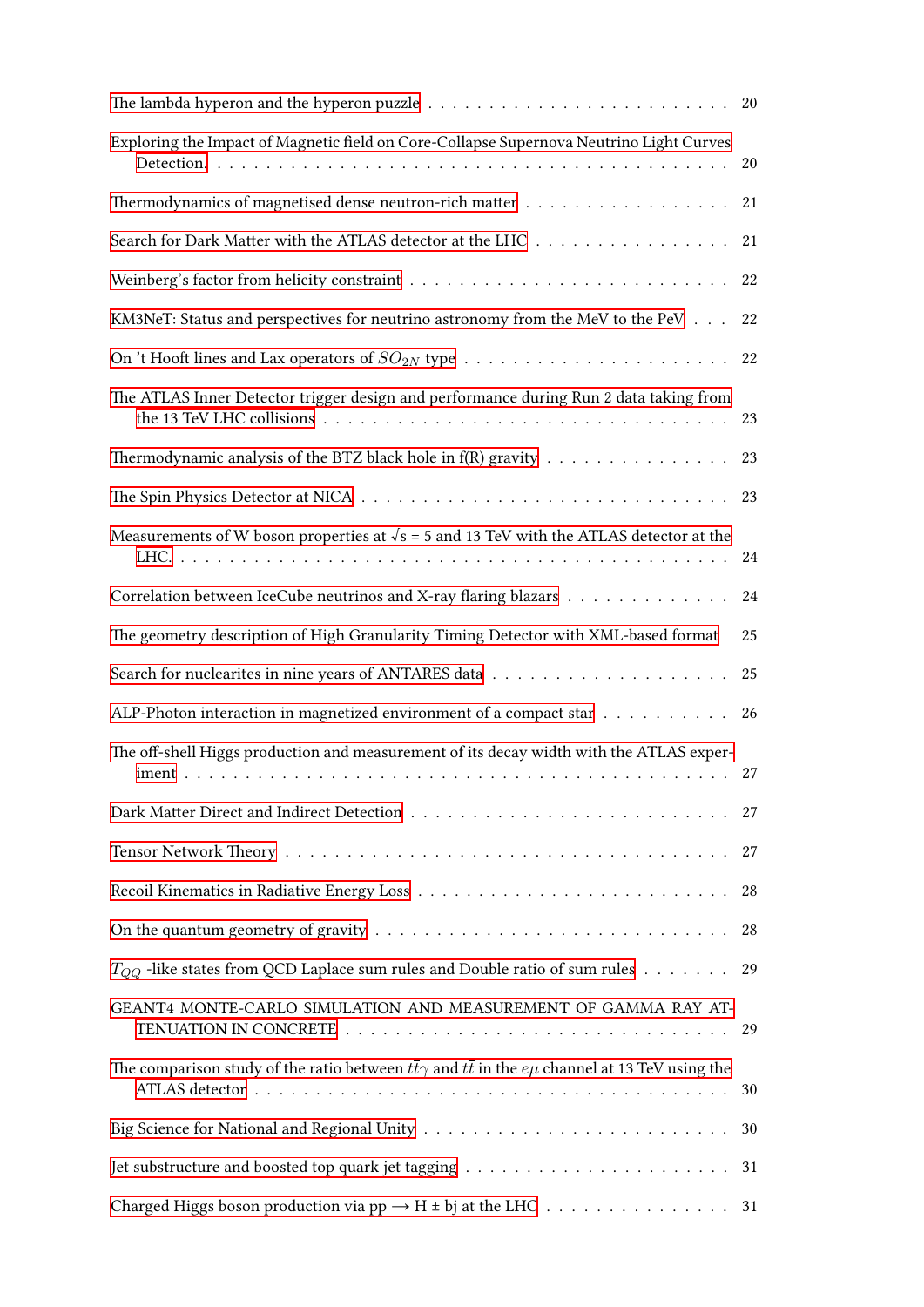The lambda hyperon and the hyperon puzzle . . . . . . . . . . . . . . . . . . . . . . . . . 20

Exploring the Impact of Magnetic field on Core-Collapse Supernova Neutrino Light Curves Detection. . . . . . . . . . . . . . . . . . . . . . . . . . . . . . . . . . . . . . . . . 20

Thermodynamics of magnetised dense neutron-rich matter . . . . . . . . . . . . . . . . . 21

Search for Dark Matter with the ATLAS detector at the LHC . . . . . . . . . . . . . . . . 21

Weinberg's factor from helicity constraint . . . . . . . . . . . . . . . . . . . . . . . . . 22

KM3NeT: Status and perspectives for neutrino astronomy from the MeV to the PeV . . . 22

On 't Hooft lines and Lax operators of $SO_{2N}$ type . . . . . . . . . . . . . . . . . . . . 22

The ATLAS Inner Detector trigger design and performance during Run 2 data taking from the 13 TeV LHC collisions . . . . . . . . . . . . . . . . . . . . . . . . . . . . . . . . 23

Thermodynamic analysis of the BTZ black hole in f(R) gravity . . . . . . . . . . . . . . . 23

The Spin Physics Detector at NICA . . . . . . . . . . . . . . . . . . . . . . . . . . . . . 23

Measurements of W boson properties at √s = 5 and 13 TeV with the ATLAS detector at the LHC. . . . . . . . . . . . . . . . . . . . . . . . . . . . . . . . . . . . . . . . . . . . 24

Correlation between IceCube neutrinos and X-ray flaring blazars . . . . . . . . . . . . . 24

The geometry description of High Granularity Timing Detector with XML-based format 25

Search for nuclearites in nine years of ANTARES data . . . . . . . . . . . . . . . . . . . 25

ALP-Photon interaction in magnetized environment of a compact star . . . . . . . . . . 26

The off-shell Higgs production and measurement of its decay width with the ATLAS experiment . . . . . . . . . . . . . . . . . . . . . . . . . . . . . . . . . . . . . . . . . . 27

Dark Matter Direct and Indirect Detection . . . . . . . . . . . . . . . . . . . . . . . . . 27

Tensor Network Theory . . . . . . . . . . . . . . . . . . . . . . . . . . . . . . . . . . . 27

Recoil Kinematics in Radiative Energy Loss . . . . . . . . . . . . . . . . . . . . . . . . . 28

On the quantum geometry of gravity . . . . . . . . . . . . . . . . . . . . . . . . . . . . 28

$T_{QQ}$ -like states from QCD Laplace sum rules and Double ratio of sum rules . . . . . . . 29

GEANT4 MONTE-CARLO SIMULATION AND MEASUREMENT OF GAMMA RAY ATTENUATION IN CONCRETE . . . . . . . . . . . . . . . . . . . . . . . . . . . . . . 29

The comparison study of the ratio between $t\bar{t}\gamma$ and $t\bar{t}$ in the $e\mu$ channel at 13 TeV using the ATLAS detector . . . . . . . . . . . . . . . . . . . . . . . . . . . . . . . . . . . . 30

Big Science for National and Regional Unity . . . . . . . . . . . . . . . . . . . . . . . . 30

Jet substructure and boosted top quark jet tagging . . . . . . . . . . . . . . . . . . . . . 31

Charged Higgs boson production via pp ⟶ H ± bj at the LHC . . . . . . . . . . . . . . . 31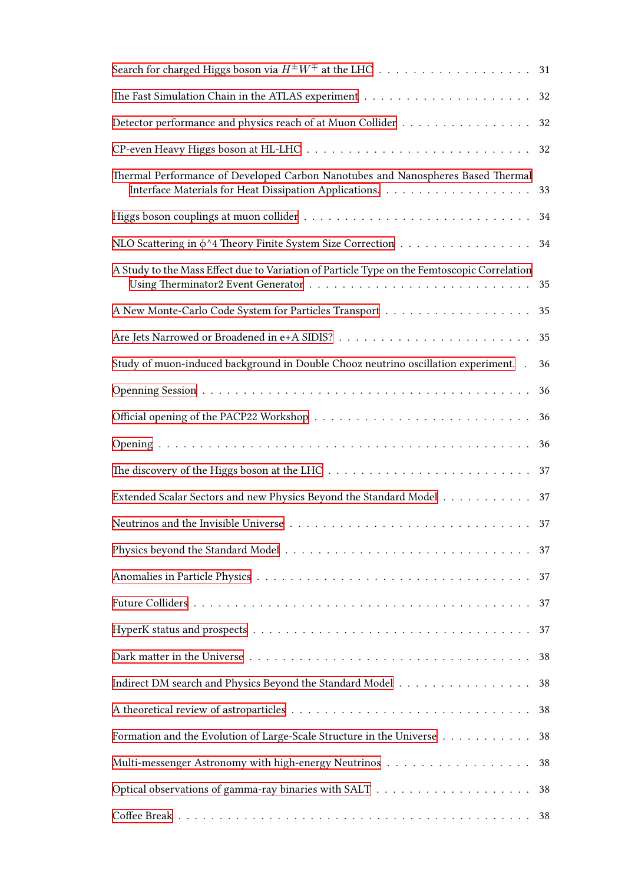Search for charged Higgs boson via $H^{\pm}W^{\mp}$ at the LHC . . . . . . . . . . . . . . . . . . 31

The Fast Simulation Chain in the ATLAS experiment . . . . . . . . . . . . . . . . . . . . 32

Detector performance and physics reach of at Muon Collider . . . . . . . . . . . . . . . . 32

CP-even Heavy Higgs boson at HL-LHC . . . . . . . . . . . . . . . . . . . . . . . . . . 32

Thermal Performance of Developed Carbon Nanotubes and Nanospheres Based Thermal Interface Materials for Heat Dissipation Applications. . . . . . . . . . . . . . . . . . . . 33

Higgs boson couplings at muon collider . . . . . . . . . . . . . . . . . . . . . . . . . . . 34

NLO Scattering in ϕ^4 Theory Finite System Size Correction . . . . . . . . . . . . . . . . 34

A Study to the Mass Effect due to Variation of Particle Type on the Femtoscopic Correlation Using Therminator2 Event Generator . . . . . . . . . . . . . . . . . . . . . . . . . . 35

A New Monte-Carlo Code System for Particles Transport . . . . . . . . . . . . . . . . . . 35

Are Jets Narrowed or Broadened in e+A SIDIS? . . . . . . . . . . . . . . . . . . . . . . 35

Study of muon-induced background in Double Chooz neutrino oscillation experiment. . 36

Openning Session . . . . . . . . . . . . . . . . . . . . . . . . . . . . . . . . . . . . . . 36

Official opening of the PACP22 Workshop . . . . . . . . . . . . . . . . . . . . . . . . . 36

Opening . . . . . . . . . . . . . . . . . . . . . . . . . . . . . . . . . . . . . . . . . . . 36

The discovery of the Higgs boson at the LHC . . . . . . . . . . . . . . . . . . . . . . . 37

Extended Scalar Sectors and new Physics Beyond the Standard Model . . . . . . . . . . . 37

Neutrinos and the Invisible Universe . . . . . . . . . . . . . . . . . . . . . . . . . . . . 37

Physics beyond the Standard Model . . . . . . . . . . . . . . . . . . . . . . . . . . . . . 37

Anomalies in Particle Physics . . . . . . . . . . . . . . . . . . . . . . . . . . . . . . . . 37

Future Colliders . . . . . . . . . . . . . . . . . . . . . . . . . . . . . . . . . . . . . . . 37

HyperK status and prospects . . . . . . . . . . . . . . . . . . . . . . . . . . . . . . . . 37

Dark matter in the Universe . . . . . . . . . . . . . . . . . . . . . . . . . . . . . . . . . 38

Indirect DM search and Physics Beyond the Standard Model . . . . . . . . . . . . . . . . 38

A theoretical review of astroparticles . . . . . . . . . . . . . . . . . . . . . . . . . . . . 38

Formation and the Evolution of Large-Scale Structure in the Universe . . . . . . . . . . . 38

Multi-messenger Astronomy with high-energy Neutrinos . . . . . . . . . . . . . . . . . . 38

Optical observations of gamma-ray binaries with SALT . . . . . . . . . . . . . . . . . . 38

Coffee Break . . . . . . . . . . . . . . . . . . . . . . . . . . . . . . . . . . . . . . . . . 38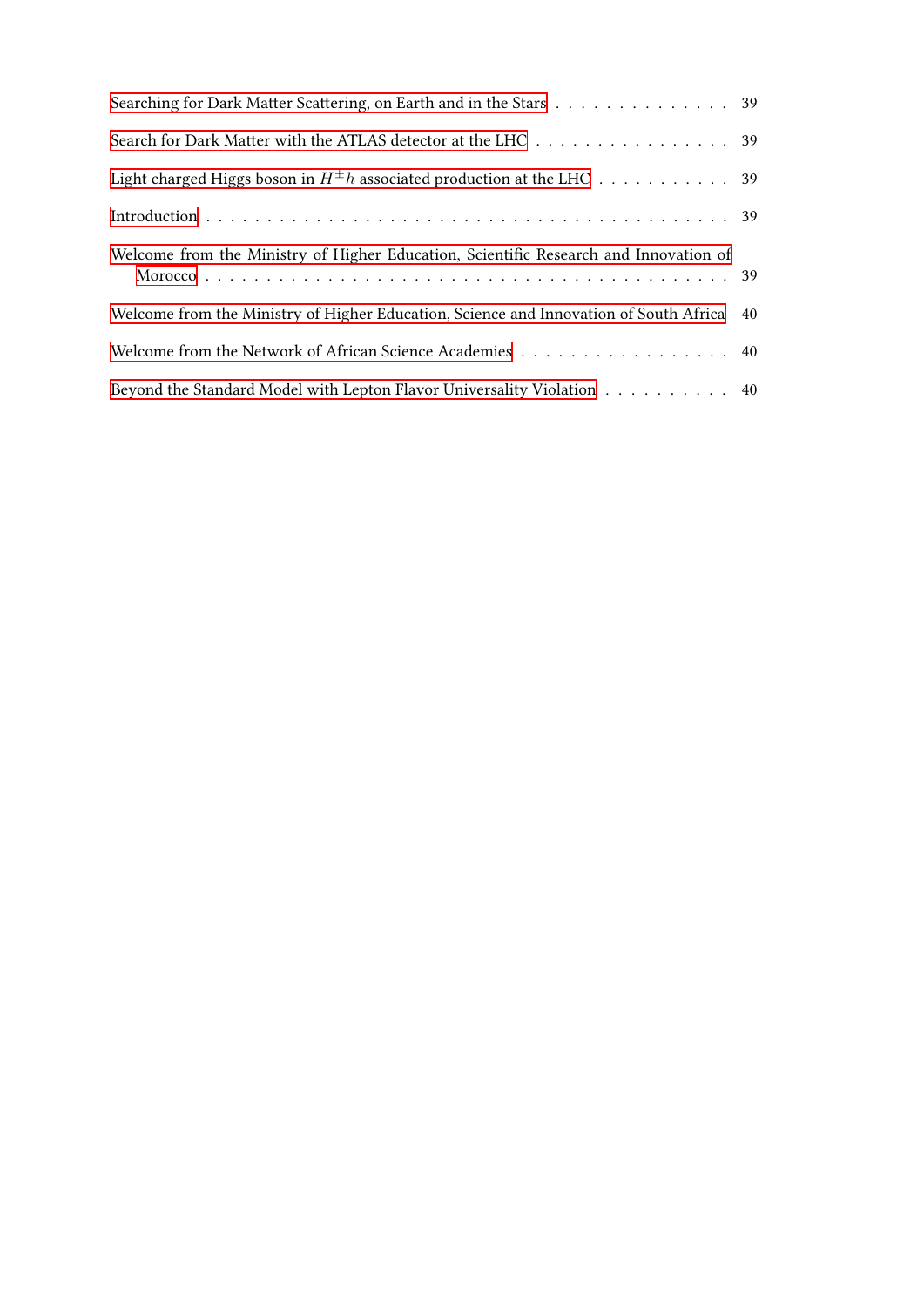Searching for Dark Matter Scattering, on Earth and in the Stars . . . . . . . . . . . . . . . 39

Search for Dark Matter with the ATLAS detector at the LHC . . . . . . . . . . . . . . . . . 39

Light charged Higgs boson in $H^{\pm}h$ associated production at the LHC . . . . . . . . . . . 39

Introduction . . . . . . . . . . . . . . . . . . . . . . . . . . . . . . . . . . . . . . . . . . 39

Welcome from the Ministry of Higher Education, Scientific Research and Innovation of Morocco . . . . . . . . . . . . . . . . . . . . . . . . . . . . . . . . . . . . . . . . . 39

Welcome from the Ministry of Higher Education, Science and Innovation of South Africa 40

Welcome from the Network of African Science Academies . . . . . . . . . . . . . . . . . . 40

Beyond the Standard Model with Lepton Flavor Universality Violation . . . . . . . . . . . 40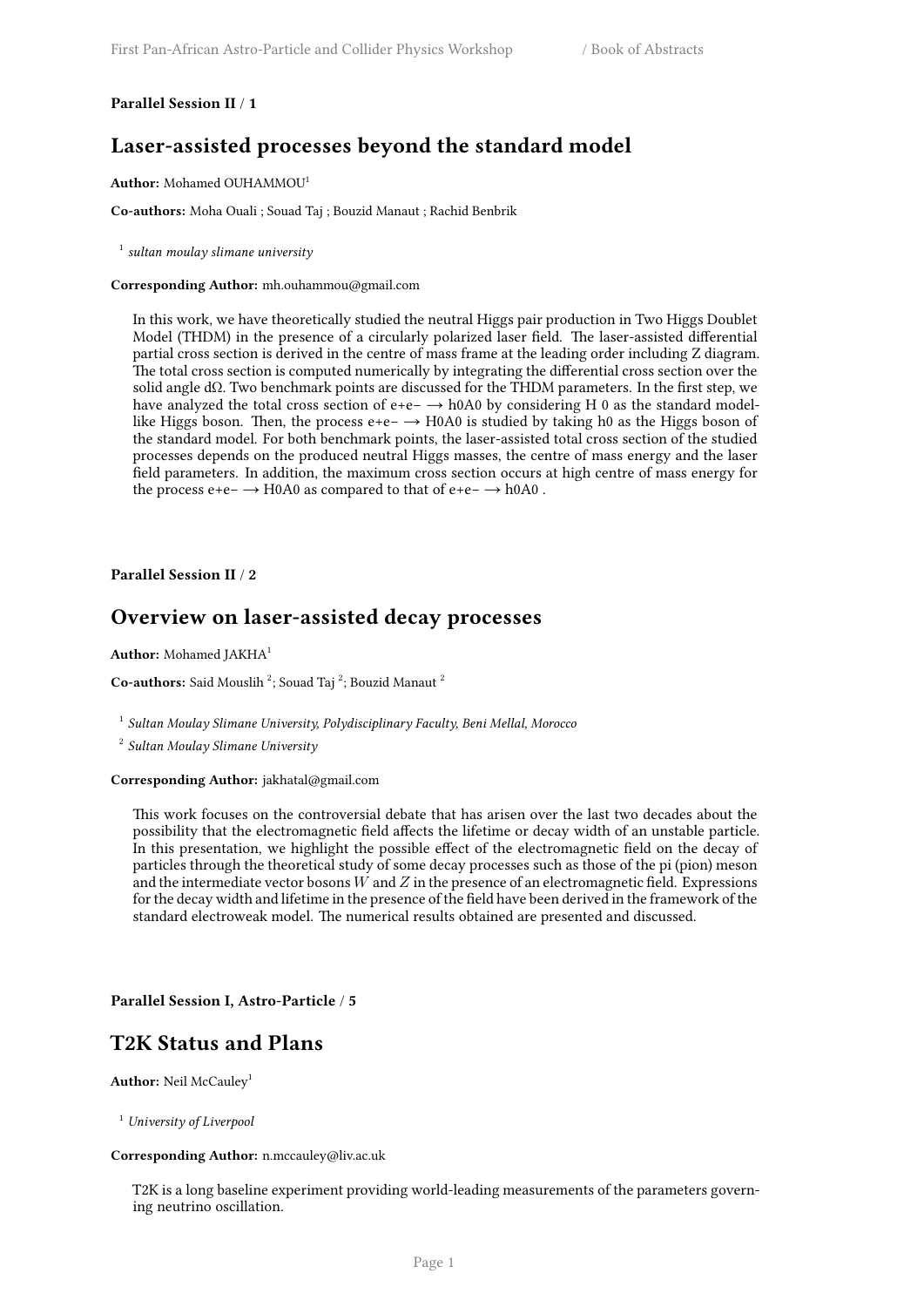**Parallel Session II / 1**

## Laser-assisted processes beyond the standard model

**Author:** Mohamed OUHAMMOU[1]

**Co-authors:** Moha Ouali ; Souad Taj ; Bouzid Manaut ; Rachid Benbrik

[1] *sultan moulay slimane university*

**Corresponding Author:** mh.ouhammou@gmail.com

In this work, we have theoretically studied the neutral Higgs pair production in Two Higgs Doublet Model (THDM) in the presence of a circularly polarized laser field. The laser-assisted differential partial cross section is derived in the centre of mass frame at the leading order including Z diagram. The total cross section is computed numerically by integrating the differential cross section over the solid angle dΩ. Two benchmark points are discussed for the THDM parameters. In the first step, we have analyzed the total cross section of e+e− ⟶ h0A0 by considering H 0 as the standard model-like Higgs boson. Then, the process e+e− ⟶ H0A0 is studied by taking h0 as the Higgs boson of the standard model. For both benchmark points, the laser-assisted total cross section of the studied processes depends on the produced neutral Higgs masses, the centre of mass energy and the laser field parameters. In addition, the maximum cross section occurs at high centre of mass energy for the process e+e− ⟶ H0A0 as compared to that of e+e− ⟶ h0A0 .

**Parallel Session II / 2**

## Overview on laser-assisted decay processes

**Author:** Mohamed JAKHA[1]

**Co-authors:** Said Mouslih [2]; Souad Taj [2]; Bouzid Manaut [2]

[1] *Sultan Moulay Slimane University, Polydisciplinary Faculty, Beni Mellal, Morocco*

[2] *Sultan Moulay Slimane University*

**Corresponding Author:** jakhatal@gmail.com

This work focuses on the controversial debate that has arisen over the last two decades about the possibility that the electromagnetic field affects the lifetime or decay width of an unstable particle. In this presentation, we highlight the possible effect of the electromagnetic field on the decay of particles through the theoretical study of some decay processes such as those of the pi (pion) meson and the intermediate vector bosons $W$ and $Z$ in the presence of an electromagnetic field. Expressions for the decay width and lifetime in the presence of the field have been derived in the framework of the standard electroweak model. The numerical results obtained are presented and discussed.

**Parallel Session I, Astro-Particle / 5**

## T2K Status and Plans

**Author:** Neil McCauley[1]

[1] *University of Liverpool*

**Corresponding Author:** n.mccauley@liv.ac.uk

T2K is a long baseline experiment providing world-leading measurements of the parameters governing neutrino oscillation.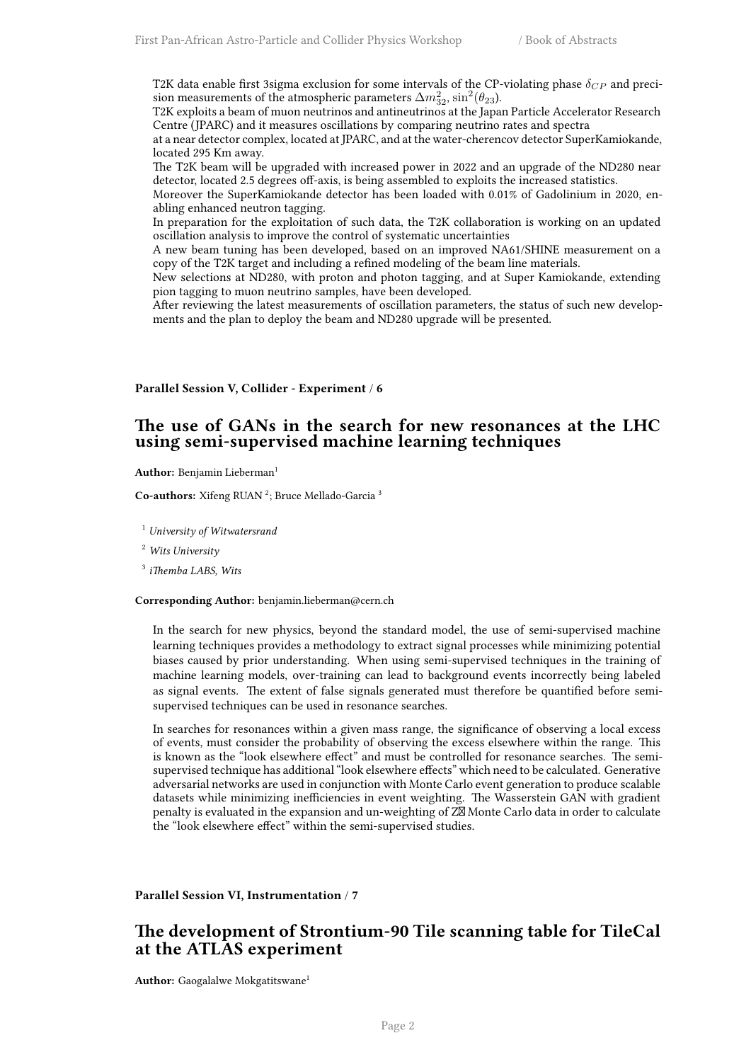T2K data enable first 3sigma exclusion for some intervals of the CP-violating phase $\delta_{CP}$ and precision measurements of the atmospheric parameters $\Delta m^2_{32}$, $\sin^2(\theta_{23})$.
T2K exploits a beam of muon neutrinos and antineutrinos at the Japan Particle Accelerator Research Centre (JPARC) and it measures oscillations by comparing neutrino rates and spectra
at a near detector complex, located at JPARC, and at the water-cherencov detector SuperKamiokande, located 295 Km away.
The T2K beam will be upgraded with increased power in 2022 and an upgrade of the ND280 near detector, located 2.5 degrees off-axis, is being assembled to exploits the increased statistics.
Moreover the SuperKamiokande detector has been loaded with 0.01% of Gadolinium in 2020, enabling enhanced neutron tagging.
In preparation for the exploitation of such data, the T2K collaboration is working on an updated oscillation analysis to improve the control of systematic uncertainties
A new beam tuning has been developed, based on an improved NA61/SHINE measurement on a copy of the T2K target and including a refined modeling of the beam line materials.
New selections at ND280, with proton and photon tagging, and at Super Kamiokande, extending pion tagging to muon neutrino samples, have been developed.
After reviewing the latest measurements of oscillation parameters, the status of such new developments and the plan to deploy the beam and ND280 upgrade will be presented.

**Parallel Session V, Collider - Experiment / 6**

## The use of GANs in the search for new resonances at the LHC using semi-supervised machine learning techniques

**Author:** Benjamin Lieberman[1]

**Co-authors:** Xifeng RUAN [2]; Bruce Mellado-Garcia [3]

[1] *University of Witwatersrand*

[2] *Wits University*

[3] *iThemba LABS, Wits*

**Corresponding Author:** benjamin.lieberman@cern.ch

In the search for new physics, beyond the standard model, the use of semi-supervised machine learning techniques provides a methodology to extract signal processes while minimizing potential biases caused by prior understanding. When using semi-supervised techniques in the training of machine learning models, over-training can lead to background events incorrectly being labeled as signal events. The extent of false signals generated must therefore be quantified before semi-supervised techniques can be used in resonance searches.

In searches for resonances within a given mass range, the significance of observing a local excess of events, must consider the probability of observing the excess elsewhere within the range. This is known as the "look elsewhere effect" and must be controlled for resonance searches. The semi-supervised technique has additional "look elsewhere effects" which need to be calculated. Generative adversarial networks are used in conjunction with Monte Carlo event generation to produce scalable datasets while minimizing inefficiencies in event weighting. The Wasserstein GAN with gradient penalty is evaluated in the expansion and un-weighting of Z Monte Carlo data in order to calculate the "look elsewhere effect" within the semi-supervised studies.

**Parallel Session VI, Instrumentation / 7**

## The development of Strontium-90 Tile scanning table for TileCal at the ATLAS experiment

**Author:** Gaogalalwe Mokgatitswane[1]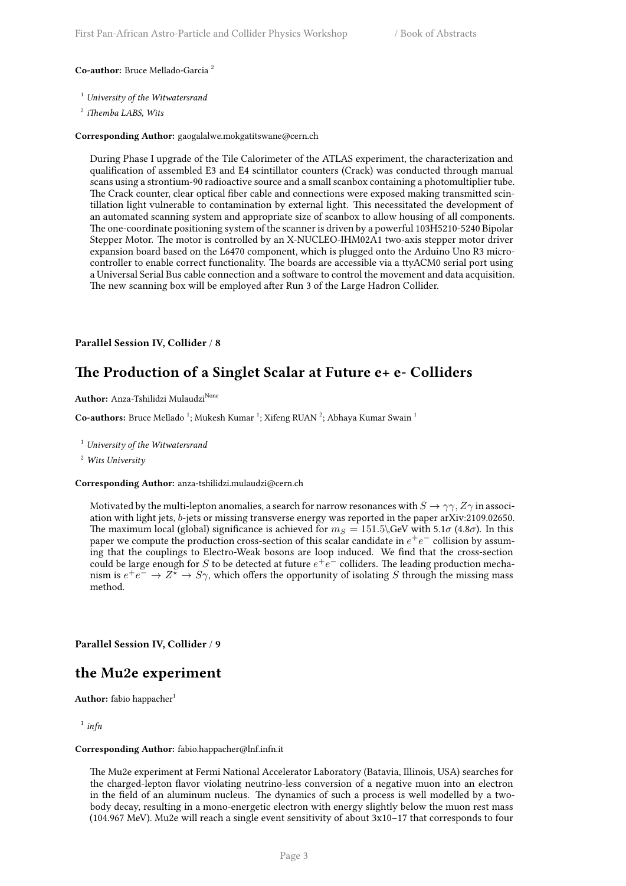**Co-author:** Bruce Mellado-Garcia [2]

[1] *University of the Witwatersrand*

[2] *iThemba LABS, Wits*

**Corresponding Author:** gaogalalwe.mokgatitswane@cern.ch

During Phase I upgrade of the Tile Calorimeter of the ATLAS experiment, the characterization and qualification of assembled E3 and E4 scintillator counters (Crack) was conducted through manual scans using a strontium-90 radioactive source and a small scanbox containing a photomultiplier tube. The Crack counter, clear optical fiber cable and connections were exposed making transmitted scintillation light vulnerable to contamination by external light. This necessitated the development of an automated scanning system and appropriate size of scanbox to allow housing of all components. The one-coordinate positioning system of the scanner is driven by a powerful 103H5210-5240 Bipolar Stepper Motor. The motor is controlled by an X-NUCLEO-IHM02A1 two-axis stepper motor driver expansion board based on the L6470 component, which is plugged onto the Arduino Uno R3 microcontroller to enable correct functionality. The boards are accessible via a ttyACM0 serial port using a Universal Serial Bus cable connection and a software to control the movement and data acquisition. The new scanning box will be employed after Run 3 of the Large Hadron Collider.

**Parallel Session IV, Collider / 8**

## The Production of a Singlet Scalar at Future e+ e- Colliders

**Author:** Anza-Tshilidzi Mulaudzi[None]

**Co-authors:** Bruce Mellado [1]; Mukesh Kumar [1]; Xifeng RUAN [2]; Abhaya Kumar Swain [1]

[1] *University of the Witwatersrand*

[2] *Wits University*

**Corresponding Author:** anza-tshilidzi.mulaudzi@cern.ch

Motivated by the multi-lepton anomalies, a search for narrow resonances with $S \to \gamma\gamma, Z\gamma$ in association with light jets, $b$-jets or missing transverse energy was reported in the paper arXiv:2109.02650. The maximum local (global) significance is achieved for $m_S = 151.5$\,GeV with 5.1$\sigma$ (4.8$\sigma$). In this paper we compute the production cross-section of this scalar candidate in $e^+e^-$ collision by assuming that the couplings to Electro-Weak bosons are loop induced. We find that the cross-section could be large enough for $S$ to be detected at future $e^+e^-$ colliders. The leading production mechanism is $e^+e^- \to Z^\star \to S\gamma$, which offers the opportunity of isolating $S$ through the missing mass method.

**Parallel Session IV, Collider / 9**

## the Mu2e experiment

**Author:** fabio happacher[1]

[1] *infn*

**Corresponding Author:** fabio.happacher@lnf.infn.it

The Mu2e experiment at Fermi National Accelerator Laboratory (Batavia, Illinois, USA) searches for the charged-lepton flavor violating neutrino-less conversion of a negative muon into an electron in the field of an aluminum nucleus. The dynamics of such a process is well modelled by a two-body decay, resulting in a mono-energetic electron with energy slightly below the muon rest mass (104.967 MeV). Mu2e will reach a single event sensitivity of about 3x10−17 that corresponds to four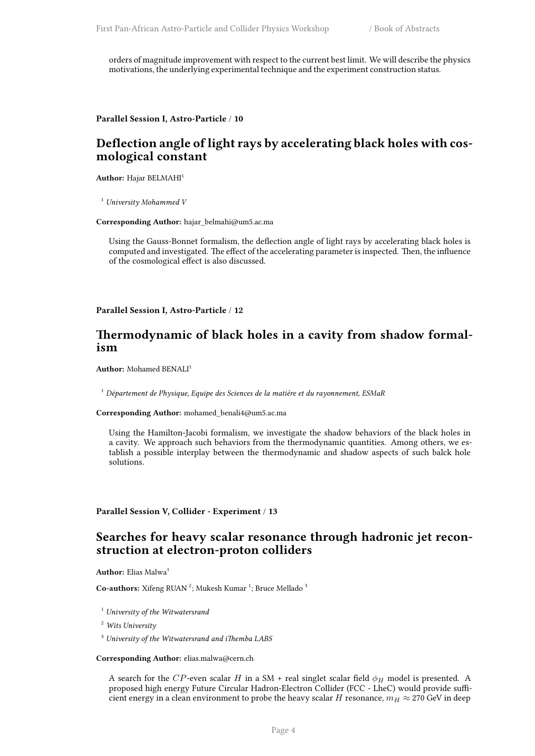orders of magnitude improvement with respect to the current best limit. We will describe the physics motivations, the underlying experimental technique and the experiment construction status.

**Parallel Session I, Astro-Particle / 10**

## Deflection angle of light rays by accelerating black holes with cosmological constant

**Author:** Hajar BELMAHI[1]

[1] *University Mohammed V*

**Corresponding Author:** hajar_belmahi@um5.ac.ma

Using the Gauss-Bonnet formalism, the deflection angle of light rays by accelerating black holes is computed and investigated. The effect of the accelerating parameter is inspected. Then, the influence of the cosmological effect is also discussed.

**Parallel Session I, Astro-Particle / 12**

## Thermodynamic of black holes in a cavity from shadow formalism

**Author:** Mohamed BENALI[1]

[1] *Département de Physique, Equipe des Sciences de la matière et du rayonnement, ESMaR*

**Corresponding Author:** mohamed_benali4@um5.ac.ma

Using the Hamilton-Jacobi formalism, we investigate the shadow behaviors of the black holes in a cavity. We approach such behaviors from the thermodynamic quantities. Among others, we establish a possible interplay between the thermodynamic and shadow aspects of such balck hole solutions.

**Parallel Session V, Collider - Experiment / 13**

## Searches for heavy scalar resonance through hadronic jet reconstruction at electron-proton colliders

**Author:** Elias Malwa[1]

**Co-authors:** Xifeng RUAN [2]; Mukesh Kumar [1]; Bruce Mellado [3]

[1] *University of the Witwatersrand*

[2] *Wits University*

[3] *University of the Witwatersrand and iThemba LABS*

**Corresponding Author:** elias.malwa@cern.ch

A search for the $CP$-even scalar $H$ in a SM + real singlet scalar field $\phi_H$ model is presented. A proposed high energy Future Circular Hadron-Electron Collider (FCC - LheC) would provide sufficient energy in a clean environment to probe the heavy scalar $H$ resonance, $m_H \approx 270$ GeV in deep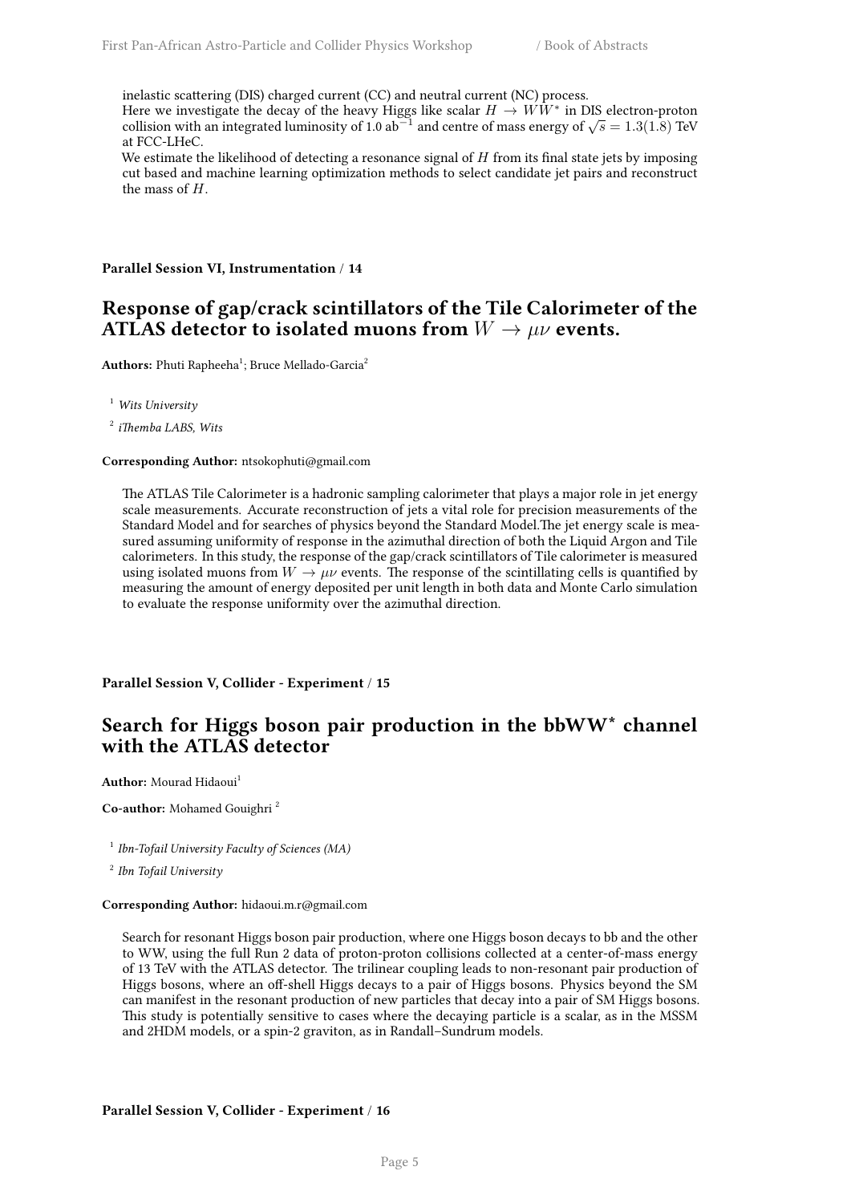inelastic scattering (DIS) charged current (CC) and neutral current (NC) process.
Here we investigate the decay of the heavy Higgs like scalar $H \to WW^*$ in DIS electron-proton collision with an integrated luminosity of 1.0 ab$^{-1}$ and centre of mass energy of $\sqrt{s} = 1.3(1.8)$ TeV at FCC-LHeC.
We estimate the likelihood of detecting a resonance signal of $H$ from its final state jets by imposing cut based and machine learning optimization methods to select candidate jet pairs and reconstruct the mass of $H$.

**Parallel Session VI, Instrumentation / 14**

## Response of gap/crack scintillators of the Tile Calorimeter of the ATLAS detector to isolated muons from $W \to \mu\nu$ events.

**Authors:** Phuti Rapheeha[1]; Bruce Mellado-Garcia[2]

[1] *Wits University*

[2] *iThemba LABS, Wits*

**Corresponding Author:** ntsokophuti@gmail.com

The ATLAS Tile Calorimeter is a hadronic sampling calorimeter that plays a major role in jet energy scale measurements. Accurate reconstruction of jets a vital role for precision measurements of the Standard Model and for searches of physics beyond the Standard Model.The jet energy scale is measured assuming uniformity of response in the azimuthal direction of both the Liquid Argon and Tile calorimeters. In this study, the response of the gap/crack scintillators of Tile calorimeter is measured using isolated muons from $W \to \mu\nu$ events. The response of the scintillating cells is quantified by measuring the amount of energy deposited per unit length in both data and Monte Carlo simulation to evaluate the response uniformity over the azimuthal direction.

**Parallel Session V, Collider - Experiment / 15**

## Search for Higgs boson pair production in the bbWW* channel with the ATLAS detector

**Author:** Mourad Hidaoui[1]

**Co-author:** Mohamed Gouighri [2]

[1] *Ibn-Tofail University Faculty of Sciences (MA)*

[2] *Ibn Tofail University*

**Corresponding Author:** hidaoui.m.r@gmail.com

Search for resonant Higgs boson pair production, where one Higgs boson decays to bb and the other to WW, using the full Run 2 data of proton-proton collisions collected at a center-of-mass energy of 13 TeV with the ATLAS detector. The trilinear coupling leads to non-resonant pair production of Higgs bosons, where an off-shell Higgs decays to a pair of Higgs bosons. Physics beyond the SM can manifest in the resonant production of new particles that decay into a pair of SM Higgs bosons. This study is potentially sensitive to cases where the decaying particle is a scalar, as in the MSSM and 2HDM models, or a spin-2 graviton, as in Randall–Sundrum models.

**Parallel Session V, Collider - Experiment / 16**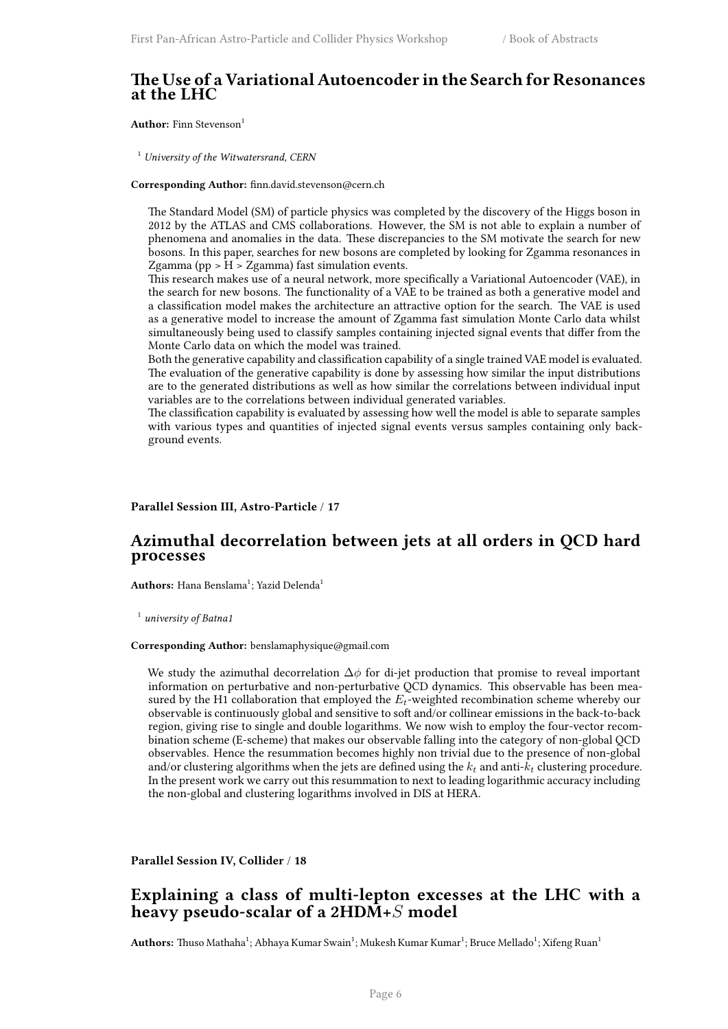## The Use of a Variational Autoencoder in the Search for Resonances at the LHC

**Author:** Finn Stevenson[1]

[1] *University of the Witwatersrand, CERN*

**Corresponding Author:** finn.david.stevenson@cern.ch

The Standard Model (SM) of particle physics was completed by the discovery of the Higgs boson in 2012 by the ATLAS and CMS collaborations. However, the SM is not able to explain a number of phenomena and anomalies in the data. These discrepancies to the SM motivate the search for new bosons. In this paper, searches for new bosons are completed by looking for Zgamma resonances in Zgamma (pp > H > Zgamma) fast simulation events.
This research makes use of a neural network, more specifically a Variational Autoencoder (VAE), in the search for new bosons. The functionality of a VAE to be trained as both a generative model and a classification model makes the architecture an attractive option for the search. The VAE is used as a generative model to increase the amount of Zgamma fast simulation Monte Carlo data whilst simultaneously being used to classify samples containing injected signal events that differ from the Monte Carlo data on which the model was trained.
Both the generative capability and classification capability of a single trained VAE model is evaluated. The evaluation of the generative capability is done by assessing how similar the input distributions are to the generated distributions as well as how similar the correlations between individual input variables are to the correlations between individual generated variables.
The classification capability is evaluated by assessing how well the model is able to separate samples with various types and quantities of injected signal events versus samples containing only background events.

**Parallel Session III, Astro-Particle** / **17**

## Azimuthal decorrelation between jets at all orders in QCD hard processes

**Authors:** Hana Benslama[1]; Yazid Delenda[1]

[1] *university of Batna1*

**Corresponding Author:** benslamaphysique@gmail.com

We study the azimuthal decorrelation $\Delta\phi$ for di-jet production that promise to reveal important information on perturbative and non-perturbative QCD dynamics. This observable has been measured by the H1 collaboration that employed the $E_t$-weighted recombination scheme whereby our observable is continuously global and sensitive to soft and/or collinear emissions in the back-to-back region, giving rise to single and double logarithms. We now wish to employ the four-vector recombination scheme (E-scheme) that makes our observable falling into the category of non-global QCD observables. Hence the resummation becomes highly non trivial due to the presence of non-global and/or clustering algorithms when the jets are defined using the $k_t$ and anti-$k_t$ clustering procedure. In the present work we carry out this resummation to next to leading logarithmic accuracy including the non-global and clustering logarithms involved in DIS at HERA.

**Parallel Session IV, Collider** / **18**

## Explaining a class of multi-lepton excesses at the LHC with a heavy pseudo-scalar of a 2HDM+$S$ model

**Authors:** Thuso Mathaha[1]; Abhaya Kumar Swain[1]; Mukesh Kumar Kumar[1]; Bruce Mellado[1]; Xifeng Ruan[1]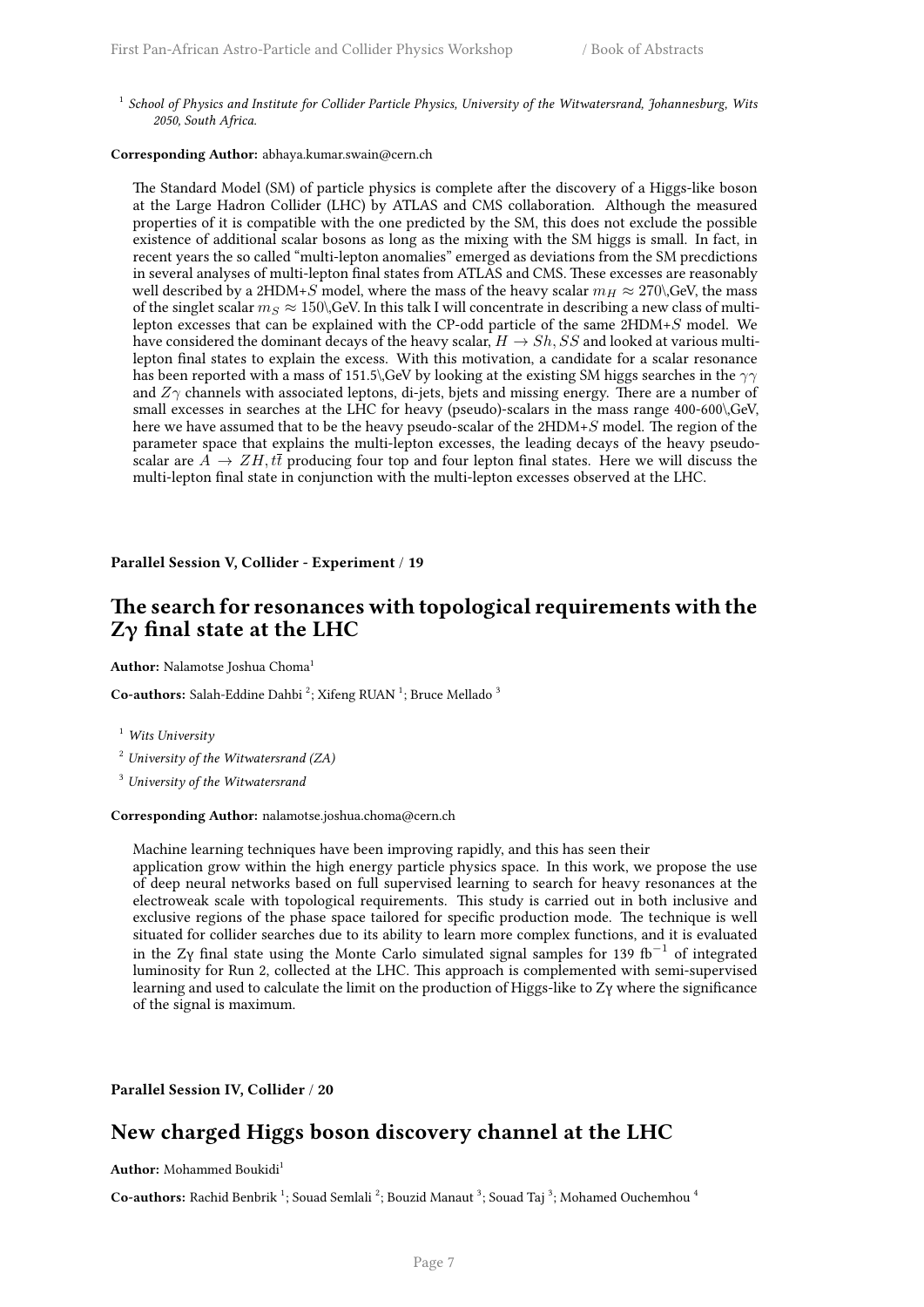[1] *School of Physics and Institute for Collider Particle Physics, University of the Witwatersrand, Johannesburg, Wits 2050, South Africa.*

**Corresponding Author:** abhaya.kumar.swain@cern.ch

The Standard Model (SM) of particle physics is complete after the discovery of a Higgs-like boson at the Large Hadron Collider (LHC) by ATLAS and CMS collaboration. Although the measured properties of it is compatible with the one predicted by the SM, this does not exclude the possible existence of additional scalar bosons as long as the mixing with the SM higgs is small. In fact, in recent years the so called "multi-lepton anomalies" emerged as deviations from the SM precdictions in several analyses of multi-lepton final states from ATLAS and CMS. These excesses are reasonably well described by a 2HDM+$S$ model, where the mass of the heavy scalar $m_H \approx 270$\,GeV, the mass of the singlet scalar $m_S \approx 150$\,GeV. In this talk I will concentrate in describing a new class of multi-lepton excesses that can be explained with the CP-odd particle of the same 2HDM+$S$ model. We have considered the dominant decays of the heavy scalar, $H \to Sh, SS$ and looked at various multi-lepton final states to explain the excess. With this motivation, a candidate for a scalar resonance has been reported with a mass of 151.5\,GeV by looking at the existing SM higgs searches in the $\gamma\gamma$ and $Z\gamma$ channels with associated leptons, di-jets, bjets and missing energy. There are a number of small excesses in searches at the LHC for heavy (pseudo)-scalars in the mass range 400-600\,GeV, here we have assumed that to be the heavy pseudo-scalar of the 2HDM+$S$ model. The region of the parameter space that explains the multi-lepton excesses, the leading decays of the heavy pseudo-scalar are $A \to ZH, t\bar{t}$ producing four top and four lepton final states. Here we will discuss the multi-lepton final state in conjunction with the multi-lepton excesses observed at the LHC.

**Parallel Session V, Collider - Experiment / 19**

## The search for resonances with topological requirements with the Zγ final state at the LHC

**Author:** Nalamotse Joshua Choma[1]

**Co-authors:** Salah-Eddine Dahbi [2]; Xifeng RUAN [1]; Bruce Mellado [3]

[1] *Wits University*

[2] *University of the Witwatersrand (ZA)*

[3] *University of the Witwatersrand*

**Corresponding Author:** nalamotse.joshua.choma@cern.ch

Machine learning techniques have been improving rapidly, and this has seen their application grow within the high energy particle physics space. In this work, we propose the use of deep neural networks based on full supervised learning to search for heavy resonances at the electroweak scale with topological requirements. This study is carried out in both inclusive and exclusive regions of the phase space tailored for specific production mode. The technique is well situated for collider searches due to its ability to learn more complex functions, and it is evaluated in the Zγ final state using the Monte Carlo simulated signal samples for 139 fb$^{-1}$ of integrated luminosity for Run 2, collected at the LHC. This approach is complemented with semi-supervised learning and used to calculate the limit on the production of Higgs-like to Zγ where the significance of the signal is maximum.

**Parallel Session IV, Collider / 20**

## New charged Higgs boson discovery channel at the LHC

**Author:** Mohammed Boukidi[1]

**Co-authors:** Rachid Benbrik [1]; Souad Semlali [2]; Bouzid Manaut [3]; Souad Taj [3]; Mohamed Ouchemhou [4]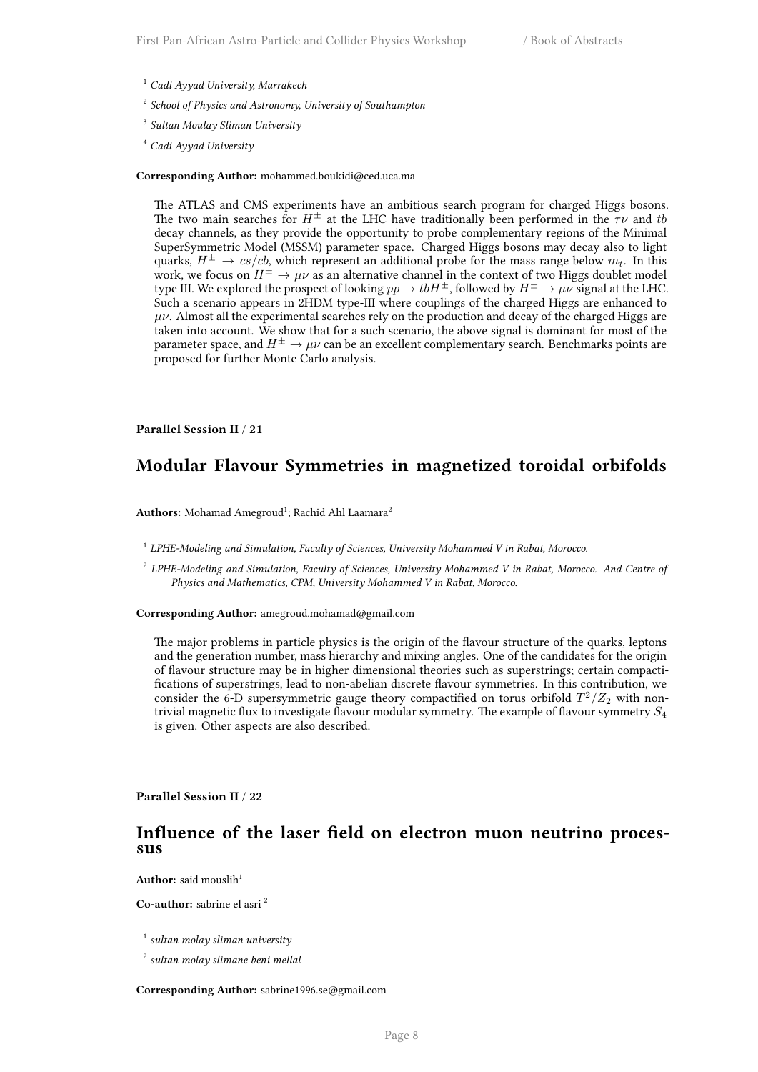[1] *Cadi Ayyad University, Marrakech*

[2] *School of Physics and Astronomy, University of Southampton*

[3] *Sultan Moulay Sliman University*

[4] *Cadi Ayyad University*

**Corresponding Author:** mohammed.boukidi@ced.uca.ma

The ATLAS and CMS experiments have an ambitious search program for charged Higgs bosons. The two main searches for $H^{\pm}$ at the LHC have traditionally been performed in the $\tau\nu$ and $tb$ decay channels, as they provide the opportunity to probe complementary regions of the Minimal SuperSymmetric Model (MSSM) parameter space. Charged Higgs bosons may decay also to light quarks, $H^{\pm} \to cs/cb$, which represent an additional probe for the mass range below $m_t$. In this work, we focus on $H^{\pm} \to \mu\nu$ as an alternative channel in the context of two Higgs doublet model type III. We explored the prospect of looking $pp \to tbH^{\pm}$, followed by $H^{\pm} \to \mu\nu$ signal at the LHC. Such a scenario appears in 2HDM type-III where couplings of the charged Higgs are enhanced to $\mu\nu$. Almost all the experimental searches rely on the production and decay of the charged Higgs are taken into account. We show that for a such scenario, the above signal is dominant for most of the parameter space, and $H^{\pm} \to \mu\nu$ can be an excellent complementary search. Benchmarks points are proposed for further Monte Carlo analysis.

**Parallel Session II / 21**

## Modular Flavour Symmetries in magnetized toroidal orbifolds

**Authors:** Mohamad Amegroud[1]; Rachid Ahl Laamara[2]

[1] *LPHE-Modeling and Simulation, Faculty of Sciences, University Mohammed V in Rabat, Morocco.*

[2] *LPHE-Modeling and Simulation, Faculty of Sciences, University Mohammed V in Rabat, Morocco. And Centre of Physics and Mathematics, CPM, University Mohammed V in Rabat, Morocco.*

**Corresponding Author:** amegroud.mohamad@gmail.com

The major problems in particle physics is the origin of the flavour structure of the quarks, leptons and the generation number, mass hierarchy and mixing angles. One of the candidates for the origin of flavour structure may be in higher dimensional theories such as superstrings; certain compactifications of superstrings, lead to non-abelian discrete flavour symmetries. In this contribution, we consider the 6-D supersymmetric gauge theory compactified on torus orbifold $T^2/Z_2$ with non-trivial magnetic flux to investigate flavour modular symmetry. The example of flavour symmetry $S_4$ is given. Other aspects are also described.

**Parallel Session II / 22**

## Influence of the laser field on electron muon neutrino processus

**Author:** said mouslih[1]

**Co-author:** sabrine el asri [2]

[1] *sultan molay sliman university*

[2] *sultan molay slimane beni mellal*

**Corresponding Author:** sabrine1996.se@gmail.com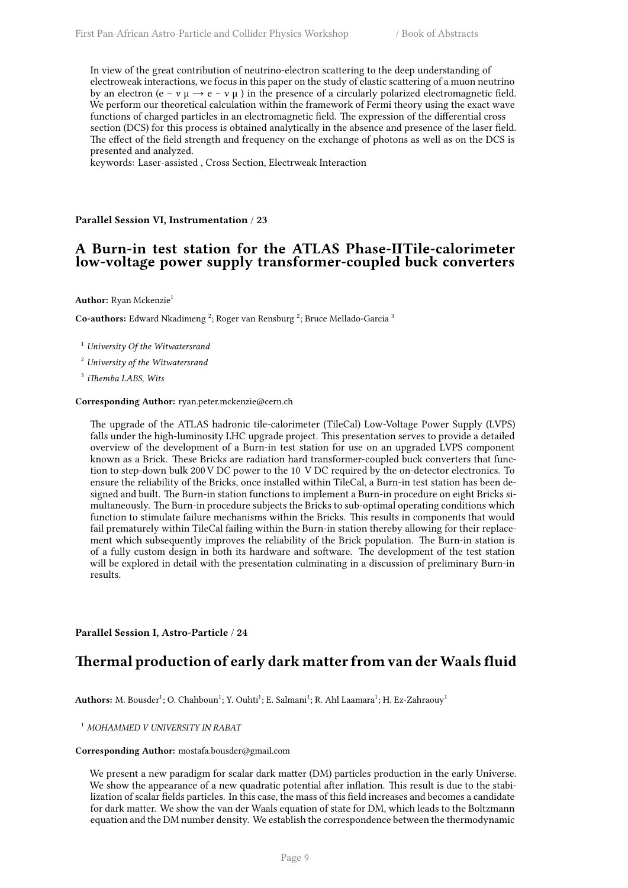In view of the great contribution of neutrino-electron scattering to the deep understanding of electroweak interactions, we focus in this paper on the study of elastic scattering of a muon neutrino by an electron ($e^- \nu_\mu \rightarrow e^- \nu_\mu$) in the presence of a circularly polarized electromagnetic field. We perform our theoretical calculation within the framework of Fermi theory using the exact wave functions of charged particles in an electromagnetic field. The expression of the differential cross section (DCS) for this process is obtained analytically in the absence and presence of the laser field. The effect of the field strength and frequency on the exchange of photons as well as on the DCS is presented and analyzed.
keywords: Laser-assisted , Cross Section, Electrweak Interaction

**Parallel Session VI, Instrumentation / 23**

## A Burn-in test station for the ATLAS Phase-IITile-calorimeter low-voltage power supply transformer-coupled buck converters

**Author:** Ryan Mckenzie[1]

**Co-authors:** Edward Nkadimeng [2]; Roger van Rensburg [2]; Bruce Mellado-Garcia [3]

[1] *University Of the Witwatersrand*

[2] *University of the Witwatersrand*

[3] *iThemba LABS, Wits*

**Corresponding Author:** ryan.peter.mckenzie@cern.ch

The upgrade of the ATLAS hadronic tile-calorimeter (TileCal) Low-Voltage Power Supply (LVPS) falls under the high-luminosity LHC upgrade project. This presentation serves to provide a detailed overview of the development of a Burn-in test station for use on an upgraded LVPS component known as a Brick. These Bricks are radiation hard transformer-coupled buck converters that function to step-down bulk 200 V DC power to the 10 V DC required by the on-detector electronics. To ensure the reliability of the Bricks, once installed within TileCal, a Burn-in test station has been designed and built. The Burn-in station functions to implement a Burn-in procedure on eight Bricks simultaneously. The Burn-in procedure subjects the Bricks to sub-optimal operating conditions which function to stimulate failure mechanisms within the Bricks. This results in components that would fail prematurely within TileCal failing within the Burn-in station thereby allowing for their replacement which subsequently improves the reliability of the Brick population. The Burn-in station is of a fully custom design in both its hardware and software. The development of the test station will be explored in detail with the presentation culminating in a discussion of preliminary Burn-in results.

**Parallel Session I, Astro-Particle / 24**

## Thermal production of early dark matter from van der Waals fluid

**Authors:** M. Bousder[1]; O. Chahboun[1]; Y. Ouhti[1]; E. Salmani[1]; R. Ahl Laamara[1]; H. Ez-Zahraouy[1]

[1] *MOHAMMED V UNIVERSITY IN RABAT*

**Corresponding Author:** mostafa.bousder@gmail.com

We present a new paradigm for scalar dark matter (DM) particles production in the early Universe. We show the appearance of a new quadratic potential after inflation. This result is due to the stabilization of scalar fields particles. In this case, the mass of this field increases and becomes a candidate for dark matter. We show the van der Waals equation of state for DM, which leads to the Boltzmann equation and the DM number density. We establish the correspondence between the thermodynamic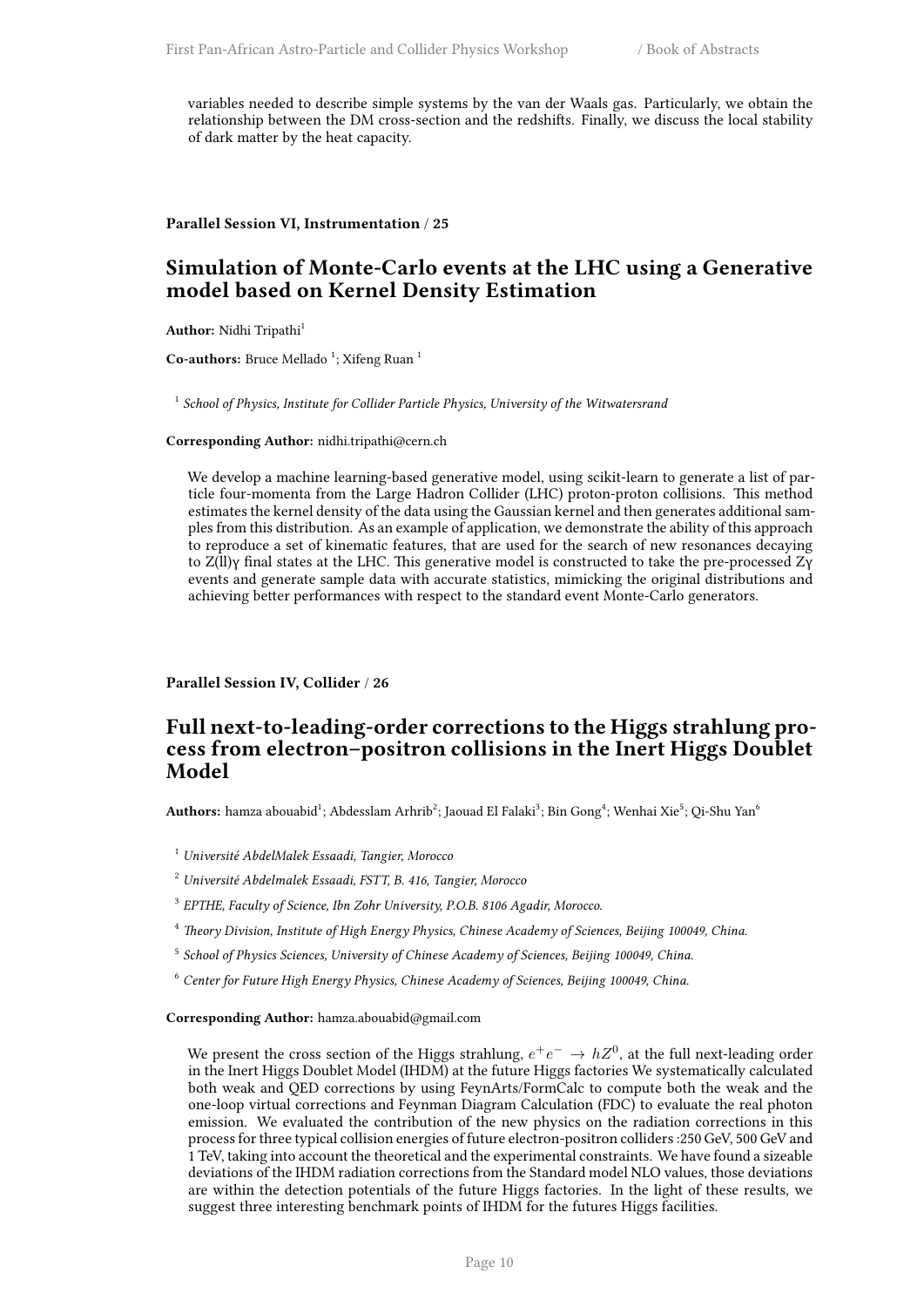variables needed to describe simple systems by the van der Waals gas. Particularly, we obtain the relationship between the DM cross-section and the redshifts. Finally, we discuss the local stability of dark matter by the heat capacity.

**Parallel Session VI, Instrumentation / 25**

## Simulation of Monte-Carlo events at the LHC using a Generative model based on Kernel Density Estimation

**Author:** Nidhi Tripathi[1]

**Co-authors:** Bruce Mellado [1]; Xifeng Ruan [1]

[1] *School of Physics, Institute for Collider Particle Physics, University of the Witwatersrand*

**Corresponding Author:** nidhi.tripathi@cern.ch

We develop a machine learning-based generative model, using scikit-learn to generate a list of particle four-momenta from the Large Hadron Collider (LHC) proton-proton collisions. This method estimates the kernel density of the data using the Gaussian kernel and then generates additional samples from this distribution. As an example of application, we demonstrate the ability of this approach to reproduce a set of kinematic features, that are used for the search of new resonances decaying to Z(ll)γ final states at the LHC. This generative model is constructed to take the pre-processed Zγ events and generate sample data with accurate statistics, mimicking the original distributions and achieving better performances with respect to the standard event Monte-Carlo generators.

**Parallel Session IV, Collider / 26**

## Full next-to-leading-order corrections to the Higgs strahlung process from electron–positron collisions in the Inert Higgs Doublet Model

**Authors:** hamza abouabid[1]; Abdesslam Arhrib[2]; Jaouad El Falaki[3]; Bin Gong[4]; Wenhai Xie[5]; Qi-Shu Yan[6]

[1] *Université AbdelMalek Essaadi, Tangier, Morocco*

[2] *Université Abdelmalek Essaadi, FSTT, B. 416, Tangier, Morocco*

[3] *EPTHE, Faculty of Science, Ibn Zohr University, P.O.B. 8106 Agadir, Morocco.*

[4] *Theory Division, Institute of High Energy Physics, Chinese Academy of Sciences, Beijing 100049, China.*

[5] *School of Physics Sciences, University of Chinese Academy of Sciences, Beijing 100049, China.*

[6] *Center for Future High Energy Physics, Chinese Academy of Sciences, Beijing 100049, China.*

**Corresponding Author:** hamza.abouabid@gmail.com

We present the cross section of the Higgs strahlung, $e^+e^- \rightarrow hZ^0$, at the full next-leading order in the Inert Higgs Doublet Model (IHDM) at the future Higgs factories We systematically calculated both weak and QED corrections by using FeynArts/FormCalc to compute both the weak and the one-loop virtual corrections and Feynman Diagram Calculation (FDC) to evaluate the real photon emission. We evaluated the contribution of the new physics on the radiation corrections in this process for three typical collision energies of future electron-positron colliders :250 GeV, 500 GeV and 1 TeV, taking into account the theoretical and the experimental constraints. We have found a sizeable deviations of the IHDM radiation corrections from the Standard model NLO values, those deviations are within the detection potentials of the future Higgs factories. In the light of these results, we suggest three interesting benchmark points of IHDM for the futures Higgs facilities.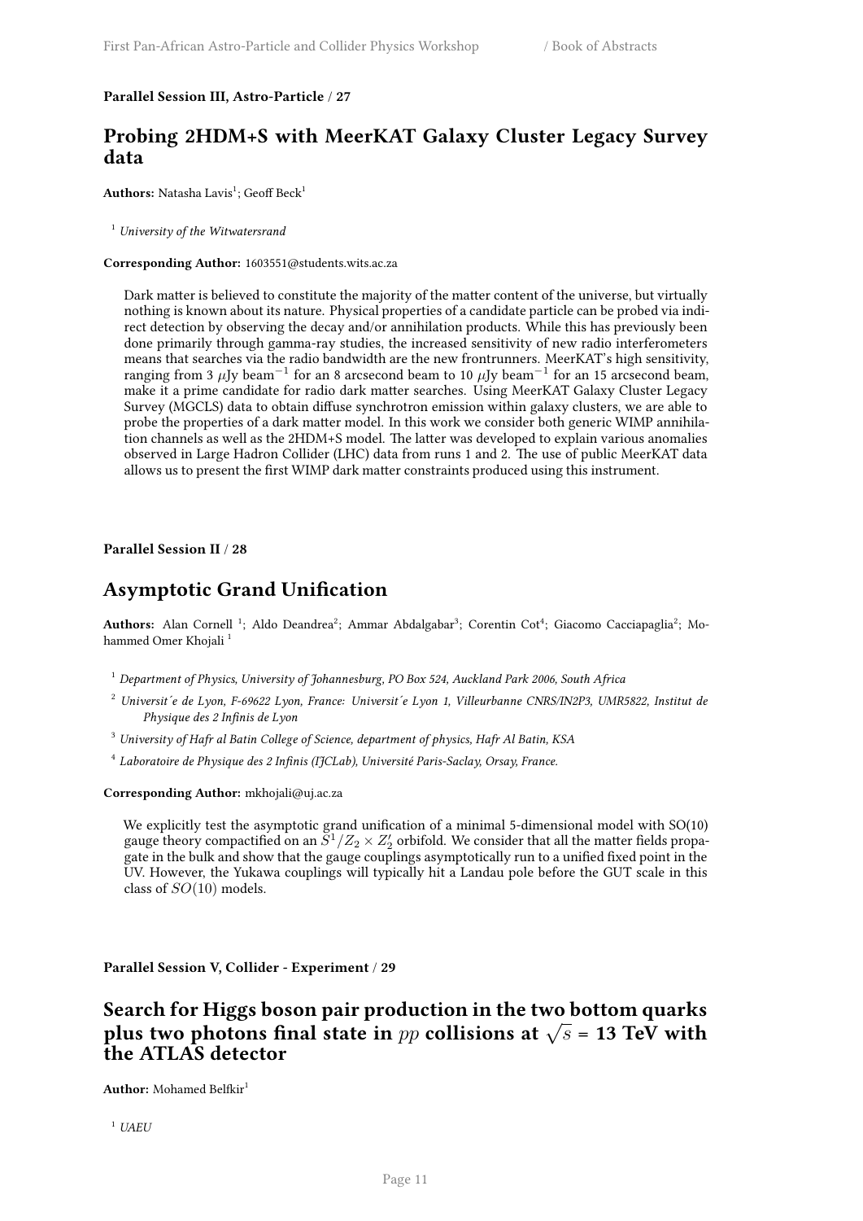**Parallel Session III, Astro-Particle / 27**

## Probing 2HDM+S with MeerKAT Galaxy Cluster Legacy Survey data

**Authors:** Natasha Lavis[1]; Geoff Beck[1]

[1] *University of the Witwatersrand*

**Corresponding Author:** 1603551@students.wits.ac.za

Dark matter is believed to constitute the majority of the matter content of the universe, but virtually nothing is known about its nature. Physical properties of a candidate particle can be probed via indirect detection by observing the decay and/or annihilation products. While this has previously been done primarily through gamma-ray studies, the increased sensitivity of new radio interferometers means that searches via the radio bandwidth are the new frontrunners. MeerKAT's high sensitivity, ranging from 3 $\mu$Jy beam$^{-1}$ for an 8 arcsecond beam to 10 $\mu$Jy beam$^{-1}$ for an 15 arcsecond beam, make it a prime candidate for radio dark matter searches. Using MeerKAT Galaxy Cluster Legacy Survey (MGCLS) data to obtain diffuse synchrotron emission within galaxy clusters, we are able to probe the properties of a dark matter model. In this work we consider both generic WIMP annihilation channels as well as the 2HDM+S model. The latter was developed to explain various anomalies observed in Large Hadron Collider (LHC) data from runs 1 and 2. The use of public MeerKAT data allows us to present the first WIMP dark matter constraints produced using this instrument.

**Parallel Session II / 28**

## Asymptotic Grand Unification

**Authors:** Alan Cornell [1]; Aldo Deandrea[2]; Ammar Abdalgabar[3]; Corentin Cot[4]; Giacomo Cacciapaglia[2]; Mohammed Omer Khojali [1]

[1] *Department of Physics, University of Johannesburg, PO Box 524, Auckland Park 2006, South Africa*

[2] *Universit´e de Lyon, F-69622 Lyon, France: Universit´e Lyon 1, Villeurbanne CNRS/IN2P3, UMR5822, Institut de Physique des 2 Infinis de Lyon*

[3] *University of Hafr al Batin College of Science, department of physics, Hafr Al Batin, KSA*

[4] *Laboratoire de Physique des 2 Infinis (IJCLab), Université Paris-Saclay, Orsay, France.*

**Corresponding Author:** mkhojali@uj.ac.za

We explicitly test the asymptotic grand unification of a minimal 5-dimensional model with SO(10) gauge theory compactified on an $S^1/Z_2 \times Z_2'$ orbifold. We consider that all the matter fields propagate in the bulk and show that the gauge couplings asymptotically run to a unified fixed point in the UV. However, the Yukawa couplings will typically hit a Landau pole before the GUT scale in this class of $SO(10)$ models.

**Parallel Session V, Collider - Experiment / 29**

## Search for Higgs boson pair production in the two bottom quarks plus two photons final state in $pp$ collisions at $\sqrt{s}$ = 13 TeV with the ATLAS detector

**Author:** Mohamed Belfkir[1]

[1] *UAEU*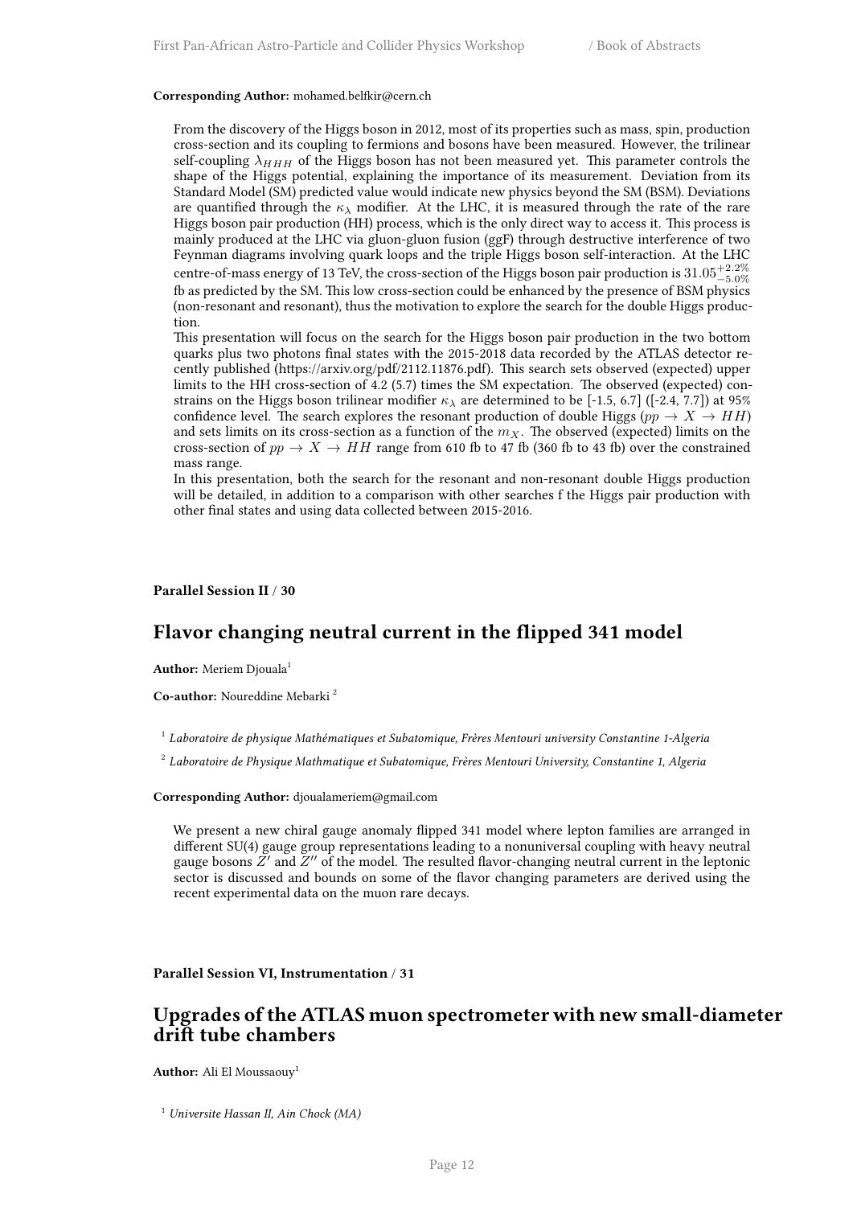**Corresponding Author:** mohamed.belfkir@cern.ch

From the discovery of the Higgs boson in 2012, most of its properties such as mass, spin, production cross-section and its coupling to fermions and bosons have been measured. However, the trilinear self-coupling $\lambda_{HHH}$ of the Higgs boson has not been measured yet. This parameter controls the shape of the Higgs potential, explaining the importance of its measurement. Deviation from its Standard Model (SM) predicted value would indicate new physics beyond the SM (BSM). Deviations are quantified through the $\kappa_\lambda$ modifier. At the LHC, it is measured through the rate of the rare Higgs boson pair production (HH) process, which is the only direct way to access it. This process is mainly produced at the LHC via gluon-gluon fusion (ggF) through destructive interference of two Feynman diagrams involving quark loops and the triple Higgs boson self-interaction. At the LHC centre-of-mass energy of 13 TeV, the cross-section of the Higgs boson pair production is $31.05^{+2.2\%}_{-5.0\%}$ fb as predicted by the SM. This low cross-section could be enhanced by the presence of BSM physics (non-resonant and resonant), thus the motivation to explore the search for the double Higgs production.
This presentation will focus on the search for the Higgs boson pair production in the two bottom quarks plus two photons final states with the 2015-2018 data recorded by the ATLAS detector recently published (https://arxiv.org/pdf/2112.11876.pdf). This search sets observed (expected) upper limits to the HH cross-section of 4.2 (5.7) times the SM expectation. The observed (expected) constrains on the Higgs boson trilinear modifier $\kappa_\lambda$ are determined to be [-1.5, 6.7] ([-2.4, 7.7]) at 95% confidence level. The search explores the resonant production of double Higgs ($pp \to X \to HH$) and sets limits on its cross-section as a function of the $m_X$. The observed (expected) limits on the cross-section of $pp \to X \to HH$ range from 610 fb to 47 fb (360 fb to 43 fb) over the constrained mass range.
In this presentation, both the search for the resonant and non-resonant double Higgs production will be detailed, in addition to a comparison with other searches f the Higgs pair production with other final states and using data collected between 2015-2016.

**Parallel Session II / 30**

## Flavor changing neutral current in the flipped 341 model

**Author:** Meriem Djouala[1]

**Co-author:** Noureddine Mebarki [2]

[1] *Laboratoire de physique Mathématiques et Subatomique, Frères Mentouri university Constantine 1-Algeria*

[2] *Laboratoire de Physique Mathmatique et Subatomique, Frères Mentouri University, Constantine 1, Algeria*

**Corresponding Author:** djoualameriem@gmail.com

We present a new chiral gauge anomaly flipped 341 model where lepton families are arranged in different SU(4) gauge group representations leading to a nonuniversal coupling with heavy neutral gauge bosons $Z'$ and $Z''$ of the model. The resulted flavor-changing neutral current in the leptonic sector is discussed and bounds on some of the flavor changing parameters are derived using the recent experimental data on the muon rare decays.

**Parallel Session VI, Instrumentation / 31**

## Upgrades of the ATLAS muon spectrometer with new small-diameter drift tube chambers

**Author:** Ali El Moussaouy[1]

[1] *Universite Hassan II, Ain Chock (MA)*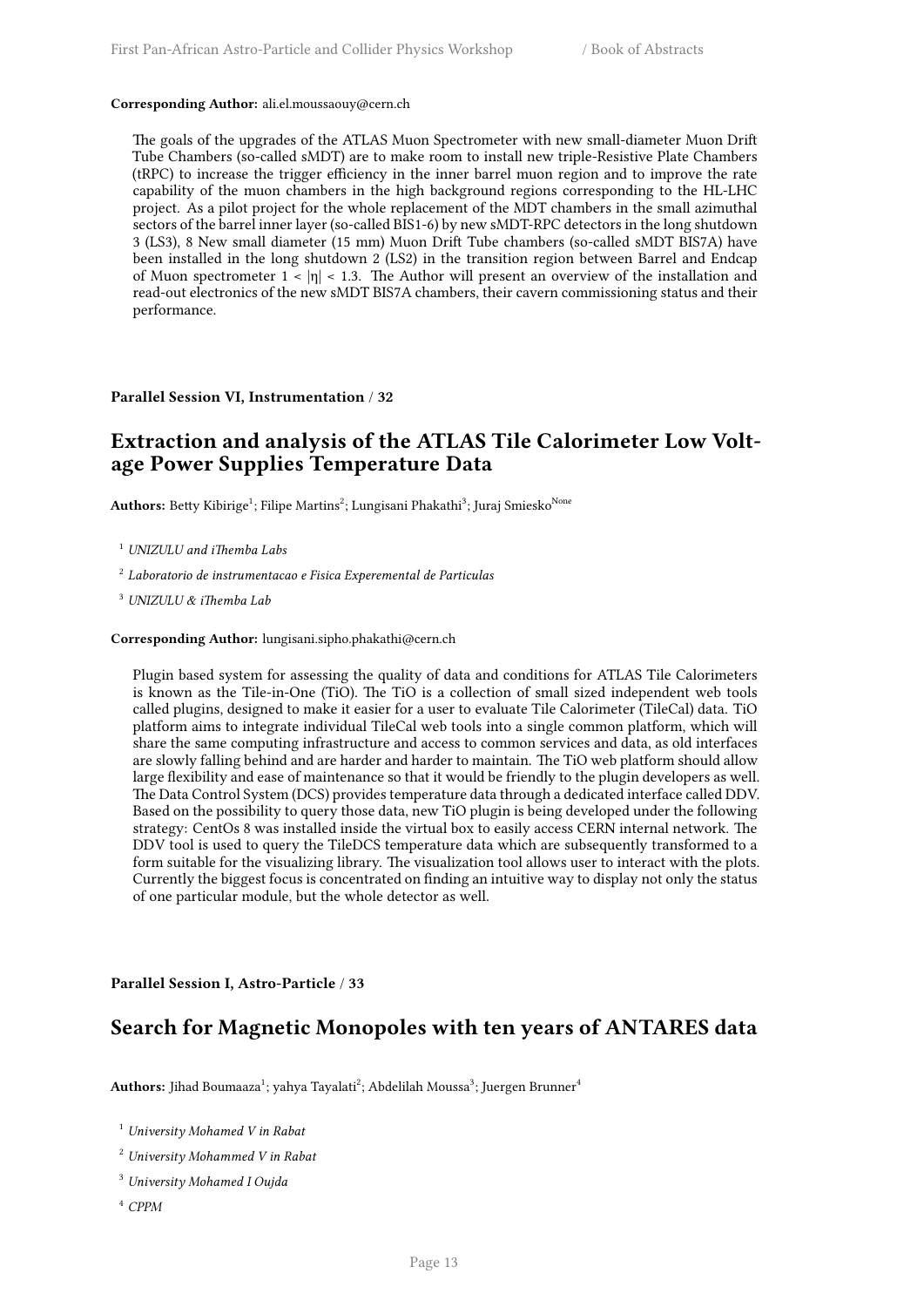**Corresponding Author:** ali.el.moussaouy@cern.ch

The goals of the upgrades of the ATLAS Muon Spectrometer with new small-diameter Muon Drift Tube Chambers (so-called sMDT) are to make room to install new triple-Resistive Plate Chambers (tRPC) to increase the trigger efficiency in the inner barrel muon region and to improve the rate capability of the muon chambers in the high background regions corresponding to the HL-LHC project. As a pilot project for the whole replacement of the MDT chambers in the small azimuthal sectors of the barrel inner layer (so-called BIS1-6) by new sMDT-RPC detectors in the long shutdown 3 (LS3), 8 New small diameter (15 mm) Muon Drift Tube chambers (so-called sMDT BIS7A) have been installed in the long shutdown 2 (LS2) in the transition region between Barrel and Endcap of Muon spectrometer $1 < |\eta| < 1.3$. The Author will present an overview of the installation and read-out electronics of the new sMDT BIS7A chambers, their cavern commissioning status and their performance.

**Parallel Session VI, Instrumentation / 32**

## Extraction and analysis of the ATLAS Tile Calorimeter Low Voltage Power Supplies Temperature Data

**Authors:** Betty Kibirige[1]; Filipe Martins[2]; Lungisani Phakathi[3]; Juraj Smiesko[None]

[1] *UNIZULU and iThemba Labs*

[2] *Laboratorio de instrumentacao e Fisica Experemental de Particulas*

[3] *UNIZULU & iThemba Lab*

**Corresponding Author:** lungisani.sipho.phakathi@cern.ch

Plugin based system for assessing the quality of data and conditions for ATLAS Tile Calorimeters is known as the Tile-in-One (TiO). The TiO is a collection of small sized independent web tools called plugins, designed to make it easier for a user to evaluate Tile Calorimeter (TileCal) data. TiO platform aims to integrate individual TileCal web tools into a single common platform, which will share the same computing infrastructure and access to common services and data, as old interfaces are slowly falling behind and are harder and harder to maintain. The TiO web platform should allow large flexibility and ease of maintenance so that it would be friendly to the plugin developers as well. The Data Control System (DCS) provides temperature data through a dedicated interface called DDV. Based on the possibility to query those data, new TiO plugin is being developed under the following strategy: CentOs 8 was installed inside the virtual box to easily access CERN internal network. The DDV tool is used to query the TileDCS temperature data which are subsequently transformed to a form suitable for the visualizing library. The visualization tool allows user to interact with the plots. Currently the biggest focus is concentrated on finding an intuitive way to display not only the status of one particular module, but the whole detector as well.

**Parallel Session I, Astro-Particle / 33**

## Search for Magnetic Monopoles with ten years of ANTARES data

**Authors:** Jihad Boumaaza[1]; yahya Tayalati[2]; Abdelilah Moussa[3]; Juergen Brunner[4]

[1] *University Mohamed V in Rabat*

[2] *University Mohammed V in Rabat*

[3] *University Mohamed I Oujda*

[4] *CPPM*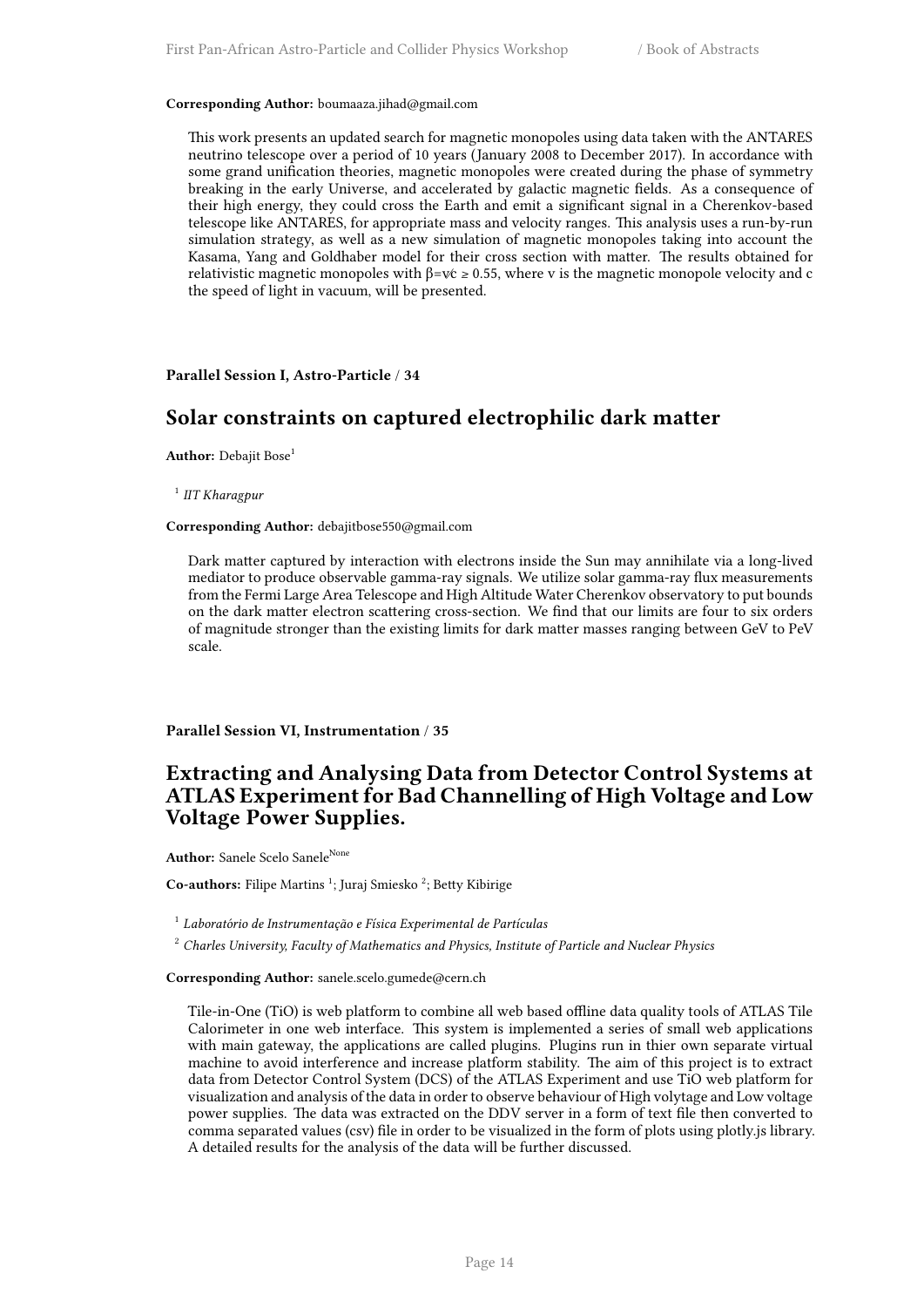**Corresponding Author:** boumaaza.jihad@gmail.com

This work presents an updated search for magnetic monopoles using data taken with the ANTARES neutrino telescope over a period of 10 years (January 2008 to December 2017). In accordance with some grand unification theories, magnetic monopoles were created during the phase of symmetry breaking in the early Universe, and accelerated by galactic magnetic fields. As a consequence of their high energy, they could cross the Earth and emit a significant signal in a Cherenkov-based telescope like ANTARES, for appropriate mass and velocity ranges. This analysis uses a run-by-run simulation strategy, as well as a new simulation of magnetic monopoles taking into account the Kasama, Yang and Goldhaber model for their cross section with matter. The results obtained for relativistic magnetic monopoles with $\beta=v/c \geq 0.55$, where v is the magnetic monopole velocity and c the speed of light in vacuum, will be presented.

**Parallel Session I, Astro-Particle / 34**

## Solar constraints on captured electrophilic dark matter

**Author:** Debajit Bose[1]

[1] *IIT Kharagpur*

**Corresponding Author:** debajitbose550@gmail.com

Dark matter captured by interaction with electrons inside the Sun may annihilate via a long-lived mediator to produce observable gamma-ray signals. We utilize solar gamma-ray flux measurements from the Fermi Large Area Telescope and High Altitude Water Cherenkov observatory to put bounds on the dark matter electron scattering cross-section. We find that our limits are four to six orders of magnitude stronger than the existing limits for dark matter masses ranging between GeV to PeV scale.

**Parallel Session VI, Instrumentation / 35**

## Extracting and Analysing Data from Detector Control Systems at ATLAS Experiment for Bad Channelling of High Voltage and Low Voltage Power Supplies.

**Author:** Sanele Scelo Sanele[None]

**Co-authors:** Filipe Martins [1]; Juraj Smiesko [2]; Betty Kibirige

[1] *Laboratório de Instrumentação e Física Experimental de Partículas*

[2] *Charles University, Faculty of Mathematics and Physics, Institute of Particle and Nuclear Physics*

**Corresponding Author:** sanele.scelo.gumede@cern.ch

Tile-in-One (TiO) is web platform to combine all web based offline data quality tools of ATLAS Tile Calorimeter in one web interface. This system is implemented a series of small web applications with main gateway, the applications are called plugins. Plugins run in thier own separate virtual machine to avoid interference and increase platform stability. The aim of this project is to extract data from Detector Control System (DCS) of the ATLAS Experiment and use TiO web platform for visualization and analysis of the data in order to observe behaviour of High volytage and Low voltage power supplies. The data was extracted on the DDV server in a form of text file then converted to comma separated values (csv) file in order to be visualized in the form of plots using plotly.js library. A detailed results for the analysis of the data will be further discussed.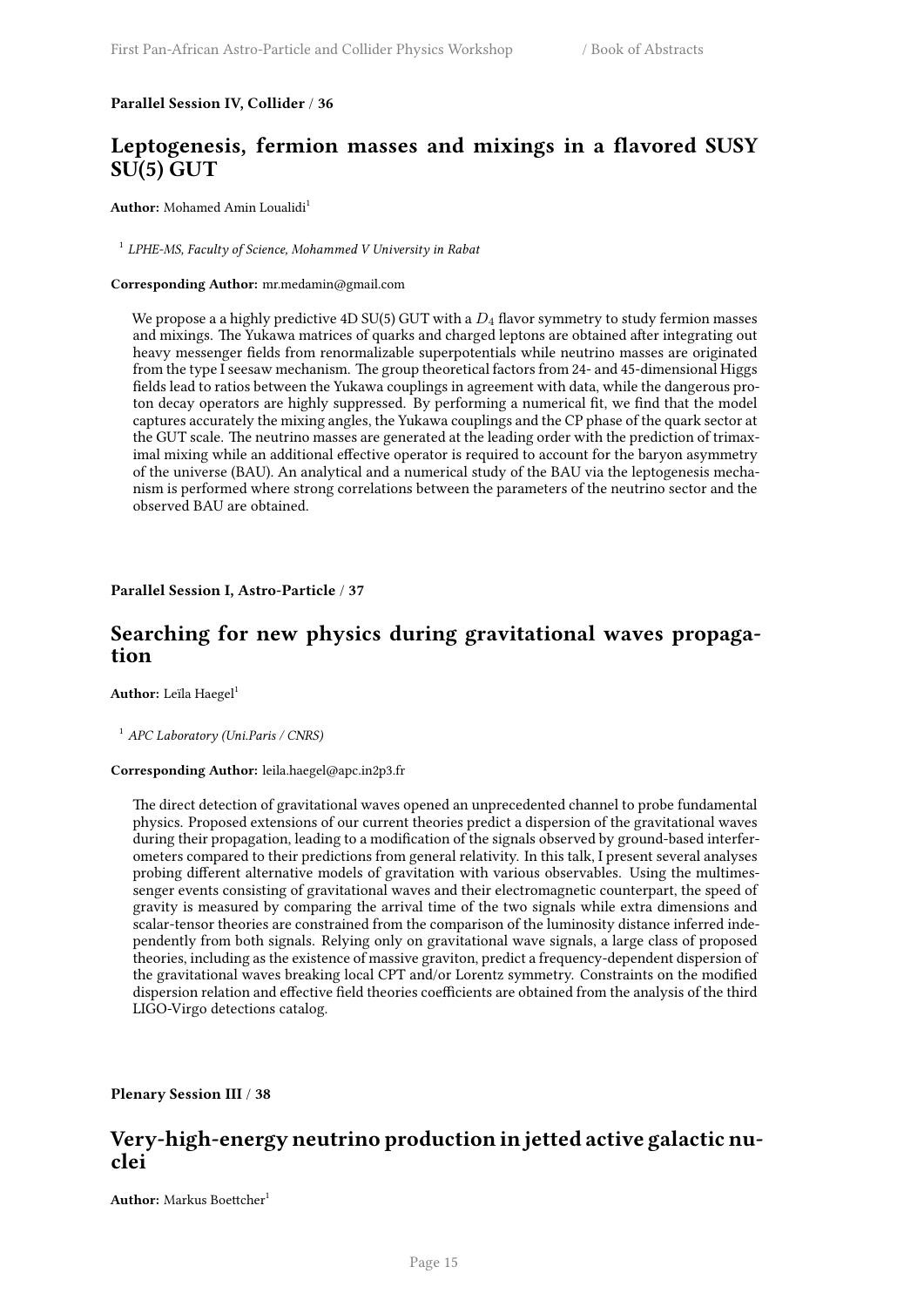**Parallel Session IV, Collider / 36**

## Leptogenesis, fermion masses and mixings in a flavored SUSY SU(5) GUT

**Author:** Mohamed Amin Loualidi[1]

[1] *LPHE-MS, Faculty of Science, Mohammed V University in Rabat*

**Corresponding Author:** mr.medamin@gmail.com

We propose a a highly predictive 4D SU(5) GUT with a $D_4$ flavor symmetry to study fermion masses and mixings. The Yukawa matrices of quarks and charged leptons are obtained after integrating out heavy messenger fields from renormalizable superpotentials while neutrino masses are originated from the type I seesaw mechanism. The group theoretical factors from 24- and 45-dimensional Higgs fields lead to ratios between the Yukawa couplings in agreement with data, while the dangerous proton decay operators are highly suppressed. By performing a numerical fit, we find that the model captures accurately the mixing angles, the Yukawa couplings and the CP phase of the quark sector at the GUT scale. The neutrino masses are generated at the leading order with the prediction of trimaximal mixing while an additional effective operator is required to account for the baryon asymmetry of the universe (BAU). An analytical and a numerical study of the BAU via the leptogenesis mechanism is performed where strong correlations between the parameters of the neutrino sector and the observed BAU are obtained.

**Parallel Session I, Astro-Particle / 37**

## Searching for new physics during gravitational waves propagation

**Author:** Leïla Haegel[1]

[1] *APC Laboratory (Uni.Paris / CNRS)*

**Corresponding Author:** leila.haegel@apc.in2p3.fr

The direct detection of gravitational waves opened an unprecedented channel to probe fundamental physics. Proposed extensions of our current theories predict a dispersion of the gravitational waves during their propagation, leading to a modification of the signals observed by ground-based interferometers compared to their predictions from general relativity. In this talk, I present several analyses probing different alternative models of gravitation with various observables. Using the multimessenger events consisting of gravitational waves and their electromagnetic counterpart, the speed of gravity is measured by comparing the arrival time of the two signals while extra dimensions and scalar-tensor theories are constrained from the comparison of the luminosity distance inferred independently from both signals. Relying only on gravitational wave signals, a large class of proposed theories, including as the existence of massive graviton, predict a frequency-dependent dispersion of the gravitational waves breaking local CPT and/or Lorentz symmetry. Constraints on the modified dispersion relation and effective field theories coefficients are obtained from the analysis of the third LIGO-Virgo detections catalog.

**Plenary Session III / 38**

## Very-high-energy neutrino production in jetted active galactic nuclei

**Author:** Markus Boettcher[1]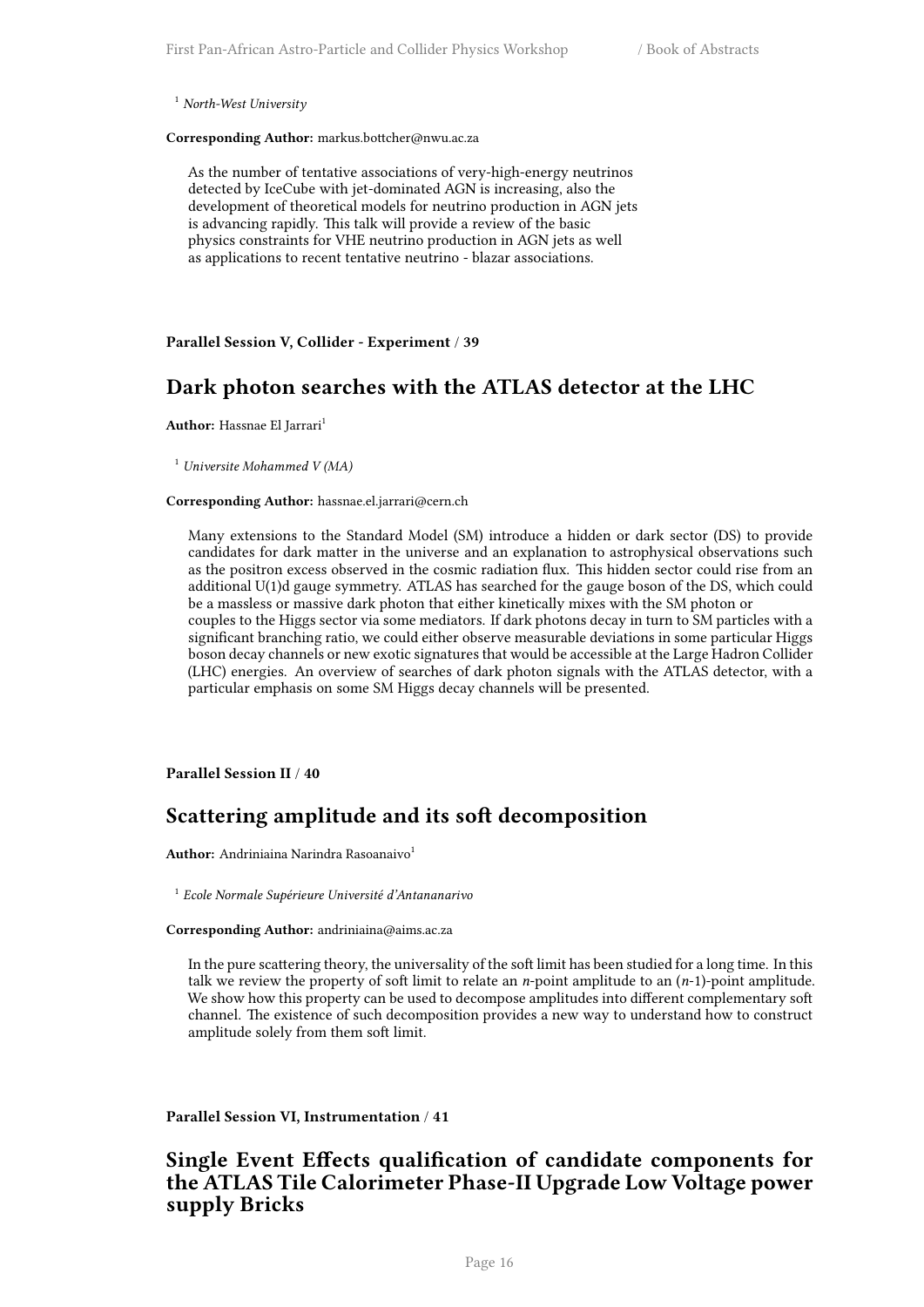[1] *North-West University*

**Corresponding Author:** markus.bottcher@nwu.ac.za

As the number of tentative associations of very-high-energy neutrinos detected by IceCube with jet-dominated AGN is increasing, also the development of theoretical models for neutrino production in AGN jets is advancing rapidly. This talk will provide a review of the basic physics constraints for VHE neutrino production in AGN jets as well as applications to recent tentative neutrino - blazar associations.

**Parallel Session V, Collider - Experiment / 39**

## Dark photon searches with the ATLAS detector at the LHC

**Author:** Hassnae El Jarrari[1]

[1] *Universite Mohammed V (MA)*

**Corresponding Author:** hassnae.el.jarrari@cern.ch

Many extensions to the Standard Model (SM) introduce a hidden or dark sector (DS) to provide candidates for dark matter in the universe and an explanation to astrophysical observations such as the positron excess observed in the cosmic radiation flux. This hidden sector could rise from an additional U(1)d gauge symmetry. ATLAS has searched for the gauge boson of the DS, which could be a massless or massive dark photon that either kinetically mixes with the SM photon or couples to the Higgs sector via some mediators. If dark photons decay in turn to SM particles with a significant branching ratio, we could either observe measurable deviations in some particular Higgs boson decay channels or new exotic signatures that would be accessible at the Large Hadron Collider (LHC) energies. An overview of searches of dark photon signals with the ATLAS detector, with a particular emphasis on some SM Higgs decay channels will be presented.

**Parallel Session II / 40**

## Scattering amplitude and its soft decomposition

**Author:** Andriniaina Narindra Rasoanaivo[1]

[1] *Ecole Normale Supérieure Université d'Antananarivo*

**Corresponding Author:** andriniaina@aims.ac.za

In the pure scattering theory, the universality of the soft limit has been studied for a long time. In this talk we review the property of soft limit to relate an $n$-point amplitude to an ($n$-1)-point amplitude. We show how this property can be used to decompose amplitudes into different complementary soft channel. The existence of such decomposition provides a new way to understand how to construct amplitude solely from them soft limit.

**Parallel Session VI, Instrumentation / 41**

## Single Event Effects qualification of candidate components for the ATLAS Tile Calorimeter Phase-II Upgrade Low Voltage power supply Bricks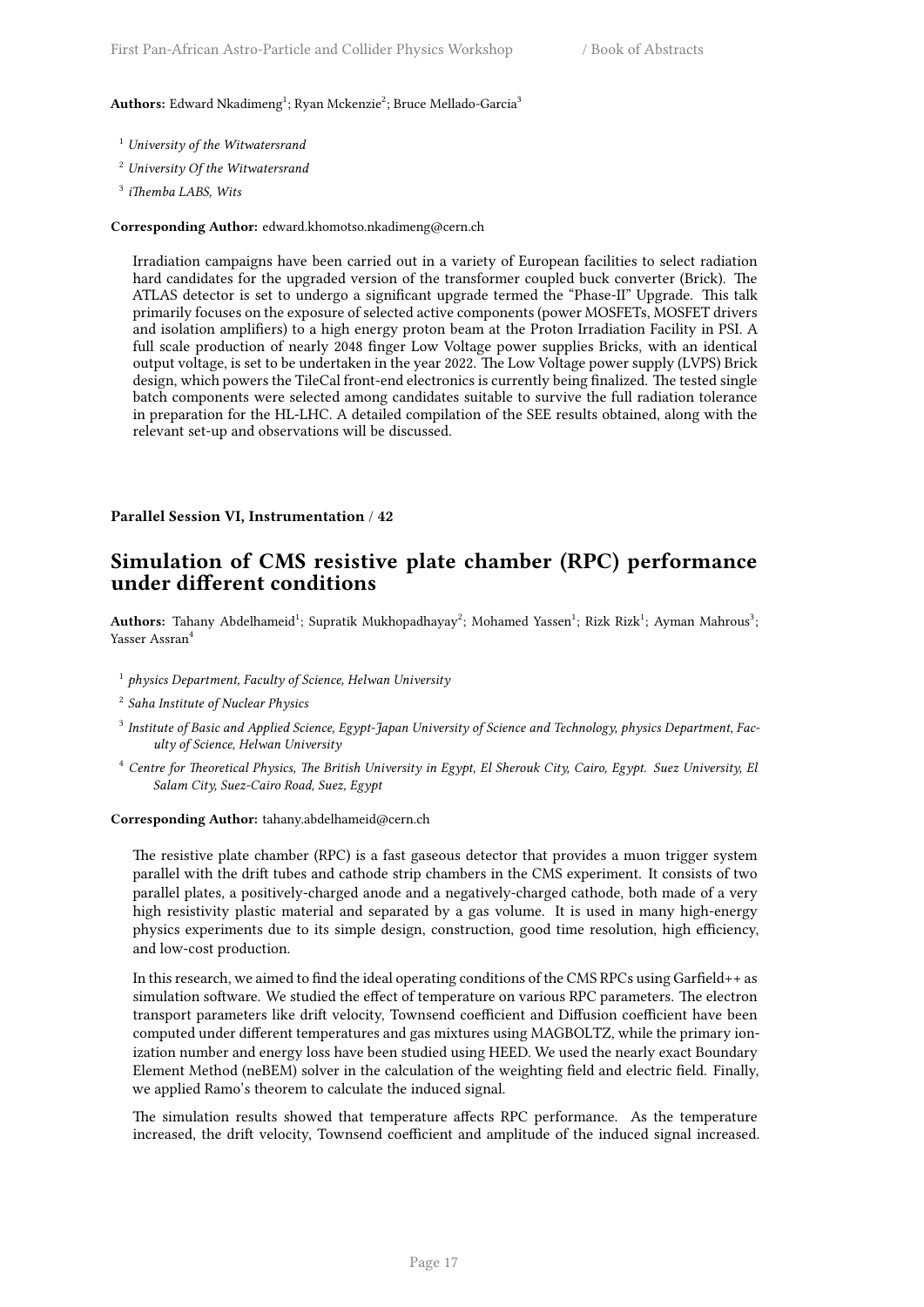**Authors:** Edward Nkadimeng[1]; Ryan Mckenzie[2]; Bruce Mellado-Garcia[3]

[1] *University of the Witwatersrand*

[2] *University Of the Witwatersrand*

[3] *iThemba LABS, Wits*

**Corresponding Author:** edward.khomotso.nkadimeng@cern.ch

Irradiation campaigns have been carried out in a variety of European facilities to select radiation hard candidates for the upgraded version of the transformer coupled buck converter (Brick). The ATLAS detector is set to undergo a significant upgrade termed the "Phase-II" Upgrade. This talk primarily focuses on the exposure of selected active components (power MOSFETs, MOSFET drivers and isolation amplifiers) to a high energy proton beam at the Proton Irradiation Facility in PSI. A full scale production of nearly 2048 finger Low Voltage power supplies Bricks, with an identical output voltage, is set to be undertaken in the year 2022. The Low Voltage power supply (LVPS) Brick design, which powers the TileCal front-end electronics is currently being finalized. The tested single batch components were selected among candidates suitable to survive the full radiation tolerance in preparation for the HL-LHC. A detailed compilation of the SEE results obtained, along with the relevant set-up and observations will be discussed.

**Parallel Session VI, Instrumentation / 42**

## Simulation of CMS resistive plate chamber (RPC) performance under different conditions

**Authors:** Tahany Abdelhameid[1]; Supratik Mukhopadhayay[2]; Mohamed Yassen[1]; Rizk Rizk[1]; Ayman Mahrous[3]; Yasser Assran[4]

[1] *physics Department, Faculty of Science, Helwan University*

[2] *Saha Institute of Nuclear Physics*

[3] *Institute of Basic and Applied Science, Egypt-Japan University of Science and Technology, physics Department, Faculty of Science, Helwan University*

[4] *Centre for Theoretical Physics, The British University in Egypt, El Sherouk City, Cairo, Egypt. Suez University, El Salam City, Suez-Cairo Road, Suez, Egypt*

**Corresponding Author:** tahany.abdelhameid@cern.ch

The resistive plate chamber (RPC) is a fast gaseous detector that provides a muon trigger system parallel with the drift tubes and cathode strip chambers in the CMS experiment. It consists of two parallel plates, a positively-charged anode and a negatively-charged cathode, both made of a very high resistivity plastic material and separated by a gas volume. It is used in many high-energy physics experiments due to its simple design, construction, good time resolution, high efficiency, and low-cost production.

In this research, we aimed to find the ideal operating conditions of the CMS RPCs using Garfield++ as simulation software. We studied the effect of temperature on various RPC parameters. The electron transport parameters like drift velocity, Townsend coefficient and Diffusion coefficient have been computed under different temperatures and gas mixtures using MAGBOLTZ, while the primary ionization number and energy loss have been studied using HEED. We used the nearly exact Boundary Element Method (neBEM) solver in the calculation of the weighting field and electric field. Finally, we applied Ramo's theorem to calculate the induced signal.

The simulation results showed that temperature affects RPC performance. As the temperature increased, the drift velocity, Townsend coefficient and amplitude of the induced signal increased.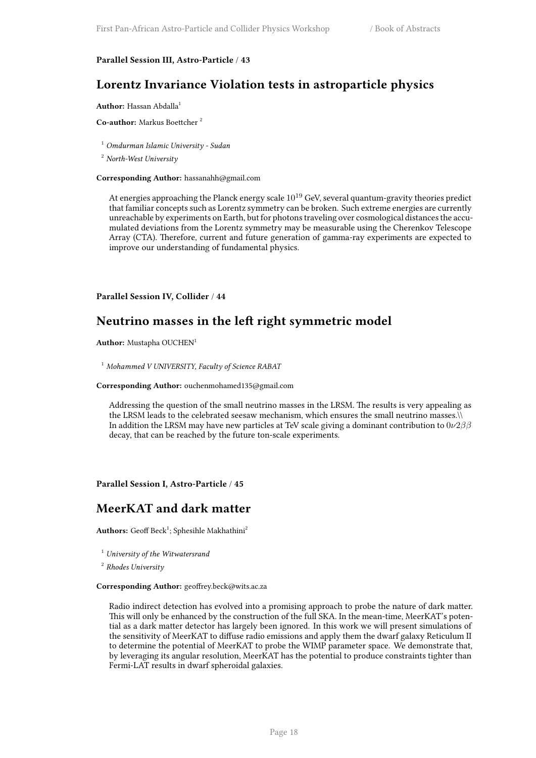**Parallel Session III, Astro-Particle / 43**

## Lorentz Invariance Violation tests in astroparticle physics

**Author:** Hassan Abdalla[1]

**Co-author:** Markus Boettcher [2]

[1] *Omdurman Islamic University - Sudan*

[2] *North-West University*

**Corresponding Author:** hassanahh@gmail.com

At energies approaching the Planck energy scale $10^{19}$ GeV, several quantum-gravity theories predict that familiar concepts such as Lorentz symmetry can be broken. Such extreme energies are currently unreachable by experiments on Earth, but for photons traveling over cosmological distances the accumulated deviations from the Lorentz symmetry may be measurable using the Cherenkov Telescope Array (CTA). Therefore, current and future generation of gamma-ray experiments are expected to improve our understanding of fundamental physics.

**Parallel Session IV, Collider / 44**

## Neutrino masses in the left right symmetric model

**Author:** Mustapha OUCHEN[1]

[1] *Mohammed V UNIVERSITY, Faculty of Science RABAT*

**Corresponding Author:** ouchenmohamed135@gmail.com

Addressing the question of the small neutrino masses in the LRSM. The results is very appealing as the LRSM leads to the celebrated seesaw mechanism, which ensures the small neutrino masses.\\
In addition the LRSM may have new particles at TeV scale giving a dominant contribution to $0\nu2\beta\beta$ decay, that can be reached by the future ton-scale experiments.

**Parallel Session I, Astro-Particle / 45**

## MeerKAT and dark matter

**Authors:** Geoff Beck[1]; Sphesihle Makhathini[2]

[1] *University of the Witwatersrand*

[2] *Rhodes University*

**Corresponding Author:** geoffrey.beck@wits.ac.za

Radio indirect detection has evolved into a promising approach to probe the nature of dark matter. This will only be enhanced by the construction of the full SKA. In the mean-time, MeerKAT's potential as a dark matter detector has largely been ignored. In this work we will present simulations of the sensitivity of MeerKAT to diffuse radio emissions and apply them the dwarf galaxy Reticulum II to determine the potential of MeerKAT to probe the WIMP parameter space. We demonstrate that, by leveraging its angular resolution, MeerKAT has the potential to produce constraints tighter than Fermi-LAT results in dwarf spheroidal galaxies.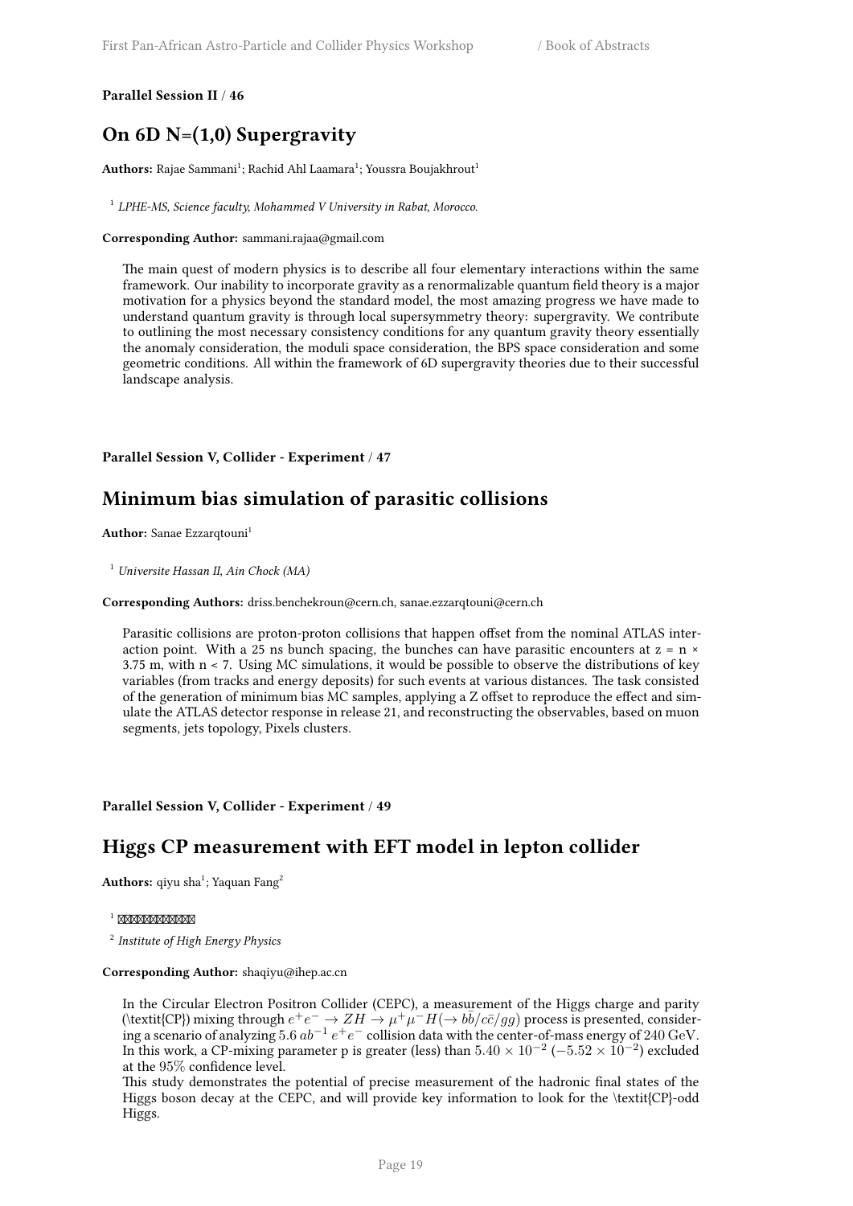**Parallel Session II / 46**

## On 6D N=(1,0) Supergravity

**Authors:** Rajae Sammani[1]; Rachid Ahl Laamara[1]; Youssra Boujakhrout[1]

[1] *LPHE-MS, Science faculty, Mohammed V University in Rabat, Morocco.*

**Corresponding Author:** sammani.rajaa@gmail.com

The main quest of modern physics is to describe all four elementary interactions within the same framework. Our inability to incorporate gravity as a renormalizable quantum field theory is a major motivation for a physics beyond the standard model, the most amazing progress we have made to understand quantum gravity is through local supersymmetry theory: supergravity. We contribute to outlining the most necessary consistency conditions for any quantum gravity theory essentially the anomaly consideration, the moduli space consideration, the BPS space consideration and some geometric conditions. All within the framework of 6D supergravity theories due to their successful landscape analysis.

**Parallel Session V, Collider - Experiment / 47**

## Minimum bias simulation of parasitic collisions

**Author:** Sanae Ezzarqtouni[1]

[1] *Universite Hassan II, Ain Chock (MA)*

**Corresponding Authors:** driss.benchekroun@cern.ch, sanae.ezzarqtouni@cern.ch

Parasitic collisions are proton-proton collisions that happen offset from the nominal ATLAS interaction point. With a 25 ns bunch spacing, the bunches can have parasitic encounters at z = n × 3.75 m, with n < 7. Using MC simulations, it would be possible to observe the distributions of key variables (from tracks and energy deposits) for such events at various distances. The task consisted of the generation of minimum bias MC samples, applying a Z offset to reproduce the effect and simulate the ATLAS detector response in release 21, and reconstructing the observables, based on muon segments, jets topology, Pixels clusters.

**Parallel Session V, Collider - Experiment / 49**

## Higgs CP measurement with EFT model in lepton collider

**Authors:** qiyu sha[1]; Yaquan Fang[2]

[1] ▯▯▯▯▯▯▯▯▯▯▯▯

[2] *Institute of High Energy Physics*

**Corresponding Author:** shaqiyu@ihep.ac.cn

In the Circular Electron Positron Collider (CEPC), a measurement of the Higgs charge and parity (\textit{CP}) mixing through $e^+e^- \rightarrow ZH \rightarrow \mu^+\mu^- H(\rightarrow b\bar{b}/c\bar{c}/gg)$ process is presented, considering a scenario of analyzing $5.6\ ab^{-1}$ $e^+e^-$ collision data with the center-of-mass energy of $240$ GeV. In this work, a CP-mixing parameter p is greater (less) than $5.40 \times 10^{-2}$ ($-5.52 \times 10^{-2}$) excluded at the $95\%$ confidence level.
This study demonstrates the potential of precise measurement of the hadronic final states of the Higgs boson decay at the CEPC, and will provide key information to look for the \textit{CP}-odd Higgs.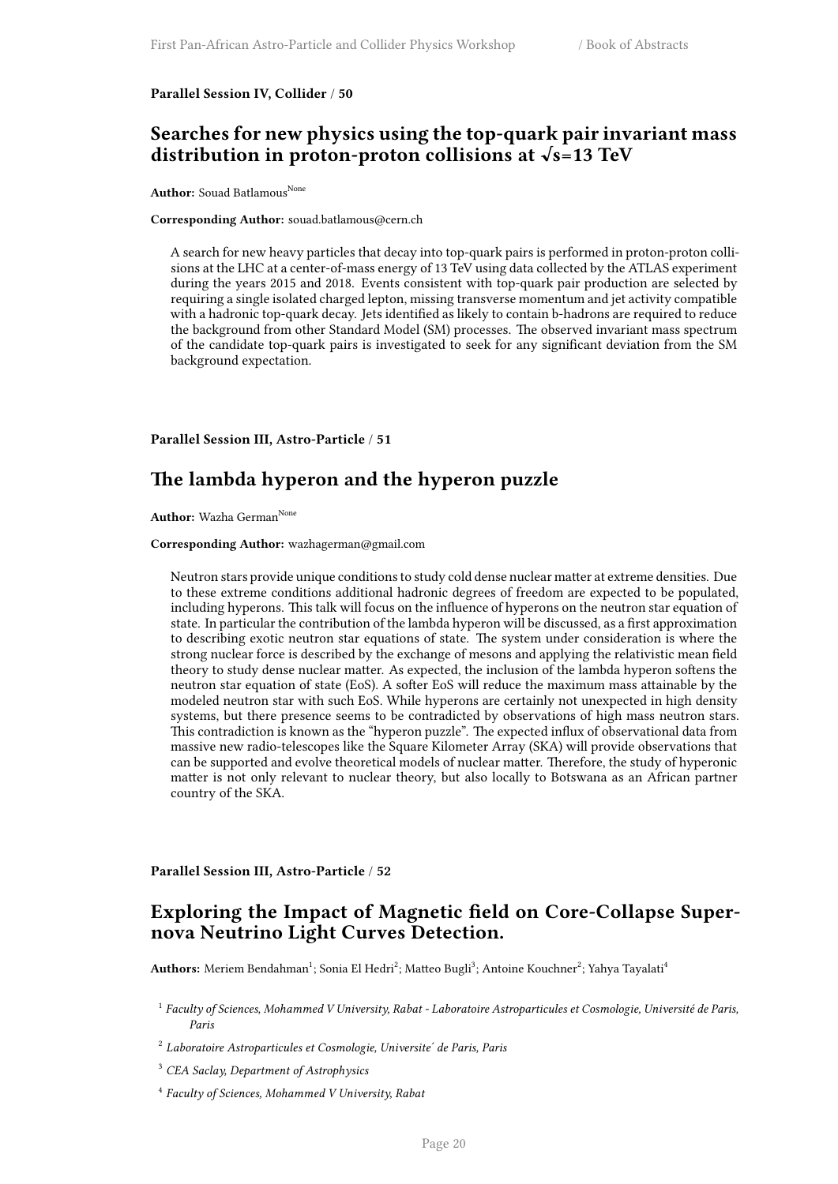**Parallel Session IV, Collider / 50**

## Searches for new physics using the top-quark pair invariant mass distribution in proton-proton collisions at √s=13 TeV

**Author:** Souad Batlamous[None]

**Corresponding Author:** souad.batlamous@cern.ch

A search for new heavy particles that decay into top-quark pairs is performed in proton-proton collisions at the LHC at a center-of-mass energy of 13 TeV using data collected by the ATLAS experiment during the years 2015 and 2018. Events consistent with top-quark pair production are selected by requiring a single isolated charged lepton, missing transverse momentum and jet activity compatible with a hadronic top-quark decay. Jets identified as likely to contain b-hadrons are required to reduce the background from other Standard Model (SM) processes. The observed invariant mass spectrum of the candidate top-quark pairs is investigated to seek for any significant deviation from the SM background expectation.

**Parallel Session III, Astro-Particle / 51**

## The lambda hyperon and the hyperon puzzle

**Author:** Wazha German[None]

**Corresponding Author:** wazhagerman@gmail.com

Neutron stars provide unique conditions to study cold dense nuclear matter at extreme densities. Due to these extreme conditions additional hadronic degrees of freedom are expected to be populated, including hyperons. This talk will focus on the influence of hyperons on the neutron star equation of state. In particular the contribution of the lambda hyperon will be discussed, as a first approximation to describing exotic neutron star equations of state. The system under consideration is where the strong nuclear force is described by the exchange of mesons and applying the relativistic mean field theory to study dense nuclear matter. As expected, the inclusion of the lambda hyperon softens the neutron star equation of state (EoS). A softer EoS will reduce the maximum mass attainable by the modeled neutron star with such EoS. While hyperons are certainly not unexpected in high density systems, but there presence seems to be contradicted by observations of high mass neutron stars. This contradiction is known as the "hyperon puzzle". The expected influx of observational data from massive new radio-telescopes like the Square Kilometer Array (SKA) will provide observations that can be supported and evolve theoretical models of nuclear matter. Therefore, the study of hyperonic matter is not only relevant to nuclear theory, but also locally to Botswana as an African partner country of the SKA.

**Parallel Session III, Astro-Particle / 52**

## Exploring the Impact of Magnetic field on Core-Collapse Supernova Neutrino Light Curves Detection.

**Authors:** Meriem Bendahman[1]; Sonia El Hedri[2]; Matteo Bugli[3]; Antoine Kouchner[2]; Yahya Tayalati[4]

[1] *Faculty of Sciences, Mohammed V University, Rabat - Laboratoire Astroparticules et Cosmologie, Université de Paris, Paris*

[2] *Laboratoire Astroparticules et Cosmologie, Universite´ de Paris, Paris*

[3] *CEA Saclay, Department of Astrophysics*

[4] *Faculty of Sciences, Mohammed V University, Rabat*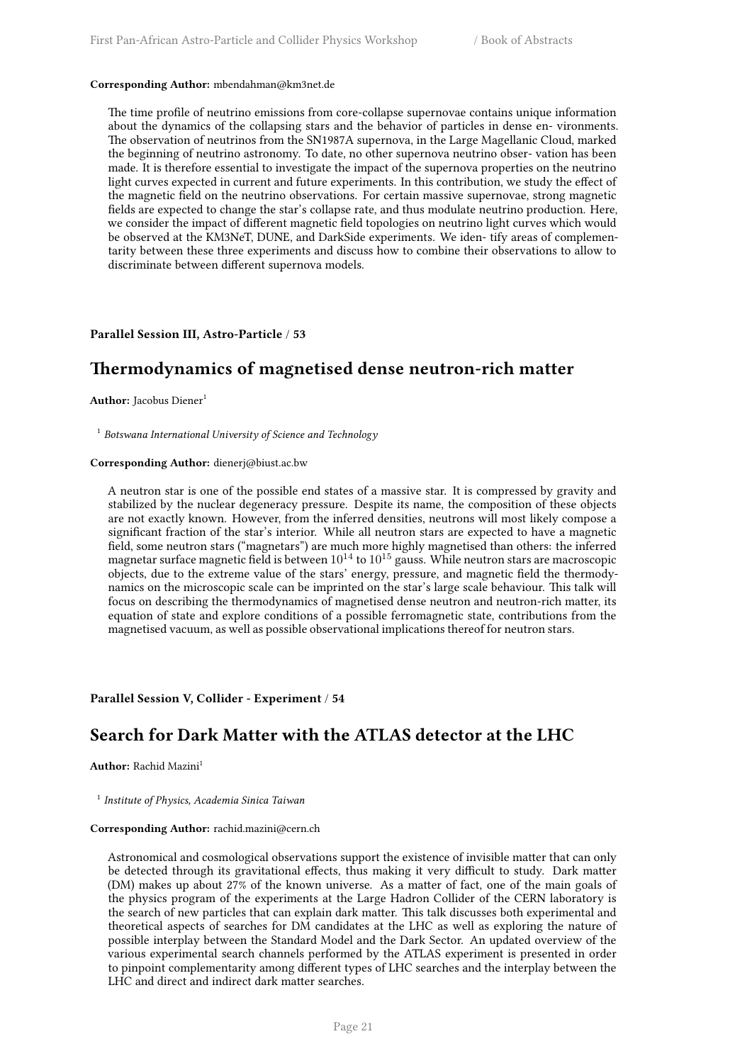**Corresponding Author:** mbendahman@km3net.de

The time profile of neutrino emissions from core-collapse supernovae contains unique information about the dynamics of the collapsing stars and the behavior of particles in dense en- vironments. The observation of neutrinos from the SN1987A supernova, in the Large Magellanic Cloud, marked the beginning of neutrino astronomy. To date, no other supernova neutrino obser- vation has been made. It is therefore essential to investigate the impact of the supernova properties on the neutrino light curves expected in current and future experiments. In this contribution, we study the effect of the magnetic field on the neutrino observations. For certain massive supernovae, strong magnetic fields are expected to change the star's collapse rate, and thus modulate neutrino production. Here, we consider the impact of different magnetic field topologies on neutrino light curves which would be observed at the KM3NeT, DUNE, and DarkSide experiments. We iden- tify areas of complementarity between these three experiments and discuss how to combine their observations to allow to discriminate between different supernova models.

**Parallel Session III, Astro-Particle / 53**

## Thermodynamics of magnetised dense neutron-rich matter

**Author:** Jacobus Diener[1]

[1] *Botswana International University of Science and Technology*

**Corresponding Author:** dienerj@biust.ac.bw

A neutron star is one of the possible end states of a massive star. It is compressed by gravity and stabilized by the nuclear degeneracy pressure. Despite its name, the composition of these objects are not exactly known. However, from the inferred densities, neutrons will most likely compose a significant fraction of the star's interior. While all neutron stars are expected to have a magnetic field, some neutron stars ("magnetars") are much more highly magnetised than others: the inferred magnetar surface magnetic field is between $10^{14}$ to $10^{15}$ gauss. While neutron stars are macroscopic objects, due to the extreme value of the stars' energy, pressure, and magnetic field the thermodynamics on the microscopic scale can be imprinted on the star's large scale behaviour. This talk will focus on describing the thermodynamics of magnetised dense neutron and neutron-rich matter, its equation of state and explore conditions of a possible ferromagnetic state, contributions from the magnetised vacuum, as well as possible observational implications thereof for neutron stars.

**Parallel Session V, Collider - Experiment / 54**

## Search for Dark Matter with the ATLAS detector at the LHC

**Author:** Rachid Mazini[1]

[1] *Institute of Physics, Academia Sinica Taiwan*

**Corresponding Author:** rachid.mazini@cern.ch

Astronomical and cosmological observations support the existence of invisible matter that can only be detected through its gravitational effects, thus making it very difficult to study. Dark matter (DM) makes up about 27% of the known universe. As a matter of fact, one of the main goals of the physics program of the experiments at the Large Hadron Collider of the CERN laboratory is the search of new particles that can explain dark matter. This talk discusses both experimental and theoretical aspects of searches for DM candidates at the LHC as well as exploring the nature of possible interplay between the Standard Model and the Dark Sector. An updated overview of the various experimental search channels performed by the ATLAS experiment is presented in order to pinpoint complementarity among different types of LHC searches and the interplay between the LHC and direct and indirect dark matter searches.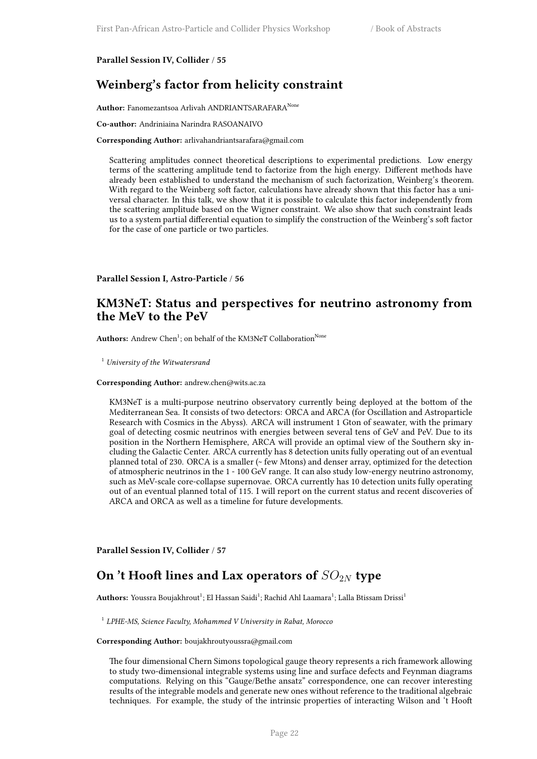**Parallel Session IV, Collider / 55**

## Weinberg's factor from helicity constraint

**Author:** Fanomezantsoa Arlivah ANDRIANTSARAFARA[None]

**Co-author:** Andriniaina Narindra RASOANAIVO

**Corresponding Author:** arlivahandriantsarafara@gmail.com

Scattering amplitudes connect theoretical descriptions to experimental predictions. Low energy terms of the scattering amplitude tend to factorize from the high energy. Different methods have already been established to understand the mechanism of such factorization, Weinberg's theorem. With regard to the Weinberg soft factor, calculations have already shown that this factor has a universal character. In this talk, we show that it is possible to calculate this factor independently from the scattering amplitude based on the Wigner constraint. We also show that such constraint leads us to a system partial differential equation to simplify the construction of the Weinberg's soft factor for the case of one particle or two particles.

**Parallel Session I, Astro-Particle / 56**

## KM3NeT: Status and perspectives for neutrino astronomy from the MeV to the PeV

**Authors:** Andrew Chen[1]; on behalf of the KM3NeT Collaboration[None]

[1] *University of the Witwatersrand*

**Corresponding Author:** andrew.chen@wits.ac.za

KM3NeT is a multi-purpose neutrino observatory currently being deployed at the bottom of the Mediterranean Sea. It consists of two detectors: ORCA and ARCA (for Oscillation and Astroparticle Research with Cosmics in the Abyss). ARCA will instrument 1 Gton of seawater, with the primary goal of detecting cosmic neutrinos with energies between several tens of GeV and PeV. Due to its position in the Northern Hemisphere, ARCA will provide an optimal view of the Southern sky including the Galactic Center. ARCA currently has 8 detection units fully operating out of an eventual planned total of 230. ORCA is a smaller (~ few Mtons) and denser array, optimized for the detection of atmospheric neutrinos in the 1 - 100 GeV range. It can also study low-energy neutrino astronomy, such as MeV-scale core-collapse supernovae. ORCA currently has 10 detection units fully operating out of an eventual planned total of 115. I will report on the current status and recent discoveries of ARCA and ORCA as well as a timeline for future developments.

**Parallel Session IV, Collider / 57**

## On 't Hooft lines and Lax operators of $SO_{2N}$ type

**Authors:** Youssra Boujakhrout[1]; El Hassan Saidi[1]; Rachid Ahl Laamara[1]; Lalla Btissam Drissi[1]

[1] *LPHE-MS, Science Faculty, Mohammed V University in Rabat, Morocco*

**Corresponding Author:** boujakhroutyoussra@gmail.com

The four dimensional Chern Simons topological gauge theory represents a rich framework allowing to study two-dimensional integrable systems using line and surface defects and Feynman diagrams computations. Relying on this "Gauge/Bethe ansatz" correspondence, one can recover interesting results of the integrable models and generate new ones without reference to the traditional algebraic techniques. For example, the study of the intrinsic properties of interacting Wilson and 't Hooft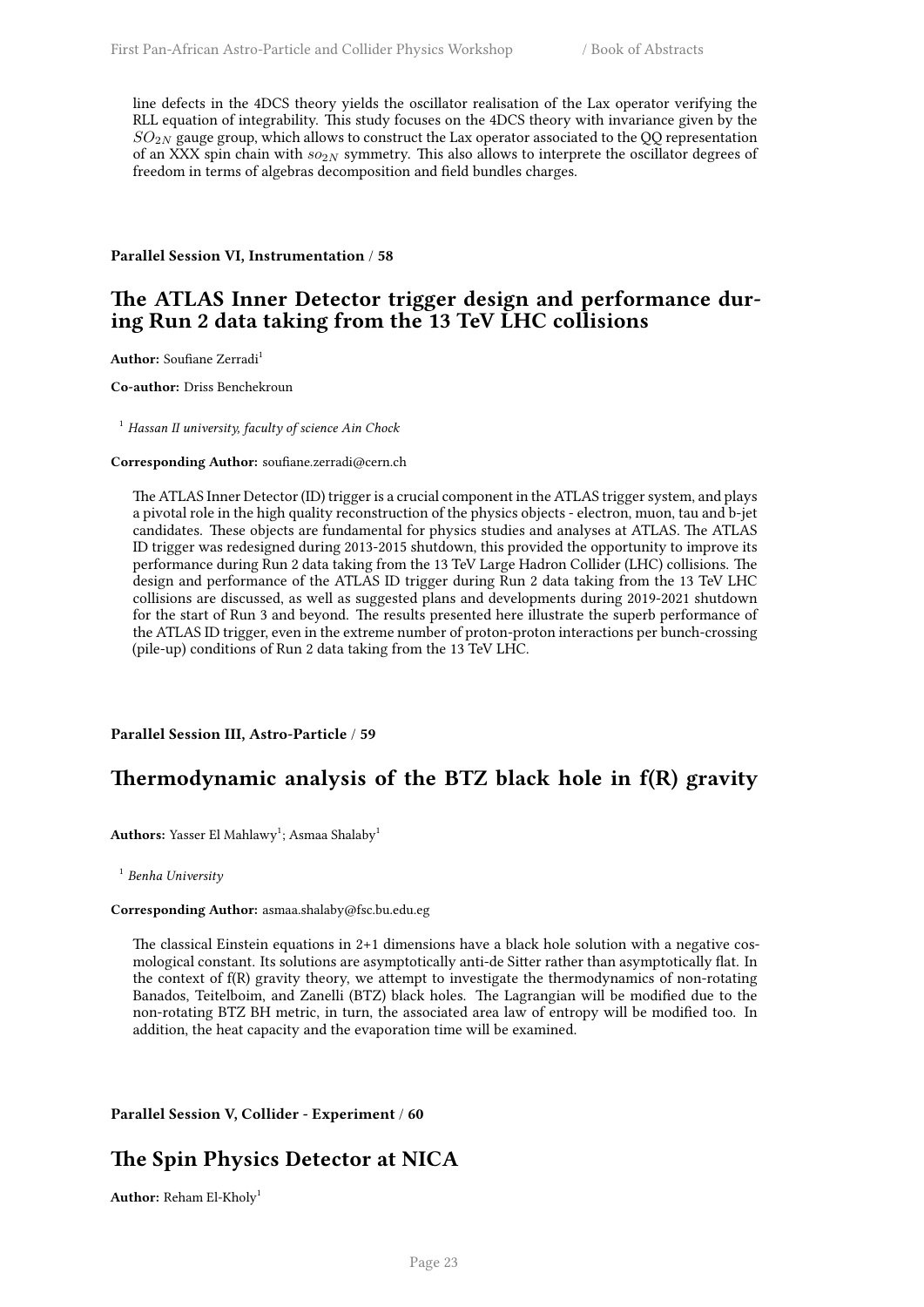line defects in the 4DCS theory yields the oscillator realisation of the Lax operator verifying the RLL equation of integrability. This study focuses on the 4DCS theory with invariance given by the $SO_{2N}$ gauge group, which allows to construct the Lax operator associated to the QQ representation of an XXX spin chain with $so_{2N}$ symmetry. This also allows to interprete the oscillator degrees of freedom in terms of algebras decomposition and field bundles charges.

**Parallel Session VI, Instrumentation / 58**

## The ATLAS Inner Detector trigger design and performance during Run 2 data taking from the 13 TeV LHC collisions

**Author:** Soufiane Zerradi[1]

**Co-author:** Driss Benchekroun

[1] *Hassan II university, faculty of science Ain Chock*

**Corresponding Author:** soufiane.zerradi@cern.ch

The ATLAS Inner Detector (ID) trigger is a crucial component in the ATLAS trigger system, and plays a pivotal role in the high quality reconstruction of the physics objects - electron, muon, tau and b-jet candidates. These objects are fundamental for physics studies and analyses at ATLAS. The ATLAS ID trigger was redesigned during 2013-2015 shutdown, this provided the opportunity to improve its performance during Run 2 data taking from the 13 TeV Large Hadron Collider (LHC) collisions. The design and performance of the ATLAS ID trigger during Run 2 data taking from the 13 TeV LHC collisions are discussed, as well as suggested plans and developments during 2019-2021 shutdown for the start of Run 3 and beyond. The results presented here illustrate the superb performance of the ATLAS ID trigger, even in the extreme number of proton-proton interactions per bunch-crossing (pile-up) conditions of Run 2 data taking from the 13 TeV LHC.

**Parallel Session III, Astro-Particle / 59**

## Thermodynamic analysis of the BTZ black hole in f(R) gravity

**Authors:** Yasser El Mahlawy[1]; Asmaa Shalaby[1]

[1] *Benha University*

**Corresponding Author:** asmaa.shalaby@fsc.bu.edu.eg

The classical Einstein equations in 2+1 dimensions have a black hole solution with a negative cosmological constant. Its solutions are asymptotically anti-de Sitter rather than asymptotically flat. In the context of f(R) gravity theory, we attempt to investigate the thermodynamics of non-rotating Banados, Teitelboim, and Zanelli (BTZ) black holes. The Lagrangian will be modified due to the non-rotating BTZ BH metric, in turn, the associated area law of entropy will be modified too. In addition, the heat capacity and the evaporation time will be examined.

**Parallel Session V, Collider - Experiment / 60**

## The Spin Physics Detector at NICA

**Author:** Reham El-Kholy[1]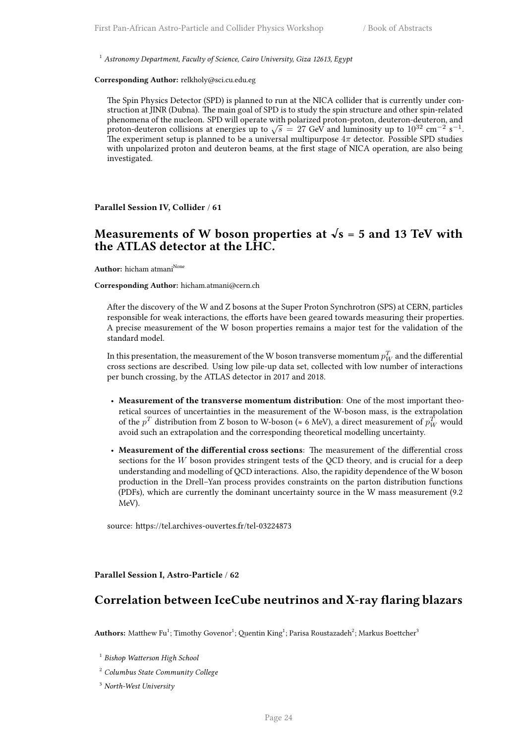[1] *Astronomy Department, Faculty of Science, Cairo University, Giza 12613, Egypt*

**Corresponding Author:** relkholy@sci.cu.edu.eg

The Spin Physics Detector (SPD) is planned to run at the NICA collider that is currently under construction at JINR (Dubna). The main goal of SPD is to study the spin structure and other spin-related phenomena of the nucleon. SPD will operate with polarized proton-proton, deuteron-deuteron, and proton-deuteron collisions at energies up to $\sqrt{s} = 27$ GeV and luminosity up to $10^{32}$ cm$^{-2}$ s$^{-1}$. The experiment setup is planned to be a universal multipurpose $4\pi$ detector. Possible SPD studies with unpolarized proton and deuteron beams, at the first stage of NICA operation, are also being investigated.

**Parallel Session IV, Collider / 61**

## Measurements of W boson properties at √s = 5 and 13 TeV with the ATLAS detector at the LHC.

**Author:** hicham atmani[None]

**Corresponding Author:** hicham.atmani@cern.ch

After the discovery of the W and Z bosons at the Super Proton Synchrotron (SPS) at CERN, particles responsible for weak interactions, the efforts have been geared towards measuring their properties. A precise measurement of the W boson properties remains a major test for the validation of the standard model.

In this presentation, the measurement of the W boson transverse momentum $p_W^T$ and the differential cross sections are described. Using low pile-up data set, collected with low number of interactions per bunch crossing, by the ATLAS detector in 2017 and 2018.

- **Measurement of the transverse momentum distribution**: One of the most important theoretical sources of uncertainties in the measurement of the W-boson mass, is the extrapolation of the $p^T$ distribution from Z boson to W-boson (≈ 6 MeV), a direct measurement of $p_W^T$ would avoid such an extrapolation and the corresponding theoretical modelling uncertainty.
- **Measurement of the differential cross sections**: The measurement of the differential cross sections for the $W$ boson provides stringent tests of the QCD theory, and is crucial for a deep understanding and modelling of QCD interactions. Also, the rapidity dependence of the W boson production in the Drell–Yan process provides constraints on the parton distribution functions (PDFs), which are currently the dominant uncertainty source in the W mass measurement (9.2 MeV).

source: https://tel.archives-ouvertes.fr/tel-03224873

**Parallel Session I, Astro-Particle / 62**

## Correlation between IceCube neutrinos and X-ray flaring blazars

**Authors:** Matthew Fu[1]; Timothy Govenor[1]; Quentin King[1]; Parisa Roustazadeh[2]; Markus Boettcher[3]

[1] *Bishop Watterson High School*

[2] *Columbus State Community College*

[3] *North-West University*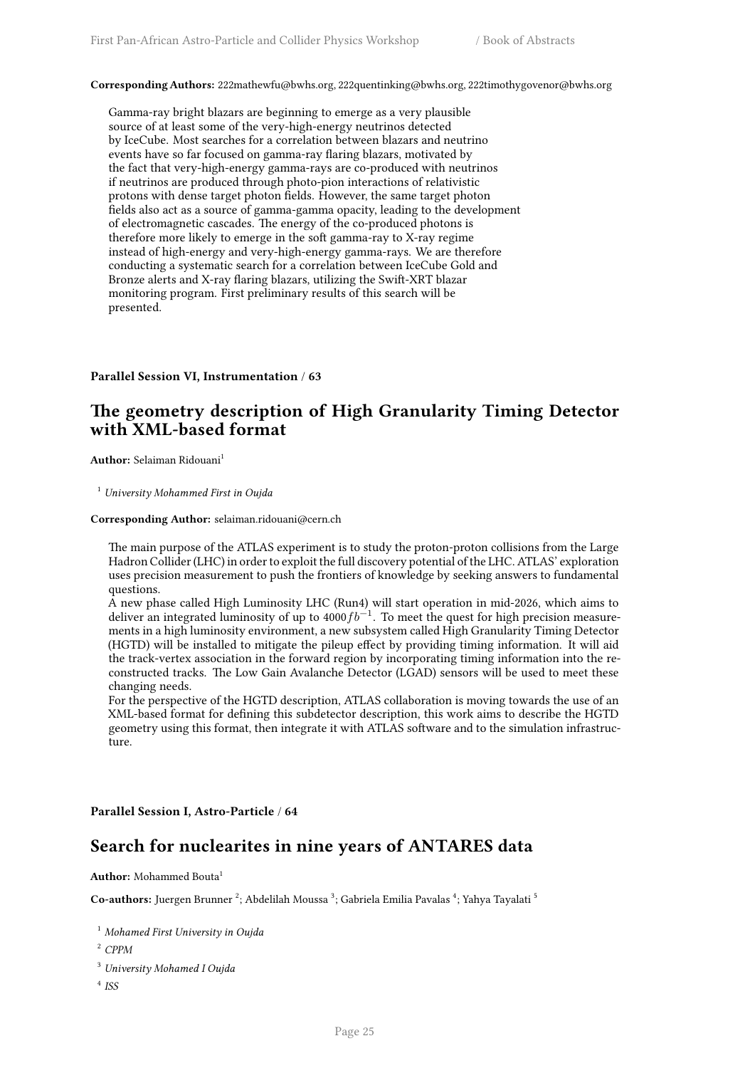**Corresponding Authors:** 222mathewfu@bwhs.org, 222quentinking@bwhs.org, 222timothygovenor@bwhs.org

Gamma-ray bright blazars are beginning to emerge as a very plausible source of at least some of the very-high-energy neutrinos detected by IceCube. Most searches for a correlation between blazars and neutrino events have so far focused on gamma-ray flaring blazars, motivated by the fact that very-high-energy gamma-rays are co-produced with neutrinos if neutrinos are produced through photo-pion interactions of relativistic protons with dense target photon fields. However, the same target photon fields also act as a source of gamma-gamma opacity, leading to the development of electromagnetic cascades. The energy of the co-produced photons is therefore more likely to emerge in the soft gamma-ray to X-ray regime instead of high-energy and very-high-energy gamma-rays. We are therefore conducting a systematic search for a correlation between IceCube Gold and Bronze alerts and X-ray flaring blazars, utilizing the Swift-XRT blazar monitoring program. First preliminary results of this search will be presented.

**Parallel Session VI, Instrumentation / 63**

## The geometry description of High Granularity Timing Detector with XML-based format

**Author:** Selaiman Ridouani[1]

[1] *University Mohammed First in Oujda*

**Corresponding Author:** selaiman.ridouani@cern.ch

The main purpose of the ATLAS experiment is to study the proton-proton collisions from the Large Hadron Collider (LHC) in order to exploit the full discovery potential of the LHC. ATLAS' exploration uses precision measurement to push the frontiers of knowledge by seeking answers to fundamental questions.
A new phase called High Luminosity LHC (Run4) will start operation in mid-2026, which aims to deliver an integrated luminosity of up to $4000\,fb^{-1}$. To meet the quest for high precision measurements in a high luminosity environment, a new subsystem called High Granularity Timing Detector (HGTD) will be installed to mitigate the pileup effect by providing timing information. It will aid the track-vertex association in the forward region by incorporating timing information into the reconstructed tracks. The Low Gain Avalanche Detector (LGAD) sensors will be used to meet these changing needs.
For the perspective of the HGTD description, ATLAS collaboration is moving towards the use of an XML-based format for defining this subdetector description, this work aims to describe the HGTD geometry using this format, then integrate it with ATLAS software and to the simulation infrastructure.

**Parallel Session I, Astro-Particle / 64**

## Search for nuclearites in nine years of ANTARES data

**Author:** Mohammed Bouta[1]

**Co-authors:** Juergen Brunner [2]; Abdelilah Moussa [3]; Gabriela Emilia Pavalas [4]; Yahya Tayalati [5]

[1] *Mohamed First University in Oujda*

[2] *CPPM*

[3] *University Mohamed I Oujda*

[4] *ISS*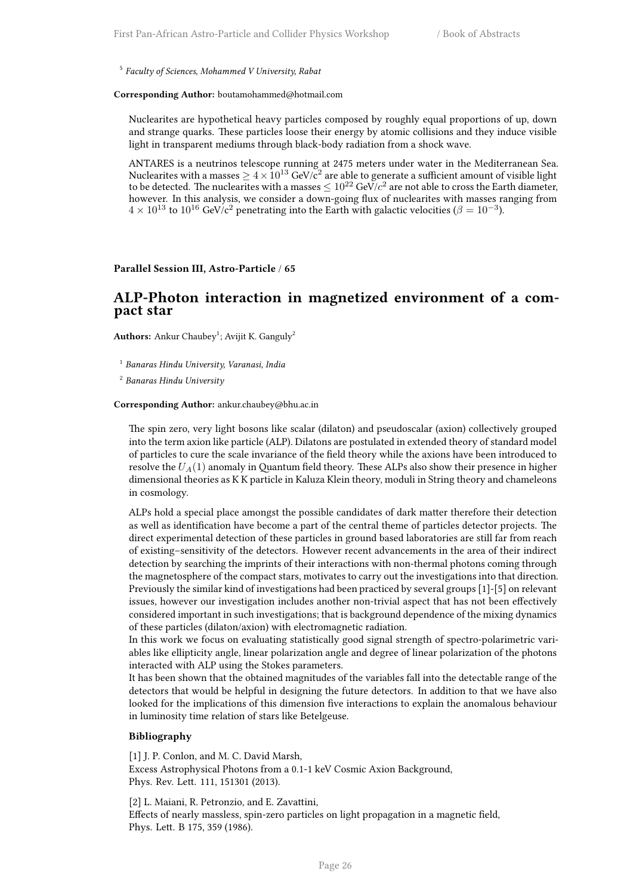[5] *Faculty of Sciences, Mohammed V University, Rabat*

**Corresponding Author:** boutamohammed@hotmail.com

Nuclearites are hypothetical heavy particles composed by roughly equal proportions of up, down and strange quarks. These particles loose their energy by atomic collisions and they induce visible light in transparent mediums through black-body radiation from a shock wave.

ANTARES is a neutrinos telescope running at 2475 meters under water in the Mediterranean Sea. Nuclearites with a masses $\geq 4 \times 10^{13}$ GeV/c$^2$ are able to generate a sufficient amount of visible light to be detected. The nuclearites with a masses $\leq 10^{22}$ GeV/$c^2$ are not able to cross the Earth diameter, however. In this analysis, we consider a down-going flux of nuclearites with masses ranging from $4 \times 10^{13}$ to $10^{16}$ GeV/c$^2$ penetrating into the Earth with galactic velocities ($\beta = 10^{-3}$).

**Parallel Session III, Astro-Particle / 65**

## ALP-Photon interaction in magnetized environment of a compact star

**Authors:** Ankur Chaubey[1]; Avijit K. Ganguly[2]

[1] *Banaras Hindu University, Varanasi, India*

[2] *Banaras Hindu University*

**Corresponding Author:** ankur.chaubey@bhu.ac.in

The spin zero, very light bosons like scalar (dilaton) and pseudoscalar (axion) collectively grouped into the term axion like particle (ALP). Dilatons are postulated in extended theory of standard model of particles to cure the scale invariance of the field theory while the axions have been introduced to resolve the $U_A(1)$ anomaly in Quantum field theory. These ALPs also show their presence in higher dimensional theories as K K particle in Kaluza Klein theory, moduli in String theory and chameleons in cosmology.

ALPs hold a special place amongst the possible candidates of dark matter therefore their detection as well as identification have become a part of the central theme of particles detector projects. The direct experimental detection of these particles in ground based laboratories are still far from reach of existing–sensitivity of the detectors. However recent advancements in the area of their indirect detection by searching the imprints of their interactions with non-thermal photons coming through the magnetosphere of the compact stars, motivates to carry out the investigations into that direction. Previously the similar kind of investigations had been practiced by several groups [1]-[5] on relevant issues, however our investigation includes another non-trivial aspect that has not been effectively considered important in such investigations; that is background dependence of the mixing dynamics of these particles (dilaton/axion) with electromagnetic radiation.
In this work we focus on evaluating statistically good signal strength of spectro-polarimetric variables like ellipticity angle, linear polarization angle and degree of linear polarization of the photons interacted with ALP using the Stokes parameters.
It has been shown that the obtained magnitudes of the variables fall into the detectable range of the detectors that would be helpful in designing the future detectors. In addition to that we have also looked for the implications of this dimension five interactions to explain the anomalous behaviour in luminosity time relation of stars like Betelgeuse.

**Bibliography**

[1] J. P. Conlon, and M. C. David Marsh,
Excess Astrophysical Photons from a 0.1-1 keV Cosmic Axion Background,
Phys. Rev. Lett. 111, 151301 (2013).

[2] L. Maiani, R. Petronzio, and E. Zavattini,
Effects of nearly massless, spin-zero particles on light propagation in a magnetic field,
Phys. Lett. B 175, 359 (1986).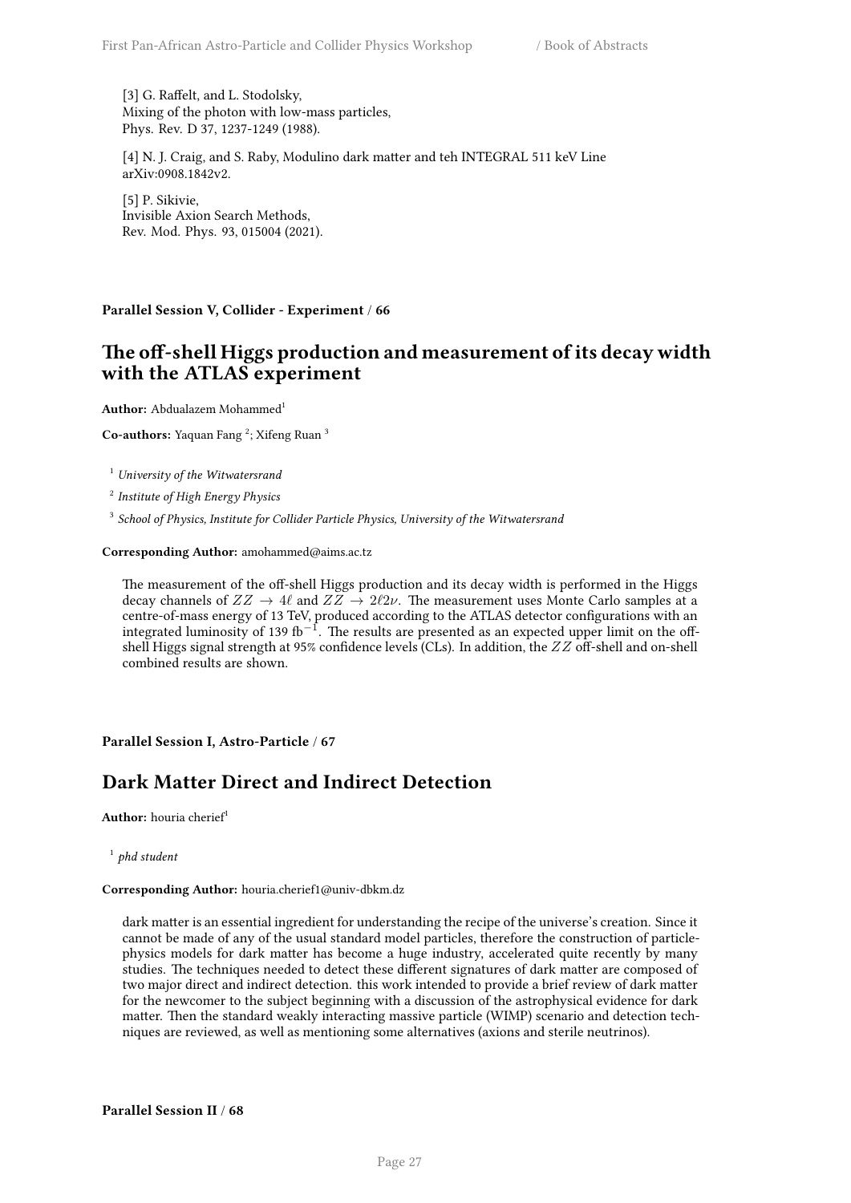[3] G. Raffelt, and L. Stodolsky,
Mixing of the photon with low-mass particles,
Phys. Rev. D 37, 1237-1249 (1988).

[4] N. J. Craig, and S. Raby, Modulino dark matter and teh INTEGRAL 511 keV Line
arXiv:0908.1842v2.

[5] P. Sikivie,
Invisible Axion Search Methods,
Rev. Mod. Phys. 93, 015004 (2021).

**Parallel Session V, Collider - Experiment** / **66**

## The off-shell Higgs production and measurement of its decay width with the ATLAS experiment

**Author:** Abdualazem Mohammed[1]

**Co-authors:** Yaquan Fang [2]; Xifeng Ruan [3]

[1] *University of the Witwatersrand*

[2] *Institute of High Energy Physics*

[3] *School of Physics, Institute for Collider Particle Physics, University of the Witwatersrand*

**Corresponding Author:** amohammed@aims.ac.tz

The measurement of the off-shell Higgs production and its decay width is performed in the Higgs decay channels of $ZZ \to 4\ell$ and $ZZ \to 2\ell 2\nu$. The measurement uses Monte Carlo samples at a centre-of-mass energy of 13 TeV, produced according to the ATLAS detector configurations with an integrated luminosity of 139 fb$^{-1}$. The results are presented as an expected upper limit on the off-shell Higgs signal strength at 95% confidence levels (CLs). In addition, the $ZZ$ off-shell and on-shell combined results are shown.

**Parallel Session I, Astro-Particle** / **67**

## Dark Matter Direct and Indirect Detection

**Author:** houria cherief[1]

[1] *phd student*

**Corresponding Author:** houria.cherief1@univ-dbkm.dz

dark matter is an essential ingredient for understanding the recipe of the universe's creation. Since it cannot be made of any of the usual standard model particles, therefore the construction of particle-physics models for dark matter has become a huge industry, accelerated quite recently by many studies. The techniques needed to detect these different signatures of dark matter are composed of two major direct and indirect detection. this work intended to provide a brief review of dark matter for the newcomer to the subject beginning with a discussion of the astrophysical evidence for dark matter. Then the standard weakly interacting massive particle (WIMP) scenario and detection techniques are reviewed, as well as mentioning some alternatives (axions and sterile neutrinos).

**Parallel Session II** / **68**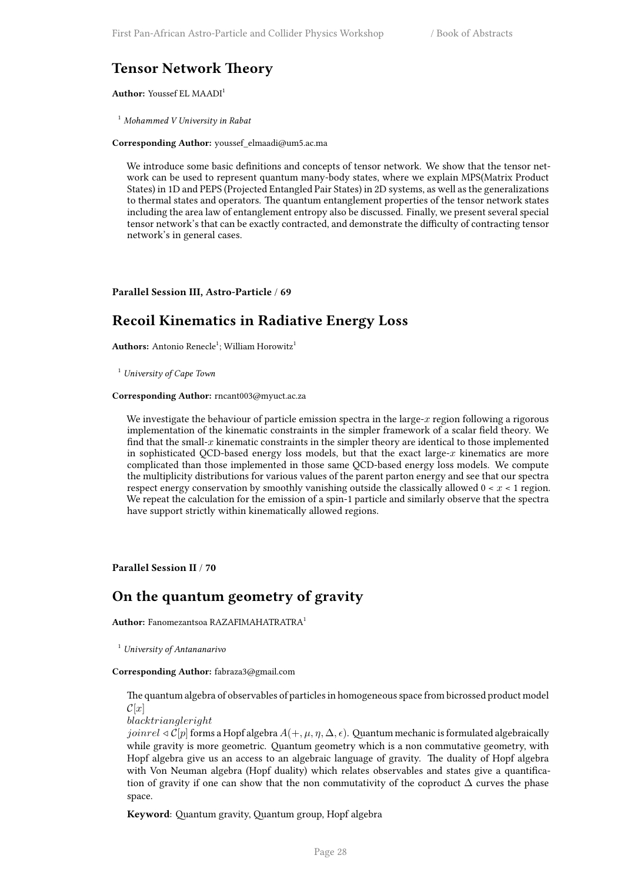## Tensor Network Theory

**Author:** Youssef EL MAADI[1]

[1] *Mohammed V University in Rabat*

**Corresponding Author:** youssef_elmaadi@um5.ac.ma

We introduce some basic definitions and concepts of tensor network. We show that the tensor network can be used to represent quantum many-body states, where we explain MPS(Matrix Product States) in 1D and PEPS (Projected Entangled Pair States) in 2D systems, as well as the generalizations to thermal states and operators. The quantum entanglement properties of the tensor network states including the area law of entanglement entropy also be discussed. Finally, we present several special tensor network's that can be exactly contracted, and demonstrate the difficulty of contracting tensor network's in general cases.

**Parallel Session III, Astro-Particle / 69**

## Recoil Kinematics in Radiative Energy Loss

**Authors:** Antonio Renecle[1]; William Horowitz[1]

[1] *University of Cape Town*

**Corresponding Author:** rncant003@myuct.ac.za

We investigate the behaviour of particle emission spectra in the large-$x$ region following a rigorous implementation of the kinematic constraints in the simpler framework of a scalar field theory. We find that the small-$x$ kinematic constraints in the simpler theory are identical to those implemented in sophisticated QCD-based energy loss models, but that the exact large-$x$ kinematics are more complicated than those implemented in those same QCD-based energy loss models. We compute the multiplicity distributions for various values of the parent parton energy and see that our spectra respect energy conservation by smoothly vanishing outside the classically allowed $0 < x < 1$ region. We repeat the calculation for the emission of a spin-1 particle and similarly observe that the spectra have support strictly within kinematically allowed regions.

**Parallel Session II / 70**

## On the quantum geometry of gravity

**Author:** Fanomezantsoa RAZAFIMAHATRATRA[1]

[1] *University of Antananarivo*

**Corresponding Author:** fabraza3@gmail.com

The quantum algebra of observables of particles in homogeneous space from bicrossed product model $\mathcal{C}[x]$
$blacktriangleright$
$joinrel \triangleleft \mathcal{C}[p]$ forms a Hopf algebra $A(+, \mu, \eta, \Delta, \epsilon)$. Quantum mechanic is formulated algebraically while gravity is more geometric. Quantum geometry which is a non commutative geometry, with Hopf algebra give us an access to an algebraic language of gravity. The duality of Hopf algebra with Von Neuman algebra (Hopf duality) which relates observables and states give a quantification of gravity if one can show that the non commutativity of the coproduct $\Delta$ curves the phase space.

**Keyword**: Quantum gravity, Quantum group, Hopf algebra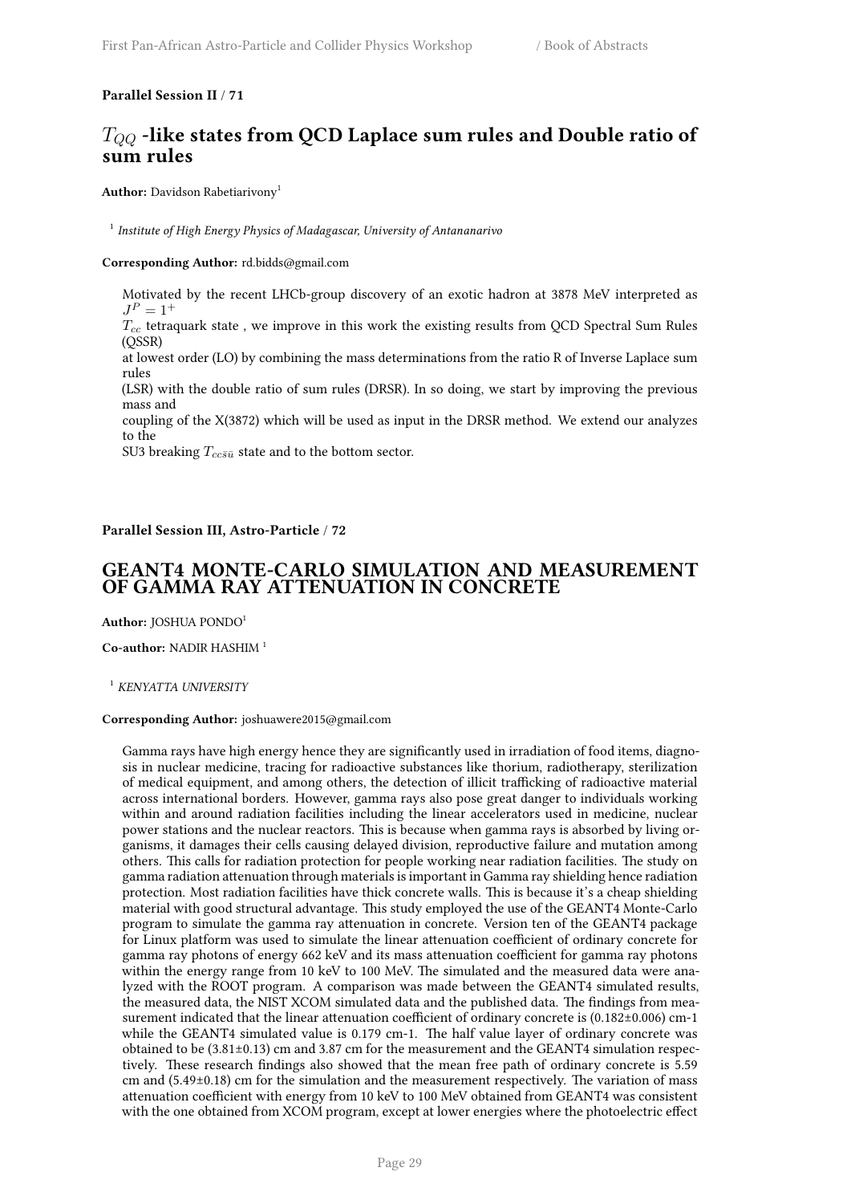**Parallel Session II / 71**

## $T_{QQ}$ -like states from QCD Laplace sum rules and Double ratio of sum rules

**Author:** Davidson Rabetiarivony[1]

[1] *Institute of High Energy Physics of Madagascar, University of Antananarivo*

**Corresponding Author:** rd.bidds@gmail.com

Motivated by the recent LHCb-group discovery of an exotic hadron at 3878 MeV interpreted as $J^P = 1^+$
$T_{cc}$ tetraquark state , we improve in this work the existing results from QCD Spectral Sum Rules (QSSR)
at lowest order (LO) by combining the mass determinations from the ratio R of Inverse Laplace sum rules
(LSR) with the double ratio of sum rules (DRSR). In so doing, we start by improving the previous mass and
coupling of the X(3872) which will be used as input in the DRSR method. We extend our analyzes to the
SU3 breaking $T_{cc\bar{s}\bar{u}}$ state and to the bottom sector.

**Parallel Session III, Astro-Particle / 72**

## GEANT4 MONTE-CARLO SIMULATION AND MEASUREMENT OF GAMMA RAY ATTENUATION IN CONCRETE

**Author:** JOSHUA PONDO[1]

**Co-author:** NADIR HASHIM [1]

[1] *KENYATTA UNIVERSITY*

**Corresponding Author:** joshuawere2015@gmail.com

Gamma rays have high energy hence they are significantly used in irradiation of food items, diagnosis in nuclear medicine, tracing for radioactive substances like thorium, radiotherapy, sterilization of medical equipment, and among others, the detection of illicit trafficking of radioactive material across international borders. However, gamma rays also pose great danger to individuals working within and around radiation facilities including the linear accelerators used in medicine, nuclear power stations and the nuclear reactors. This is because when gamma rays is absorbed by living organisms, it damages their cells causing delayed division, reproductive failure and mutation among others. This calls for radiation protection for people working near radiation facilities. The study on gamma radiation attenuation through materials is important in Gamma ray shielding hence radiation protection. Most radiation facilities have thick concrete walls. This is because it's a cheap shielding material with good structural advantage. This study employed the use of the GEANT4 Monte-Carlo program to simulate the gamma ray attenuation in concrete. Version ten of the GEANT4 package for Linux platform was used to simulate the linear attenuation coefficient of ordinary concrete for gamma ray photons of energy 662 keV and its mass attenuation coefficient for gamma ray photons within the energy range from 10 keV to 100 MeV. The simulated and the measured data were analyzed with the ROOT program. A comparison was made between the GEANT4 simulated results, the measured data, the NIST XCOM simulated data and the published data. The findings from measurement indicated that the linear attenuation coefficient of ordinary concrete is (0.182±0.006) cm-1 while the GEANT4 simulated value is 0.179 cm-1. The half value layer of ordinary concrete was obtained to be (3.81±0.13) cm and 3.87 cm for the measurement and the GEANT4 simulation respectively. These research findings also showed that the mean free path of ordinary concrete is 5.59 cm and (5.49±0.18) cm for the simulation and the measurement respectively. The variation of mass attenuation coefficient with energy from 10 keV to 100 MeV obtained from GEANT4 was consistent with the one obtained from XCOM program, except at lower energies where the photoelectric effect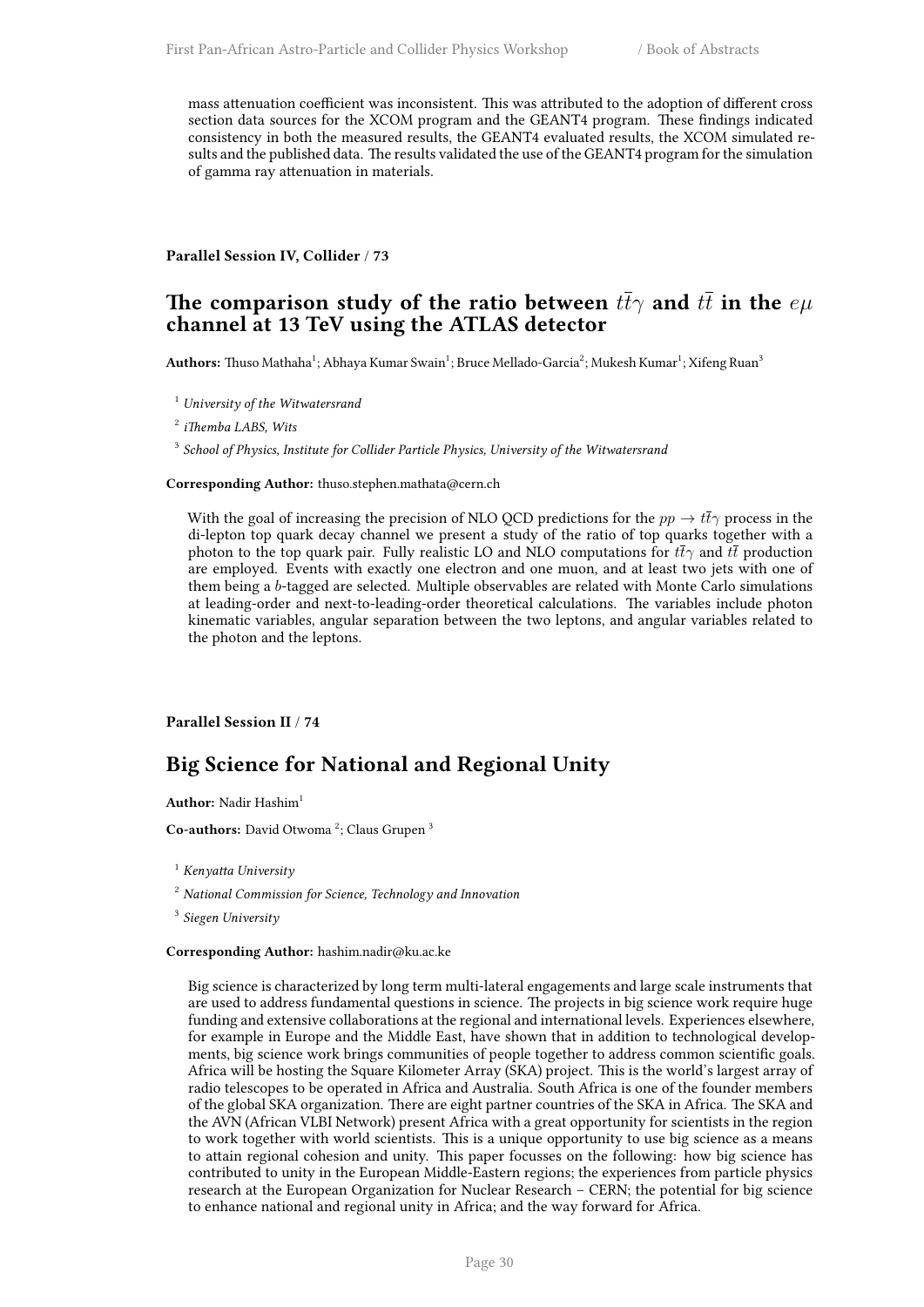mass attenuation coefficient was inconsistent. This was attributed to the adoption of different cross section data sources for the XCOM program and the GEANT4 program. These findings indicated consistency in both the measured results, the GEANT4 evaluated results, the XCOM simulated results and the published data. The results validated the use of the GEANT4 program for the simulation of gamma ray attenuation in materials.

**Parallel Session IV, Collider / 73**

## The comparison study of the ratio between $t\bar{t}\gamma$ and $t\bar{t}$ in the $e\mu$ channel at 13 TeV using the ATLAS detector

**Authors:** Thuso Mathaha[1]; Abhaya Kumar Swain[1]; Bruce Mellado-Garcia[2]; Mukesh Kumar[1]; Xifeng Ruan[3]

[1] *University of the Witwatersrand*

[2] *iThemba LABS, Wits*

[3] *School of Physics, Institute for Collider Particle Physics, University of the Witwatersrand*

**Corresponding Author:** thuso.stephen.mathata@cern.ch

With the goal of increasing the precision of NLO QCD predictions for the $pp \rightarrow t\bar{t}\gamma$ process in the di-lepton top quark decay channel we present a study of the ratio of top quarks together with a photon to the top quark pair. Fully realistic LO and NLO computations for $t\bar{t}\gamma$ and $t\bar{t}$ production are employed. Events with exactly one electron and one muon, and at least two jets with one of them being a $b$-tagged are selected. Multiple observables are related with Monte Carlo simulations at leading-order and next-to-leading-order theoretical calculations. The variables include photon kinematic variables, angular separation between the two leptons, and angular variables related to the photon and the leptons.

**Parallel Session II / 74**

## Big Science for National and Regional Unity

**Author:** Nadir Hashim[1]

**Co-authors:** David Otwoma [2]; Claus Grupen [3]

[1] *Kenyatta University*

[2] *National Commission for Science, Technology and Innovation*

[3] *Siegen University*

**Corresponding Author:** hashim.nadir@ku.ac.ke

Big science is characterized by long term multi-lateral engagements and large scale instruments that are used to address fundamental questions in science. The projects in big science work require huge funding and extensive collaborations at the regional and international levels. Experiences elsewhere, for example in Europe and the Middle East, have shown that in addition to technological developments, big science work brings communities of people together to address common scientific goals. Africa will be hosting the Square Kilometer Array (SKA) project. This is the world's largest array of radio telescopes to be operated in Africa and Australia. South Africa is one of the founder members of the global SKA organization. There are eight partner countries of the SKA in Africa. The SKA and the AVN (African VLBI Network) present Africa with a great opportunity for scientists in the region to work together with world scientists. This is a unique opportunity to use big science as a means to attain regional cohesion and unity. This paper focusses on the following: how big science has contributed to unity in the European Middle-Eastern regions; the experiences from particle physics research at the European Organization for Nuclear Research – CERN; the potential for big science to enhance national and regional unity in Africa; and the way forward for Africa.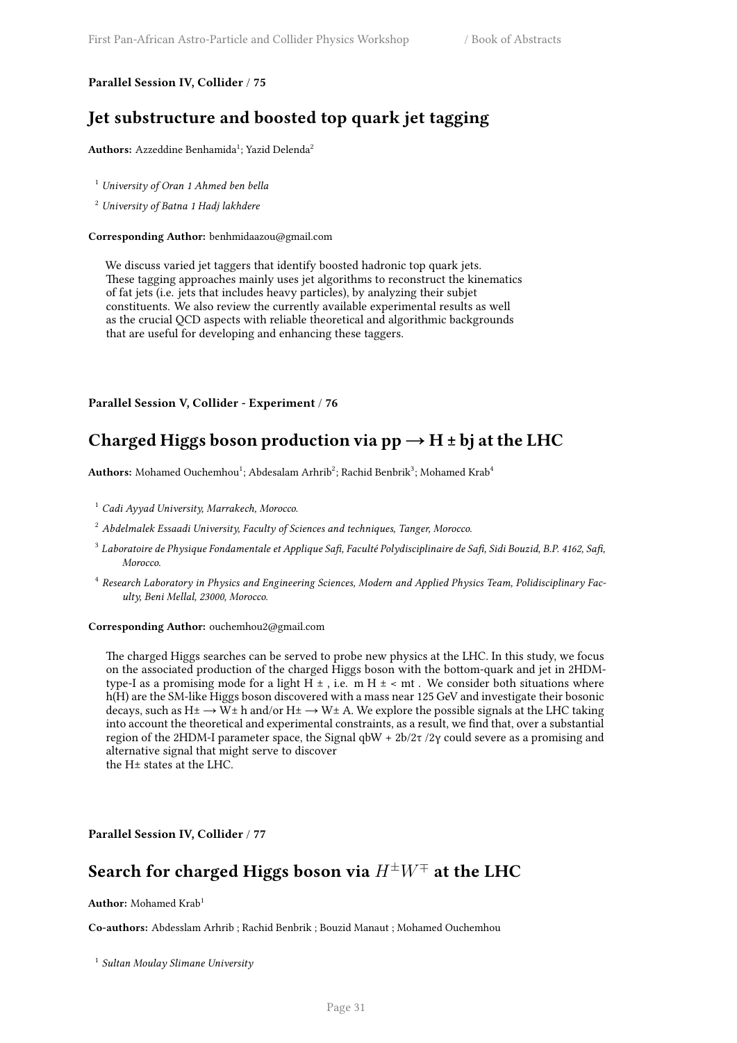**Parallel Session IV, Collider** / **75**

## Jet substructure and boosted top quark jet tagging

**Authors:** Azzeddine Benhamida[1]; Yazid Delenda[2]

[1] *University of Oran 1 Ahmed ben bella*

[2] *University of Batna 1 Hadj lakhdere*

**Corresponding Author:** benhmidaazou@gmail.com

We discuss varied jet taggers that identify boosted hadronic top quark jets. These tagging approaches mainly uses jet algorithms to reconstruct the kinematics of fat jets (i.e. jets that includes heavy particles), by analyzing their subjet constituents. We also review the currently available experimental results as well as the crucial QCD aspects with reliable theoretical and algorithmic backgrounds that are useful for developing and enhancing these taggers.

**Parallel Session V, Collider - Experiment** / **76**

## Charged Higgs boson production via pp → H ± bj at the LHC

**Authors:** Mohamed Ouchemhou[1]; Abdesalam Arhrib[2]; Rachid Benbrik[3]; Mohamed Krab[4]

[1] *Cadi Ayyad University, Marrakech, Morocco.*

[2] *Abdelmalek Essaadi University, Faculty of Sciences and techniques, Tanger, Morocco.*

[3] *Laboratoire de Physique Fondamentale et Applique Safi, Faculté Polydisciplinaire de Safi, Sidi Bouzid, B.P. 4162, Safi, Morocco.*

[4] *Research Laboratory in Physics and Engineering Sciences, Modern and Applied Physics Team, Polidisciplinary Faculty, Beni Mellal, 23000, Morocco.*

**Corresponding Author:** ouchemhou2@gmail.com

The charged Higgs searches can be served to probe new physics at the LHC. In this study, we focus on the associated production of the charged Higgs boson with the bottom-quark and jet in 2HDM-type-I as a promising mode for a light H ± , i.e. m H ± < mt . We consider both situations where h(H) are the SM-like Higgs boson discovered with a mass near 125 GeV and investigate their bosonic decays, such as H± → W± h and/or H± → W± A. We explore the possible signals at the LHC taking into account the theoretical and experimental constraints, as a result, we find that, over a substantial region of the 2HDM-I parameter space, the Signal qbW + 2b/2τ /2γ could severe as a promising and alternative signal that might serve to discover
the H± states at the LHC.

**Parallel Session IV, Collider** / **77**

## Search for charged Higgs boson via $H^{\pm}W^{\mp}$ at the LHC

**Author:** Mohamed Krab[1]

**Co-authors:** Abdesslam Arhrib ; Rachid Benbrik ; Bouzid Manaut ; Mohamed Ouchemhou

[1] *Sultan Moulay Slimane University*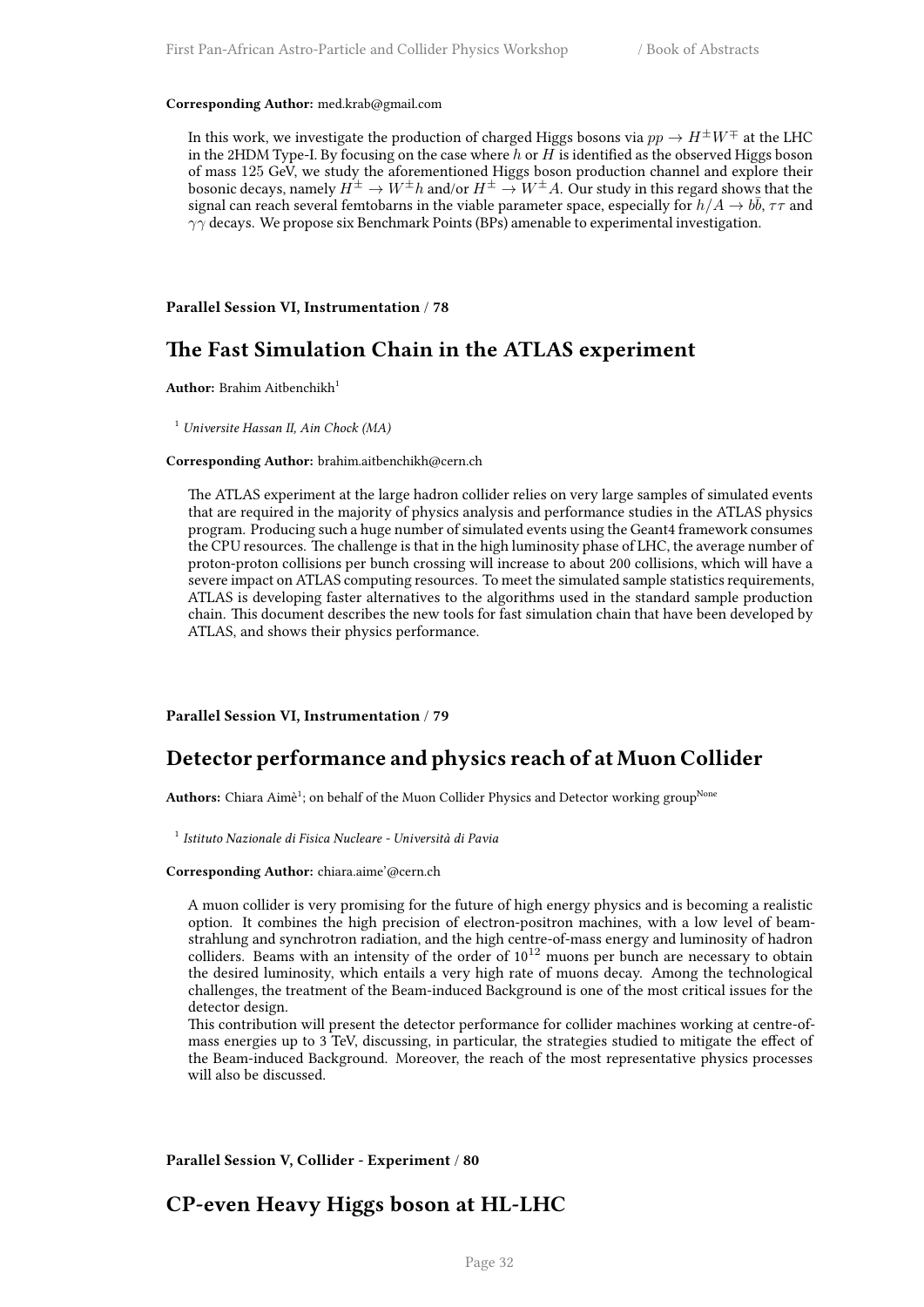**Corresponding Author:** med.krab@gmail.com

In this work, we investigate the production of charged Higgs bosons via $pp \to H^{\pm}W^{\mp}$ at the LHC in the 2HDM Type-I. By focusing on the case where $h$ or $H$ is identified as the observed Higgs boson of mass 125 GeV, we study the aforementioned Higgs boson production channel and explore their bosonic decays, namely $H^{\pm} \to W^{\pm}h$ and/or $H^{\pm} \to W^{\pm}A$. Our study in this regard shows that the signal can reach several femtobarns in the viable parameter space, especially for $h/A \to b\bar{b}$, $\tau\tau$ and $\gamma\gamma$ decays. We propose six Benchmark Points (BPs) amenable to experimental investigation.

**Parallel Session VI, Instrumentation / 78**

## The Fast Simulation Chain in the ATLAS experiment

**Author:** Brahim Aitbenchikh[1]

[1] *Universite Hassan II, Ain Chock (MA)*

**Corresponding Author:** brahim.aitbenchikh@cern.ch

The ATLAS experiment at the large hadron collider relies on very large samples of simulated events that are required in the majority of physics analysis and performance studies in the ATLAS physics program. Producing such a huge number of simulated events using the Geant4 framework consumes the CPU resources. The challenge is that in the high luminosity phase of LHC, the average number of proton-proton collisions per bunch crossing will increase to about 200 collisions, which will have a severe impact on ATLAS computing resources. To meet the simulated sample statistics requirements, ATLAS is developing faster alternatives to the algorithms used in the standard sample production chain. This document describes the new tools for fast simulation chain that have been developed by ATLAS, and shows their physics performance.

**Parallel Session VI, Instrumentation / 79**

## Detector performance and physics reach of at Muon Collider

**Authors:** Chiara Aimè[1]; on behalf of the Muon Collider Physics and Detector working group[None]

[1] *Istituto Nazionale di Fisica Nucleare - Università di Pavia*

**Corresponding Author:** chiara.aime'@cern.ch

A muon collider is very promising for the future of high energy physics and is becoming a realistic option. It combines the high precision of electron-positron machines, with a low level of beamstrahlung and synchrotron radiation, and the high centre-of-mass energy and luminosity of hadron colliders. Beams with an intensity of the order of $10^{12}$ muons per bunch are necessary to obtain the desired luminosity, which entails a very high rate of muons decay. Among the technological challenges, the treatment of the Beam-induced Background is one of the most critical issues for the detector design.

This contribution will present the detector performance for collider machines working at centre-of-mass energies up to 3 TeV, discussing, in particular, the strategies studied to mitigate the effect of the Beam-induced Background. Moreover, the reach of the most representative physics processes will also be discussed.

**Parallel Session V, Collider - Experiment / 80**

## CP-even Heavy Higgs boson at HL-LHC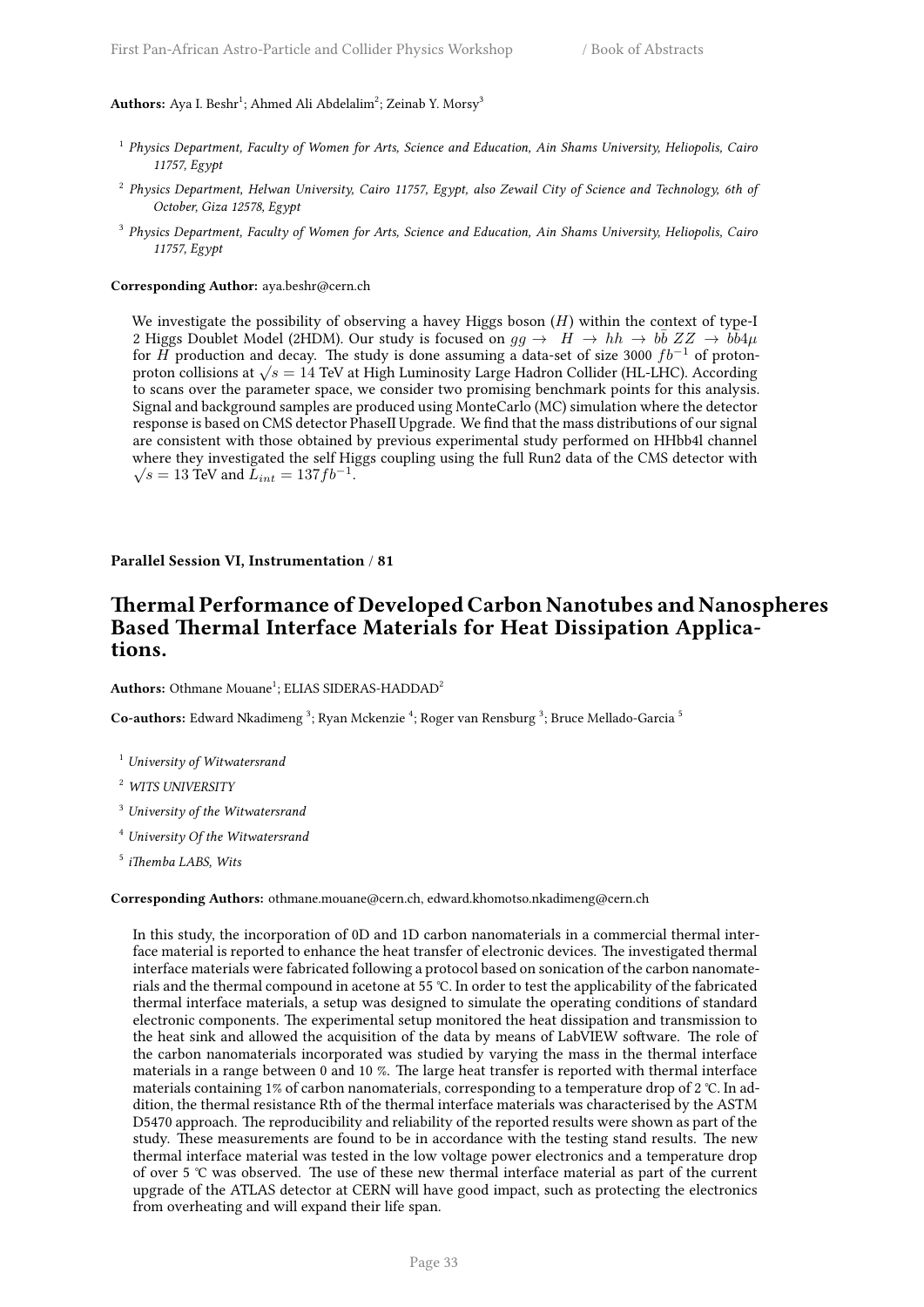**Authors:** Aya I. Beshr[1]; Ahmed Ali Abdelalim[2]; Zeinab Y. Morsy[3]

[1] *Physics Department, Faculty of Women for Arts, Science and Education, Ain Shams University, Heliopolis, Cairo 11757, Egypt*

[2] *Physics Department, Helwan University, Cairo 11757, Egypt, also Zewail City of Science and Technology, 6th of October, Giza 12578, Egypt*

[3] *Physics Department, Faculty of Women for Arts, Science and Education, Ain Shams University, Heliopolis, Cairo 11757, Egypt*

**Corresponding Author:** aya.beshr@cern.ch

We investigate the possibility of observing a havey Higgs boson ($H$) within the context of type-I 2 Higgs Doublet Model (2HDM). Our study is focused on $gg \rightarrow \ H \rightarrow hh \rightarrow b\bar{b}\ ZZ \rightarrow b\bar{b}4\mu$ for $H$ production and decay. The study is done assuming a data-set of size 3000 $fb^{-1}$ of proton-proton collisions at $\sqrt{s} = 14$ TeV at High Luminosity Large Hadron Collider (HL-LHC). According to scans over the parameter space, we consider two promising benchmark points for this analysis. Signal and background samples are produced using MonteCarlo (MC) simulation where the detector response is based on CMS detector PhaseII Upgrade. We find that the mass distributions of our signal are consistent with those obtained by previous experimental study performed on HHbb4l channel where they investigated the self Higgs coupling using the full Run2 data of the CMS detector with $\sqrt{s} = 13$ TeV and $L_{int} = 137 fb^{-1}$.

**Parallel Session VI, Instrumentation / 81**

## Thermal Performance of Developed Carbon Nanotubes and Nanospheres Based Thermal Interface Materials for Heat Dissipation Applications.

**Authors:** Othmane Mouane[1]; ELIAS SIDERAS-HADDAD[2]

**Co-authors:** Edward Nkadimeng [3]; Ryan Mckenzie [4]; Roger van Rensburg [3]; Bruce Mellado-Garcia [5]

[1] *University of Witwatersrand*

[2] *WITS UNIVERSITY*

[3] *University of the Witwatersrand*

[4] *University Of the Witwatersrand*

[5] *iThemba LABS, Wits*

**Corresponding Authors:** othmane.mouane@cern.ch, edward.khomotso.nkadimeng@cern.ch

In this study, the incorporation of 0D and 1D carbon nanomaterials in a commercial thermal interface material is reported to enhance the heat transfer of electronic devices. The investigated thermal interface materials were fabricated following a protocol based on sonication of the carbon nanomaterials and the thermal compound in acetone at 55 ℃. In order to test the applicability of the fabricated thermal interface materials, a setup was designed to simulate the operating conditions of standard electronic components. The experimental setup monitored the heat dissipation and transmission to the heat sink and allowed the acquisition of the data by means of LabVIEW software. The role of the carbon nanomaterials incorporated was studied by varying the mass in the thermal interface materials in a range between 0 and 10 %. The large heat transfer is reported with thermal interface materials containing 1% of carbon nanomaterials, corresponding to a temperature drop of 2 ℃. In addition, the thermal resistance Rth of the thermal interface materials was characterised by the ASTM D5470 approach. The reproducibility and reliability of the reported results were shown as part of the study. These measurements are found to be in accordance with the testing stand results. The new thermal interface material was tested in the low voltage power electronics and a temperature drop of over 5 ℃ was observed. The use of these new thermal interface material as part of the current upgrade of the ATLAS detector at CERN will have good impact, such as protecting the electronics from overheating and will expand their life span.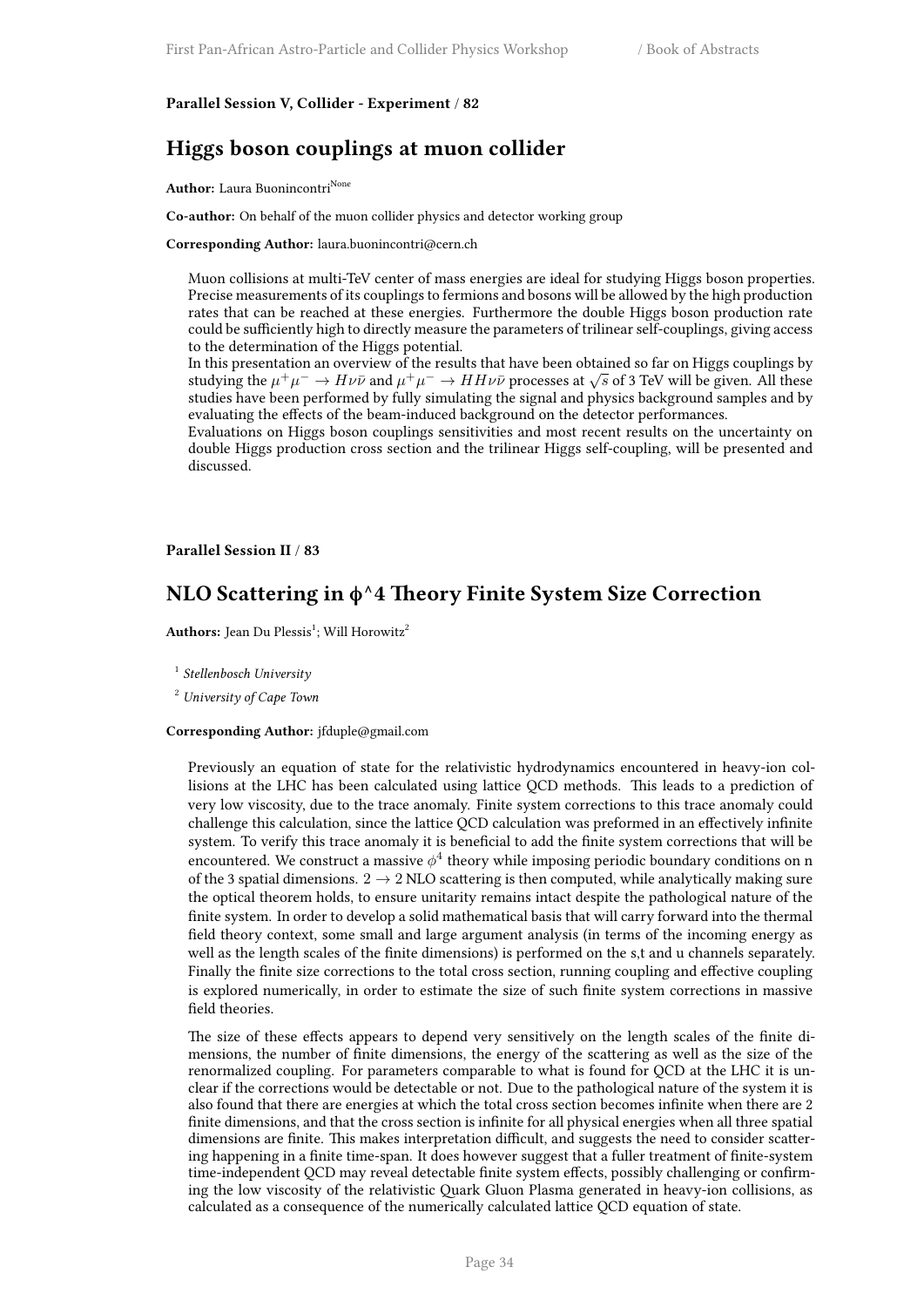**Parallel Session V, Collider - Experiment / 82**

## Higgs boson couplings at muon collider

**Author:** Laura Buonincontri[None]

**Co-author:** On behalf of the muon collider physics and detector working group

**Corresponding Author:** laura.buonincontri@cern.ch

Muon collisions at multi-TeV center of mass energies are ideal for studying Higgs boson properties. Precise measurements of its couplings to fermions and bosons will be allowed by the high production rates that can be reached at these energies. Furthermore the double Higgs boson production rate could be sufficiently high to directly measure the parameters of trilinear self-couplings, giving access to the determination of the Higgs potential.
In this presentation an overview of the results that have been obtained so far on Higgs couplings by studying the $\mu^+\mu^- \to H\nu\bar{\nu}$ and $\mu^+\mu^- \to HH\nu\bar{\nu}$ processes at $\sqrt{s}$ of 3 TeV will be given. All these studies have been performed by fully simulating the signal and physics background samples and by evaluating the effects of the beam-induced background on the detector performances.
Evaluations on Higgs boson couplings sensitivities and most recent results on the uncertainty on double Higgs production cross section and the trilinear Higgs self-coupling, will be presented and discussed.

**Parallel Session II / 83**

## NLO Scattering in ϕ^4 Theory Finite System Size Correction

**Authors:** Jean Du Plessis[1]; Will Horowitz[2]

[1] *Stellenbosch University*

[2] *University of Cape Town*

**Corresponding Author:** jfduple@gmail.com

Previously an equation of state for the relativistic hydrodynamics encountered in heavy-ion collisions at the LHC has been calculated using lattice QCD methods. This leads to a prediction of very low viscosity, due to the trace anomaly. Finite system corrections to this trace anomaly could challenge this calculation, since the lattice QCD calculation was preformed in an effectively infinite system. To verify this trace anomaly it is beneficial to add the finite system corrections that will be encountered. We construct a massive $\phi^4$ theory while imposing periodic boundary conditions on n of the 3 spatial dimensions. $2 \to 2$ NLO scattering is then computed, while analytically making sure the optical theorem holds, to ensure unitarity remains intact despite the pathological nature of the finite system. In order to develop a solid mathematical basis that will carry forward into the thermal field theory context, some small and large argument analysis (in terms of the incoming energy as well as the length scales of the finite dimensions) is performed on the s,t and u channels separately. Finally the finite size corrections to the total cross section, running coupling and effective coupling is explored numerically, in order to estimate the size of such finite system corrections in massive field theories.

The size of these effects appears to depend very sensitively on the length scales of the finite dimensions, the number of finite dimensions, the energy of the scattering as well as the size of the renormalized coupling. For parameters comparable to what is found for QCD at the LHC it is unclear if the corrections would be detectable or not. Due to the pathological nature of the system it is also found that there are energies at which the total cross section becomes infinite when there are 2 finite dimensions, and that the cross section is infinite for all physical energies when all three spatial dimensions are finite. This makes interpretation difficult, and suggests the need to consider scattering happening in a finite time-span. It does however suggest that a fuller treatment of finite-system time-independent QCD may reveal detectable finite system effects, possibly challenging or confirming the low viscosity of the relativistic Quark Gluon Plasma generated in heavy-ion collisions, as calculated as a consequence of the numerically calculated lattice QCD equation of state.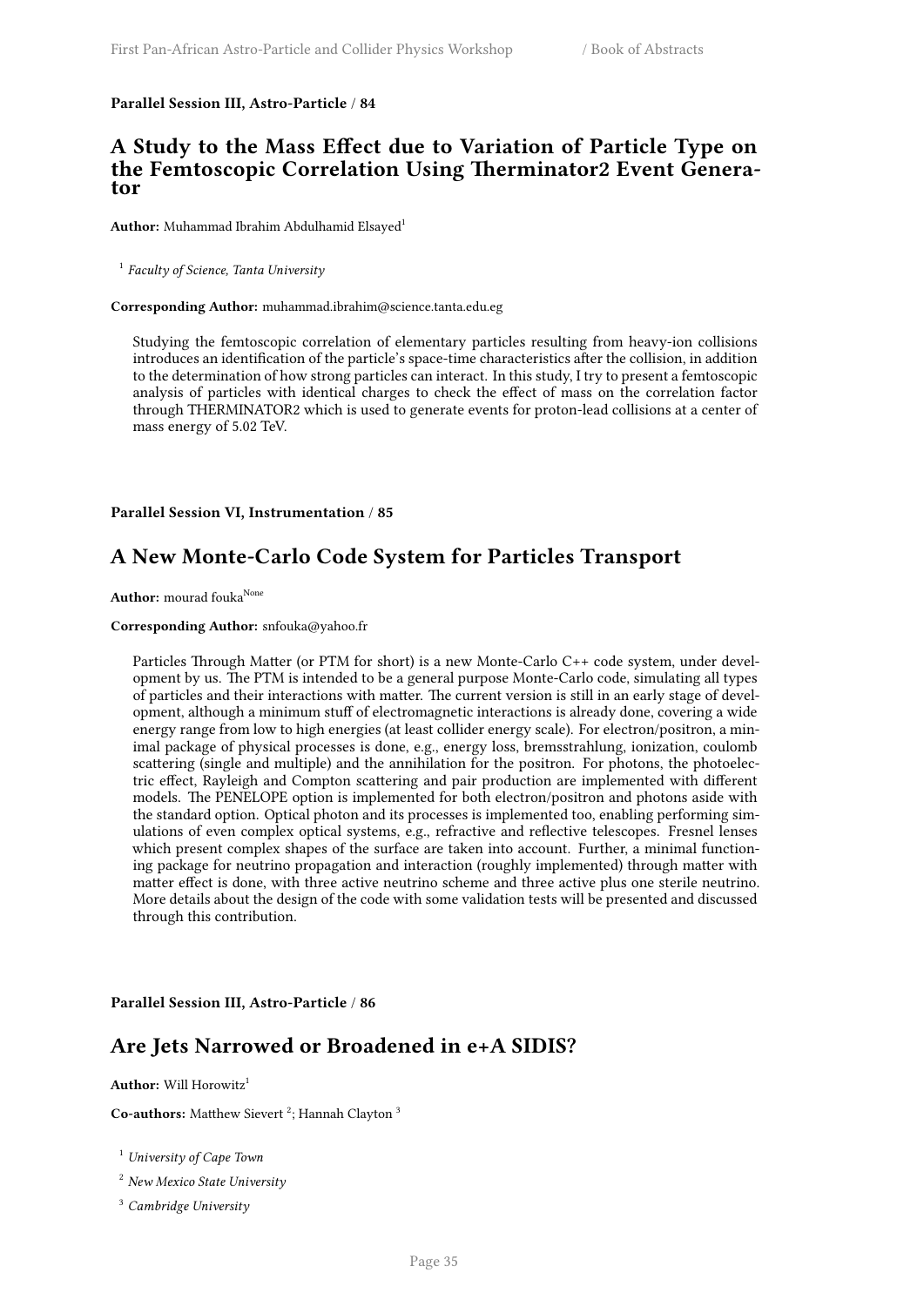**Parallel Session III, Astro-Particle / 84**

## A Study to the Mass Effect due to Variation of Particle Type on the Femtoscopic Correlation Using Therminator2 Event Generator

**Author:** Muhammad Ibrahim Abdulhamid Elsayed[1]

[1] *Faculty of Science, Tanta University*

**Corresponding Author:** muhammad.ibrahim@science.tanta.edu.eg

Studying the femtoscopic correlation of elementary particles resulting from heavy-ion collisions introduces an identification of the particle's space-time characteristics after the collision, in addition to the determination of how strong particles can interact. In this study, I try to present a femtoscopic analysis of particles with identical charges to check the effect of mass on the correlation factor through THERMINATOR2 which is used to generate events for proton-lead collisions at a center of mass energy of 5.02 TeV.

**Parallel Session VI, Instrumentation / 85**

## A New Monte-Carlo Code System for Particles Transport

**Author:** mourad fouka[None]

**Corresponding Author:** snfouka@yahoo.fr

Particles Through Matter (or PTM for short) is a new Monte-Carlo C++ code system, under development by us. The PTM is intended to be a general purpose Monte-Carlo code, simulating all types of particles and their interactions with matter. The current version is still in an early stage of development, although a minimum stuff of electromagnetic interactions is already done, covering a wide energy range from low to high energies (at least collider energy scale). For electron/positron, a minimal package of physical processes is done, e.g., energy loss, bremsstrahlung, ionization, coulomb scattering (single and multiple) and the annihilation for the positron. For photons, the photoelectric effect, Rayleigh and Compton scattering and pair production are implemented with different models. The PENELOPE option is implemented for both electron/positron and photons aside with the standard option. Optical photon and its processes is implemented too, enabling performing simulations of even complex optical systems, e.g., refractive and reflective telescopes. Fresnel lenses which present complex shapes of the surface are taken into account. Further, a minimal functioning package for neutrino propagation and interaction (roughly implemented) through matter with matter effect is done, with three active neutrino scheme and three active plus one sterile neutrino. More details about the design of the code with some validation tests will be presented and discussed through this contribution.

**Parallel Session III, Astro-Particle / 86**

## Are Jets Narrowed or Broadened in e+A SIDIS?

**Author:** Will Horowitz[1]

**Co-authors:** Matthew Sievert [2]; Hannah Clayton [3]

[1] *University of Cape Town*

[2] *New Mexico State University*

[3] *Cambridge University*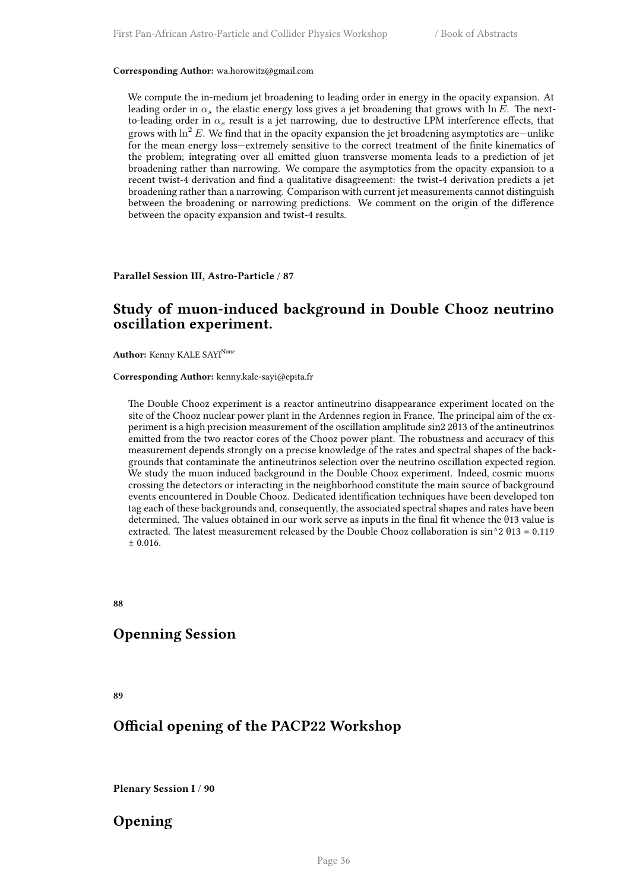**Corresponding Author:** wa.horowitz@gmail.com

We compute the in-medium jet broadening to leading order in energy in the opacity expansion. At leading order in $\alpha_s$ the elastic energy loss gives a jet broadening that grows with $\ln E$. The next-to-leading order in $\alpha_s$ result is a jet narrowing, due to destructive LPM interference effects, that grows with $\ln^2 E$. We find that in the opacity expansion the jet broadening asymptotics are—unlike for the mean energy loss—extremely sensitive to the correct treatment of the finite kinematics of the problem; integrating over all emitted gluon transverse momenta leads to a prediction of jet broadening rather than narrowing. We compare the asymptotics from the opacity expansion to a recent twist-4 derivation and find a qualitative disagreement: the twist-4 derivation predicts a jet broadening rather than a narrowing. Comparison with current jet measurements cannot distinguish between the broadening or narrowing predictions. We comment on the origin of the difference between the opacity expansion and twist-4 results.

**Parallel Session III, Astro-Particle / 87**

## Study of muon-induced background in Double Chooz neutrino oscillation experiment.

**Author:** Kenny KALE SAYI[None]

**Corresponding Author:** kenny.kale-sayi@epita.fr

The Double Chooz experiment is a reactor antineutrino disappearance experiment located on the site of the Chooz nuclear power plant in the Ardennes region in France. The principal aim of the experiment is a high precision measurement of the oscillation amplitude sin2 2θ13 of the antineutrinos emitted from the two reactor cores of the Chooz power plant. The robustness and accuracy of this measurement depends strongly on a precise knowledge of the rates and spectral shapes of the backgrounds that contaminate the antineutrinos selection over the neutrino oscillation expected region. We study the muon induced background in the Double Chooz experiment. Indeed, cosmic muons crossing the detectors or interacting in the neighborhood constitute the main source of background events encountered in Double Chooz. Dedicated identification techniques have been developed ton tag each of these backgrounds and, consequently, the associated spectral shapes and rates have been determined. The values obtained in our work serve as inputs in the final fit whence the θ13 value is extracted. The latest measurement released by the Double Chooz collaboration is sin^2 θ13 = 0.119 ± 0.016.

**88**

## Openning Session

**89**

## Official opening of the PACP22 Workshop

**Plenary Session I / 90**

## Opening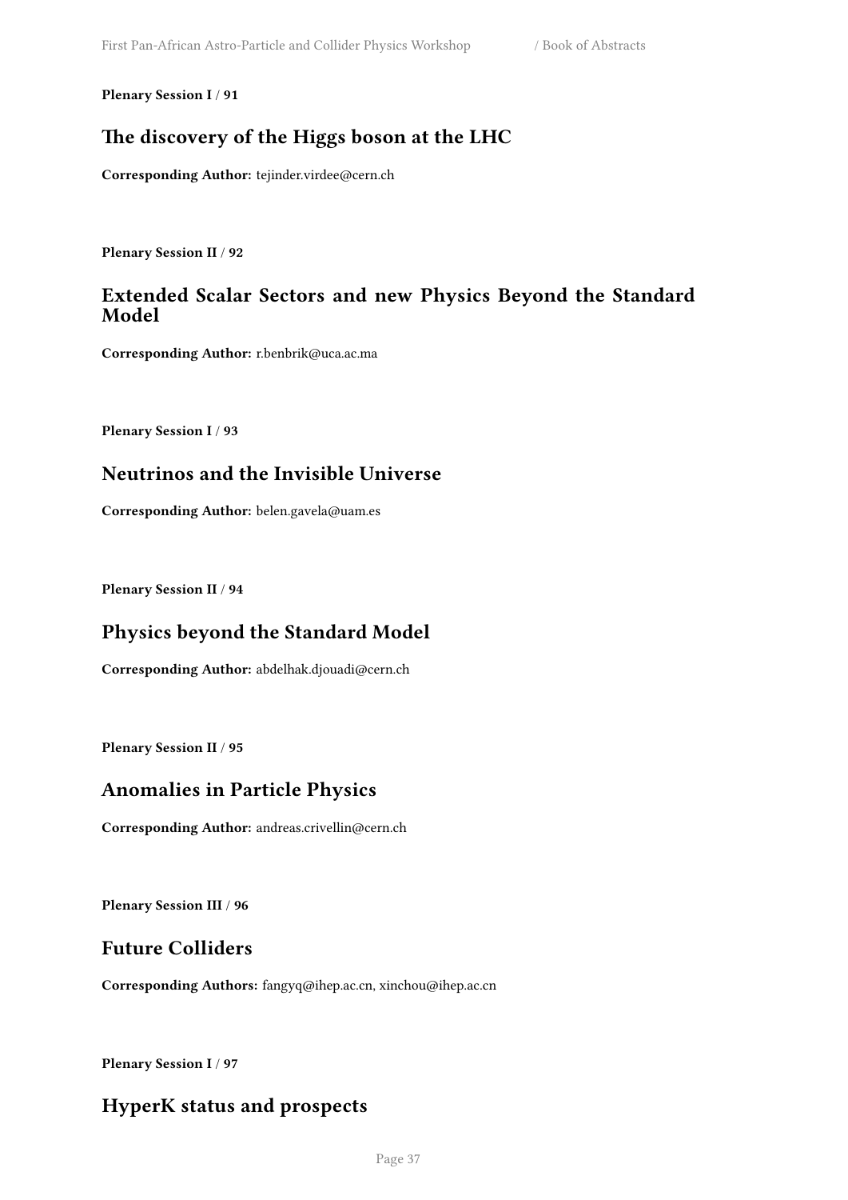**Plenary Session I / 91**

## The discovery of the Higgs boson at the LHC

**Corresponding Author:** tejinder.virdee@cern.ch

**Plenary Session II / 92**

## Extended Scalar Sectors and new Physics Beyond the Standard Model

**Corresponding Author:** r.benbrik@uca.ac.ma

**Plenary Session I / 93**

## Neutrinos and the Invisible Universe

**Corresponding Author:** belen.gavela@uam.es

**Plenary Session II / 94**

## Physics beyond the Standard Model

**Corresponding Author:** abdelhak.djouadi@cern.ch

**Plenary Session II / 95**

## Anomalies in Particle Physics

**Corresponding Author:** andreas.crivellin@cern.ch

**Plenary Session III / 96**

## Future Colliders

**Corresponding Authors:** fangyq@ihep.ac.cn, xinchou@ihep.ac.cn

**Plenary Session I / 97**

## HyperK status and prospects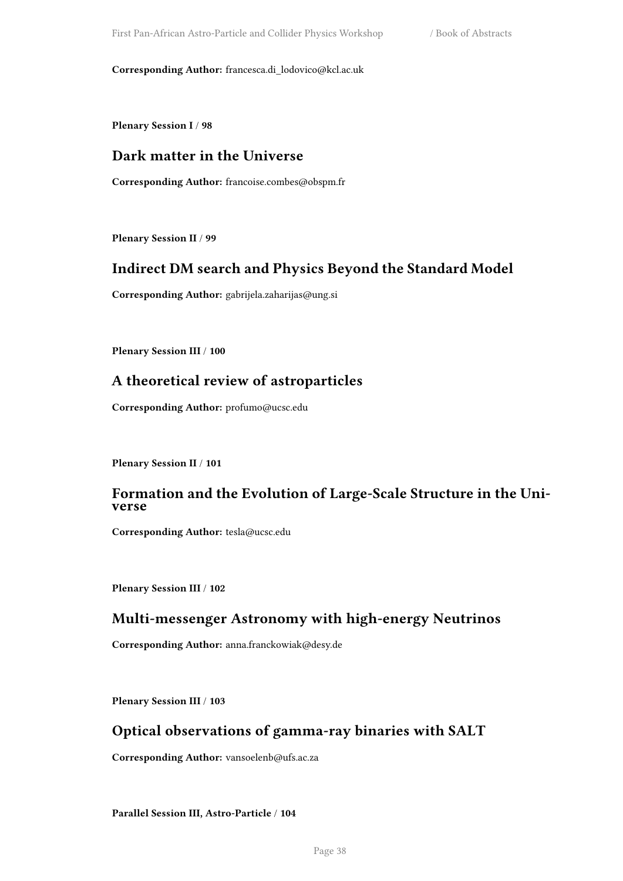**Corresponding Author:** francesca.di_lodovico@kcl.ac.uk

**Plenary Session I** / **98**

## Dark matter in the Universe

**Corresponding Author:** francoise.combes@obspm.fr

**Plenary Session II** / **99**

## Indirect DM search and Physics Beyond the Standard Model

**Corresponding Author:** gabrijela.zaharijas@ung.si

**Plenary Session III** / **100**

## A theoretical review of astroparticles

**Corresponding Author:** profumo@ucsc.edu

**Plenary Session II** / **101**

## Formation and the Evolution of Large-Scale Structure in the Universe

**Corresponding Author:** tesla@ucsc.edu

**Plenary Session III** / **102**

## Multi-messenger Astronomy with high-energy Neutrinos

**Corresponding Author:** anna.franckowiak@desy.de

**Plenary Session III** / **103**

## Optical observations of gamma-ray binaries with SALT

**Corresponding Author:** vansoelenb@ufs.ac.za

**Parallel Session III, Astro-Particle** / **104**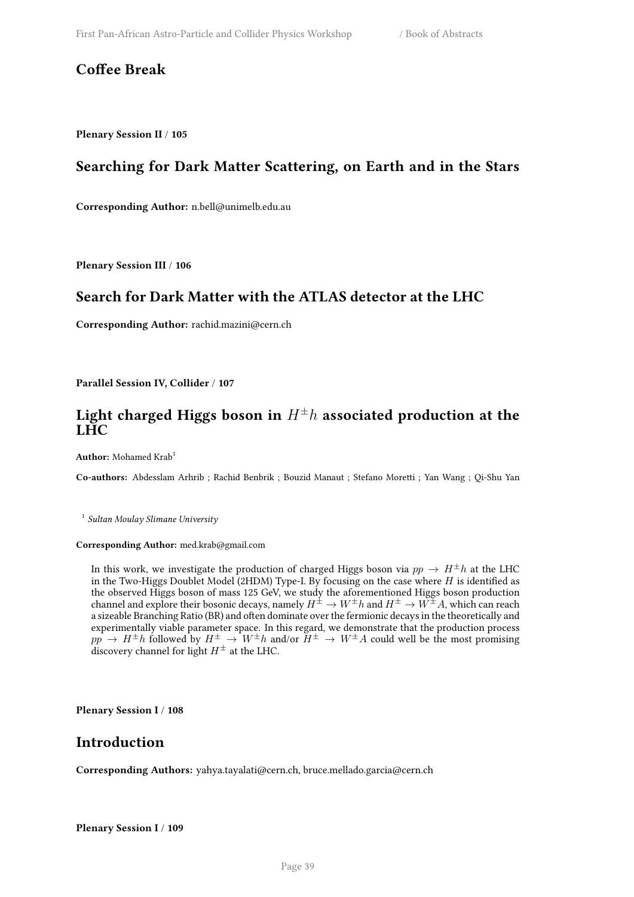## Coffee Break

**Plenary Session II / 105**

## Searching for Dark Matter Scattering, on Earth and in the Stars

**Corresponding Author:** n.bell@unimelb.edu.au

**Plenary Session III / 106**

## Search for Dark Matter with the ATLAS detector at the LHC

**Corresponding Author:** rachid.mazini@cern.ch

**Parallel Session IV, Collider / 107**

## Light charged Higgs boson in $H^{\pm}h$ associated production at the LHC

**Author:** Mohamed Krab[1]

**Co-authors:** Abdesslam Arhrib ; Rachid Benbrik ; Bouzid Manaut ; Stefano Moretti ; Yan Wang ; Qi-Shu Yan

[1] *Sultan Moulay Slimane University*

**Corresponding Author:** med.krab@gmail.com

In this work, we investigate the production of charged Higgs boson via $pp \to H^{\pm}h$ at the LHC in the Two-Higgs Doublet Model (2HDM) Type-I. By focusing on the case where $H$ is identified as the observed Higgs boson of mass 125 GeV, we study the aforementioned Higgs boson production channel and explore their bosonic decays, namely $H^{\pm} \to W^{\pm}h$ and $H^{\pm} \to W^{\pm}A$, which can reach a sizeable Branching Ratio (BR) and often dominate over the fermionic decays in the theoretically and experimentally viable parameter space. In this regard, we demonstrate that the production process $pp \to H^{\pm}h$ followed by $H^{\pm} \to W^{\pm}h$ and/or $H^{\pm} \to W^{\pm}A$ could well be the most promising discovery channel for light $H^{\pm}$ at the LHC.

**Plenary Session I / 108**

## Introduction

**Corresponding Authors:** yahya.tayalati@cern.ch, bruce.mellado.garcia@cern.ch

**Plenary Session I / 109**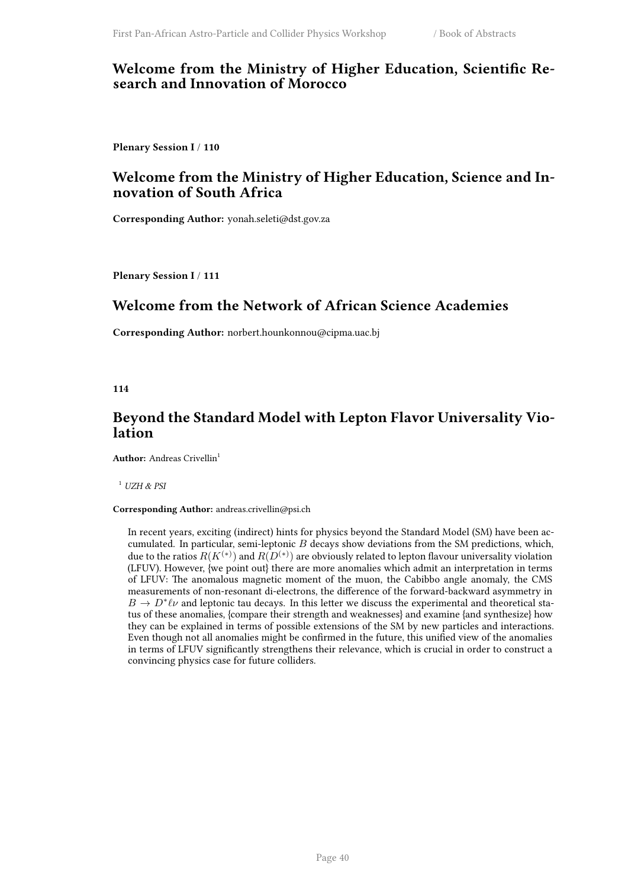## Welcome from the Ministry of Higher Education, Scientific Research and Innovation of Morocco

**Plenary Session I / 110**

## Welcome from the Ministry of Higher Education, Science and Innovation of South Africa

**Corresponding Author:** yonah.seleti@dst.gov.za

**Plenary Session I / 111**

## Welcome from the Network of African Science Academies

**Corresponding Author:** norbert.hounkonnou@cipma.uac.bj

**114**

## Beyond the Standard Model with Lepton Flavor Universality Violation

**Author:** Andreas Crivellin[1]

[1] *UZH & PSI*

**Corresponding Author:** andreas.crivellin@psi.ch

In recent years, exciting (indirect) hints for physics beyond the Standard Model (SM) have been accumulated. In particular, semi-leptonic $B$ decays show deviations from the SM predictions, which, due to the ratios $R(K^{(*)})$ and $R(D^{(*)})$ are obviously related to lepton flavour universality violation (LFUV). However, {we point out} there are more anomalies which admit an interpretation in terms of LFUV: The anomalous magnetic moment of the muon, the Cabibbo angle anomaly, the CMS measurements of non-resonant di-electrons, the difference of the forward-backward asymmetry in $B \to D^*\ell\nu$ and leptonic tau decays. In this letter we discuss the experimental and theoretical status of these anomalies, {compare their strength and weaknesses} and examine {and synthesize} how they can be explained in terms of possible extensions of the SM by new particles and interactions. Even though not all anomalies might be confirmed in the future, this unified view of the anomalies in terms of LFUV significantly strengthens their relevance, which is crucial in order to construct a convincing physics case for future colliders.